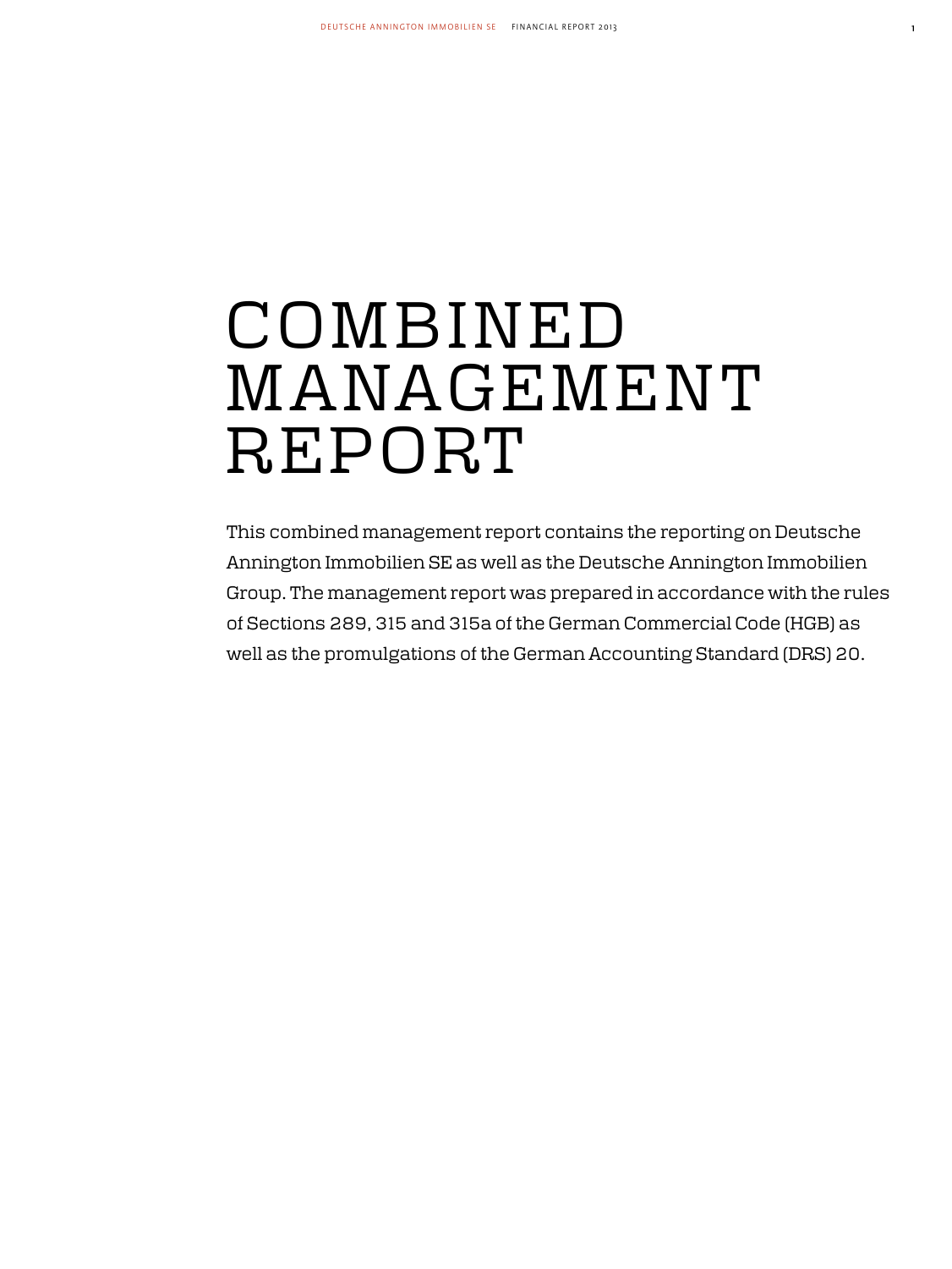# COMBINED MANAGEMENT REPORT

This combined management report contains the reporting on Deutsche Annington Immobilien SE as well as the Deutsche Annington Immobilien Group. The management report was prepared in accordance with the rules of Sections 289, 315 and 315a of the German Commercial Code (HGB) as well as the promulgations of the German Accounting Standard (DRS) 20.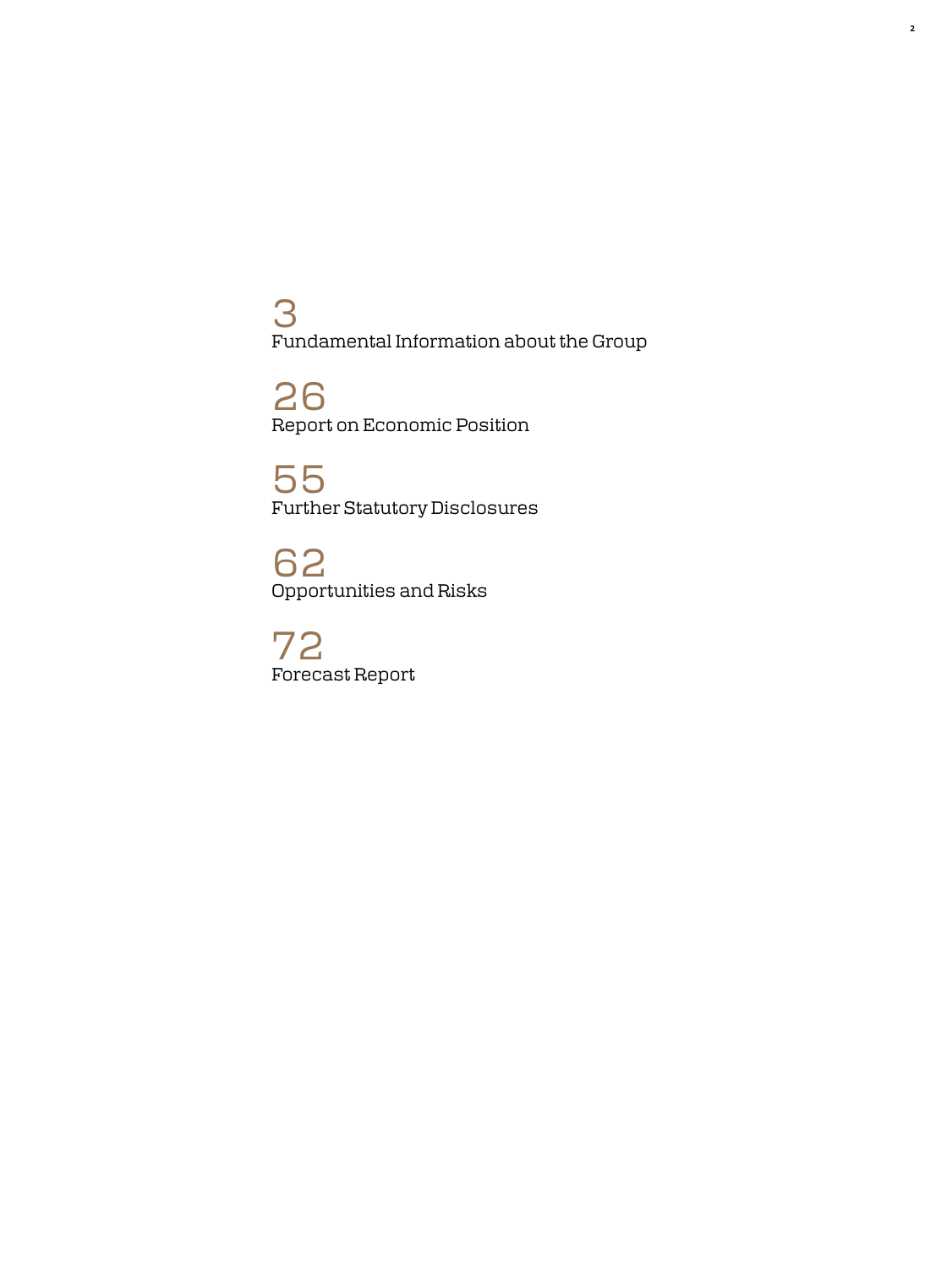3
Fundamental Information about the Group

26
Report on Economic Position

55
Further Statutory Disclosures

62
Opportunities and Risks

72
Forecast Report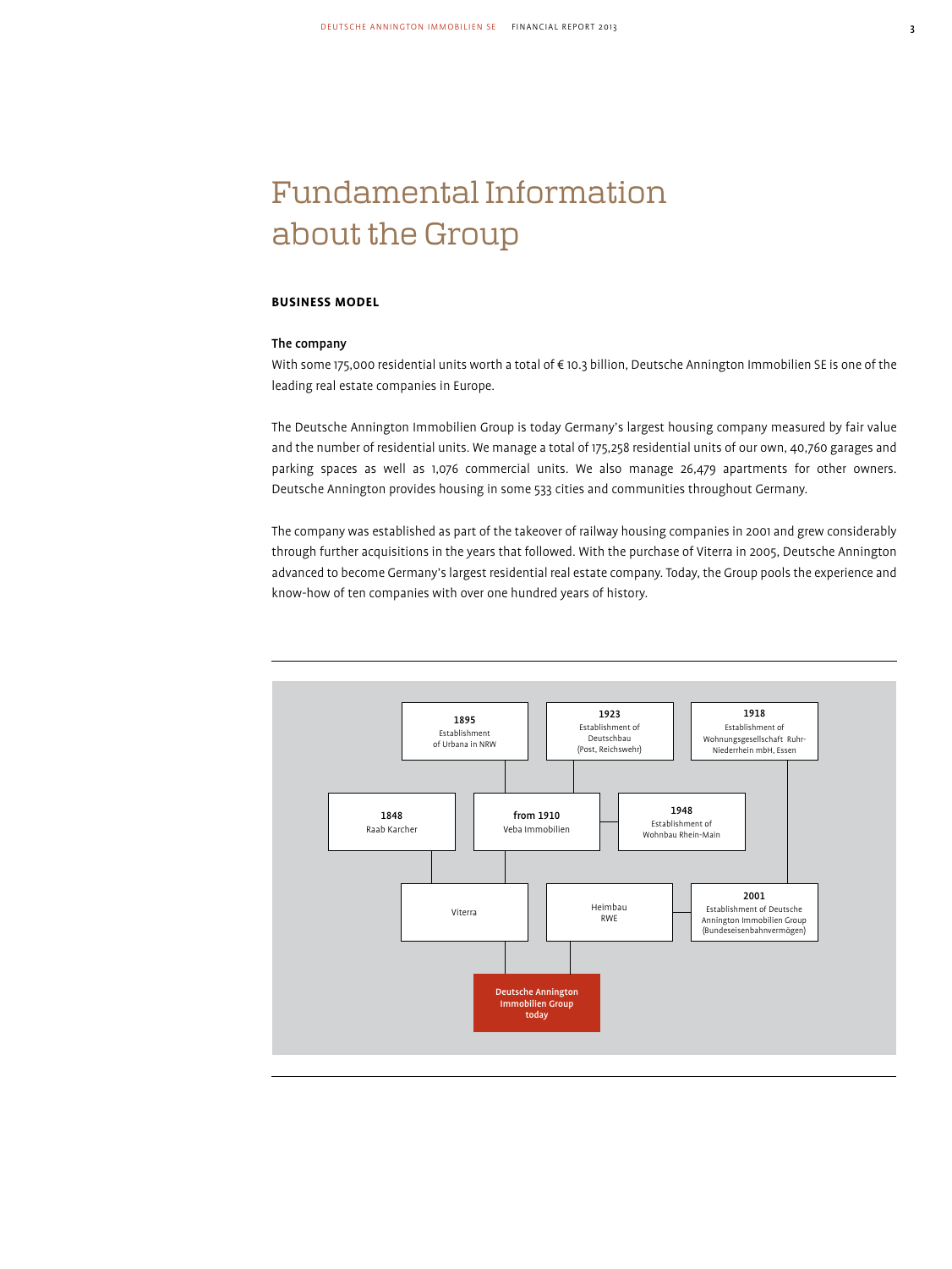# Fundamental Information about the Group

## BUSINESS MODEL

### The company

With some 175,000 residential units worth a total of € 10.3 billion, Deutsche Annington Immobilien SE is one of the leading real estate companies in Europe.

The Deutsche Annington Immobilien Group is today Germany's largest housing company measured by fair value and the number of residential units. We manage a total of 175,258 residential units of our own, 40,760 garages and parking spaces as well as 1,076 commercial units. We also manage 26,479 apartments for other owners. Deutsche Annington provides housing in some 533 cities and communities throughout Germany.

The company was established as part of the takeover of railway housing companies in 2001 and grew considerably through further acquisitions in the years that followed. With the purchase of Viterra in 2005, Deutsche Annington advanced to become Germany's largest residential real estate company. Today, the Group pools the experience and know-how of ten companies with over one hundred years of history.

**1895**
Establishment of Urbana in NRW

**1923**
Establishment of Deutschbau (Post, Reichswehr)

**1918**
Establishment of Wohnungsgesellschaft Ruhr-Niederrhein mbH, Essen

**1848**
Raab Karcher

**from 1910**
Veba Immobilien

**1948**
Establishment of Wohnbau Rhein-Main

Viterra

Heimbau
RWE

**2001**
Establishment of Deutsche Annington Immobilien Group (Bundeseisenbahnvermögen)

**Deutsche Annington Immobilien Group today**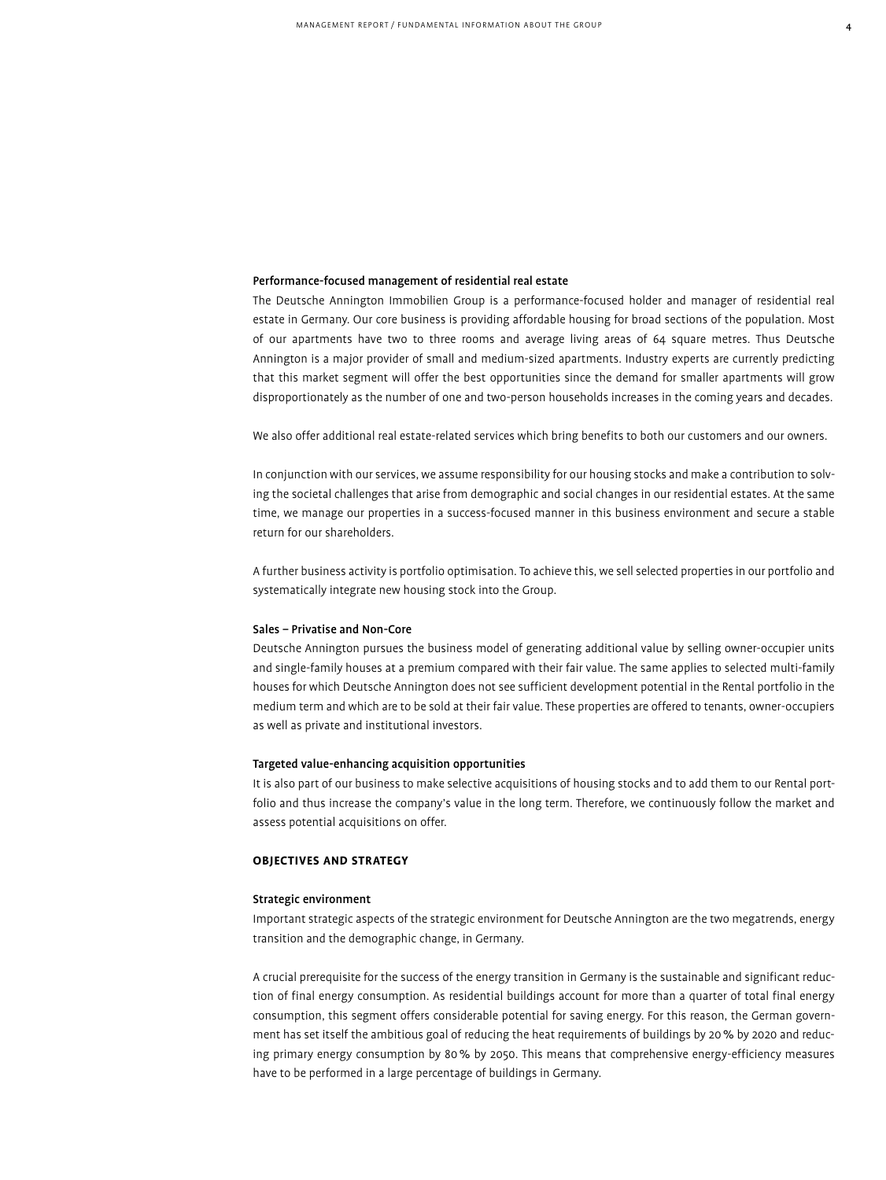### Performance-focused management of residential real estate

The Deutsche Annington Immobilien Group is a performance-focused holder and manager of residential real estate in Germany. Our core business is providing affordable housing for broad sections of the population. Most of our apartments have two to three rooms and average living areas of 64 square metres. Thus Deutsche Annington is a major provider of small and medium-sized apartments. Industry experts are currently predicting that this market segment will offer the best opportunities since the demand for smaller apartments will grow disproportionately as the number of one and two-person households increases in the coming years and decades.

We also offer additional real estate-related services which bring benefits to both our customers and our owners.

In conjunction with our services, we assume responsibility for our housing stocks and make a contribution to solving the societal challenges that arise from demographic and social changes in our residential estates. At the same time, we manage our properties in a success-focused manner in this business environment and secure a stable return for our shareholders.

A further business activity is portfolio optimisation. To achieve this, we sell selected properties in our portfolio and systematically integrate new housing stock into the Group.

### Sales – Privatise and Non-Core

Deutsche Annington pursues the business model of generating additional value by selling owner-occupier units and single-family houses at a premium compared with their fair value. The same applies to selected multi-family houses for which Deutsche Annington does not see sufficient development potential in the Rental portfolio in the medium term and which are to be sold at their fair value. These properties are offered to tenants, owner-occupiers as well as private and institutional investors.

### Targeted value-enhancing acquisition opportunities

It is also part of our business to make selective acquisitions of housing stocks and to add them to our Rental portfolio and thus increase the company's value in the long term. Therefore, we continuously follow the market and assess potential acquisitions on offer.

## OBJECTIVES AND STRATEGY

### Strategic environment

Important strategic aspects of the strategic environment for Deutsche Annington are the two megatrends, energy transition and the demographic change, in Germany.

A crucial prerequisite for the success of the energy transition in Germany is the sustainable and significant reduction of final energy consumption. As residential buildings account for more than a quarter of total final energy consumption, this segment offers considerable potential for saving energy. For this reason, the German government has set itself the ambitious goal of reducing the heat requirements of buildings by 20 % by 2020 and reducing primary energy consumption by 80 % by 2050. This means that comprehensive energy-efficiency measures have to be performed in a large percentage of buildings in Germany.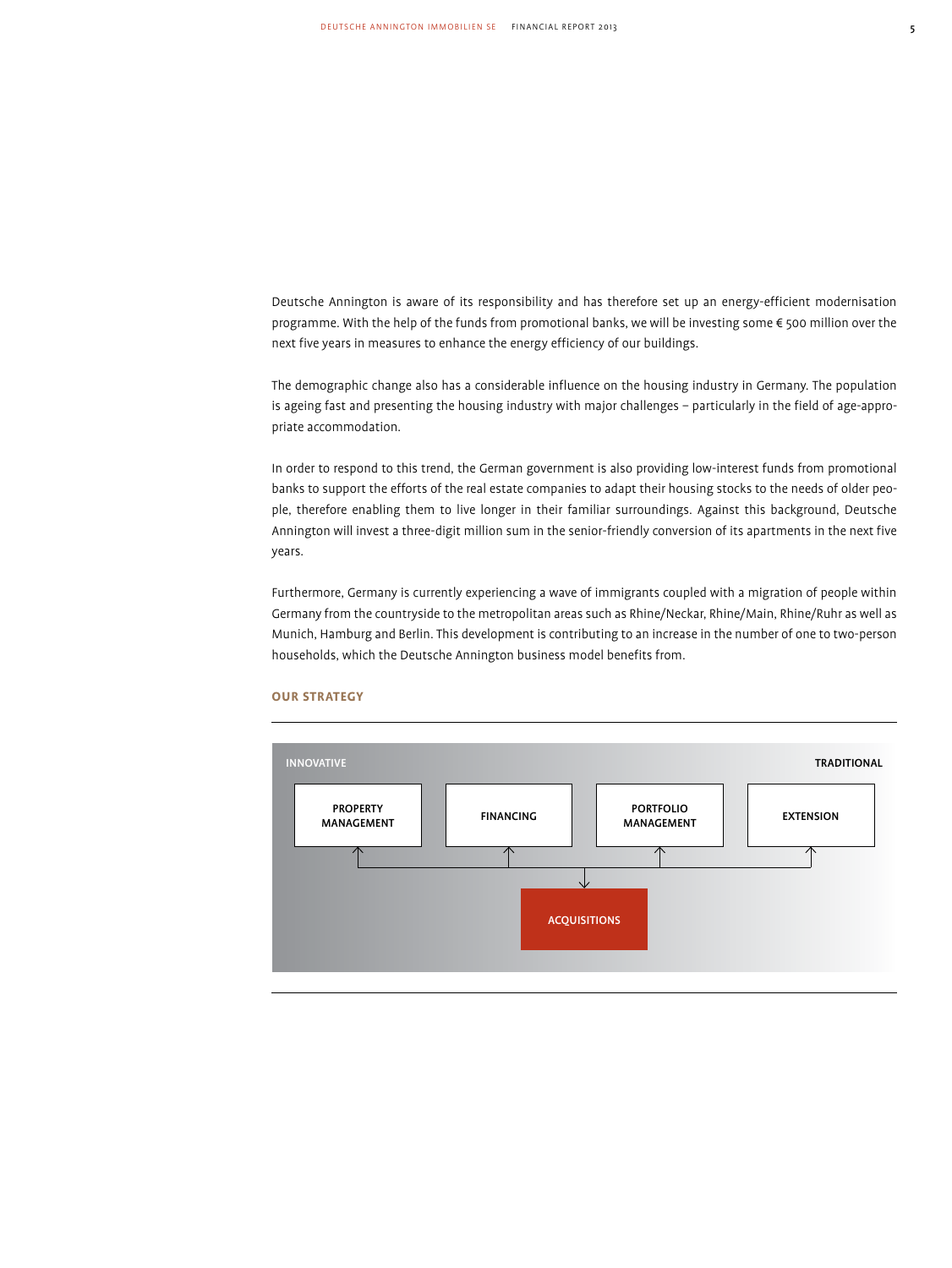Deutsche Annington is aware of its responsibility and has therefore set up an energy-efficient modernisation programme. With the help of the funds from promotional banks, we will be investing some € 500 million over the next five years in measures to enhance the energy efficiency of our buildings.

The demographic change also has a considerable influence on the housing industry in Germany. The population is ageing fast and presenting the housing industry with major challenges – particularly in the field of age-appropriate accommodation.

In order to respond to this trend, the German government is also providing low-interest funds from promotional banks to support the efforts of the real estate companies to adapt their housing stocks to the needs of older people, therefore enabling them to live longer in their familiar surroundings. Against this background, Deutsche Annington will invest a three-digit million sum in the senior-friendly conversion of its apartments in the next five years.

Furthermore, Germany is currently experiencing a wave of immigrants coupled with a migration of people within Germany from the countryside to the metropolitan areas such as Rhine/Neckar, Rhine/Main, Rhine/Ruhr as well as Munich, Hamburg and Berlin. This development is contributing to an increase in the number of one to two-person households, which the Deutsche Annington business model benefits from.

## OUR STRATEGY

INNOVATIVE — TRADITIONAL

PROPERTY MANAGEMENT | FINANCING | PORTFOLIO MANAGEMENT | EXTENSION

ACQUISITIONS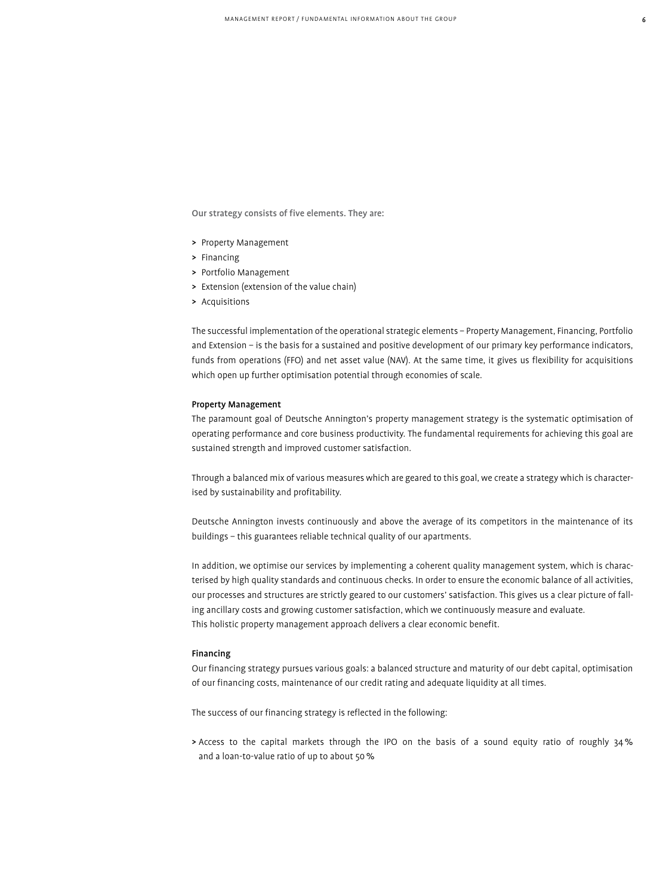**Our strategy consists of five elements. They are:**

- Property Management
- Financing
- Portfolio Management
- Extension (extension of the value chain)
- Acquisitions

The successful implementation of the operational strategic elements – Property Management, Financing, Portfolio and Extension – is the basis for a sustained and positive development of our primary key performance indicators, funds from operations (FFO) and net asset value (NAV). At the same time, it gives us flexibility for acquisitions which open up further optimisation potential through economies of scale.

### Property Management

The paramount goal of Deutsche Annington's property management strategy is the systematic optimisation of operating performance and core business productivity. The fundamental requirements for achieving this goal are sustained strength and improved customer satisfaction.

Through a balanced mix of various measures which are geared to this goal, we create a strategy which is characterised by sustainability and profitability.

Deutsche Annington invests continuously and above the average of its competitors in the maintenance of its buildings – this guarantees reliable technical quality of our apartments.

In addition, we optimise our services by implementing a coherent quality management system, which is characterised by high quality standards and continuous checks. In order to ensure the economic balance of all activities, our processes and structures are strictly geared to our customers' satisfaction. This gives us a clear picture of falling ancillary costs and growing customer satisfaction, which we continuously measure and evaluate.
This holistic property management approach delivers a clear economic benefit.

### Financing

Our financing strategy pursues various goals: a balanced structure and maturity of our debt capital, optimisation of our financing costs, maintenance of our credit rating and adequate liquidity at all times.

The success of our financing strategy is reflected in the following:

- Access to the capital markets through the IPO on the basis of a sound equity ratio of roughly 34 % and a loan-to-value ratio of up to about 50 %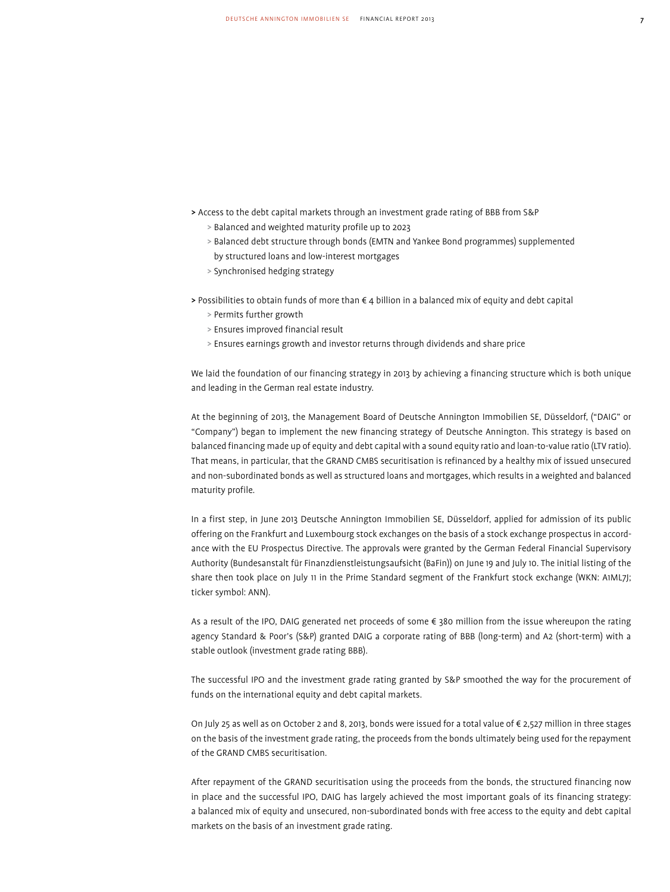> Access to the debt capital markets through an investment grade rating of BBB from S&P
  > Balanced and weighted maturity profile up to 2023
  > Balanced debt structure through bonds (EMTN and Yankee Bond programmes) supplemented by structured loans and low-interest mortgages
  > Synchronised hedging strategy

> Possibilities to obtain funds of more than € 4 billion in a balanced mix of equity and debt capital
  > Permits further growth
  > Ensures improved financial result
  > Ensures earnings growth and investor returns through dividends and share price

We laid the foundation of our financing strategy in 2013 by achieving a financing structure which is both unique and leading in the German real estate industry.

At the beginning of 2013, the Management Board of Deutsche Annington Immobilien SE, Düsseldorf, ("DAIG" or "Company") began to implement the new financing strategy of Deutsche Annington. This strategy is based on balanced financing made up of equity and debt capital with a sound equity ratio and loan-to-value ratio (LTV ratio). That means, in particular, that the GRAND CMBS securitisation is refinanced by a healthy mix of issued unsecured and non-subordinated bonds as well as structured loans and mortgages, which results in a weighted and balanced maturity profile.

In a first step, in June 2013 Deutsche Annington Immobilien SE, Düsseldorf, applied for admission of its public offering on the Frankfurt and Luxembourg stock exchanges on the basis of a stock exchange prospectus in accordance with the EU Prospectus Directive. The approvals were granted by the German Federal Financial Supervisory Authority (Bundesanstalt für Finanzdienstleistungsaufsicht (BaFin)) on June 19 and July 10. The initial listing of the share then took place on July 11 in the Prime Standard segment of the Frankfurt stock exchange (WKN: A1ML7J; ticker symbol: ANN).

As a result of the IPO, DAIG generated net proceeds of some € 380 million from the issue whereupon the rating agency Standard & Poor's (S&P) granted DAIG a corporate rating of BBB (long-term) and A2 (short-term) with a stable outlook (investment grade rating BBB).

The successful IPO and the investment grade rating granted by S&P smoothed the way for the procurement of funds on the international equity and debt capital markets.

On July 25 as well as on October 2 and 8, 2013, bonds were issued for a total value of € 2,527 million in three stages on the basis of the investment grade rating, the proceeds from the bonds ultimately being used for the repayment of the GRAND CMBS securitisation.

After repayment of the GRAND securitisation using the proceeds from the bonds, the structured financing now in place and the successful IPO, DAIG has largely achieved the most important goals of its financing strategy: a balanced mix of equity and unsecured, non-subordinated bonds with free access to the equity and debt capital markets on the basis of an investment grade rating.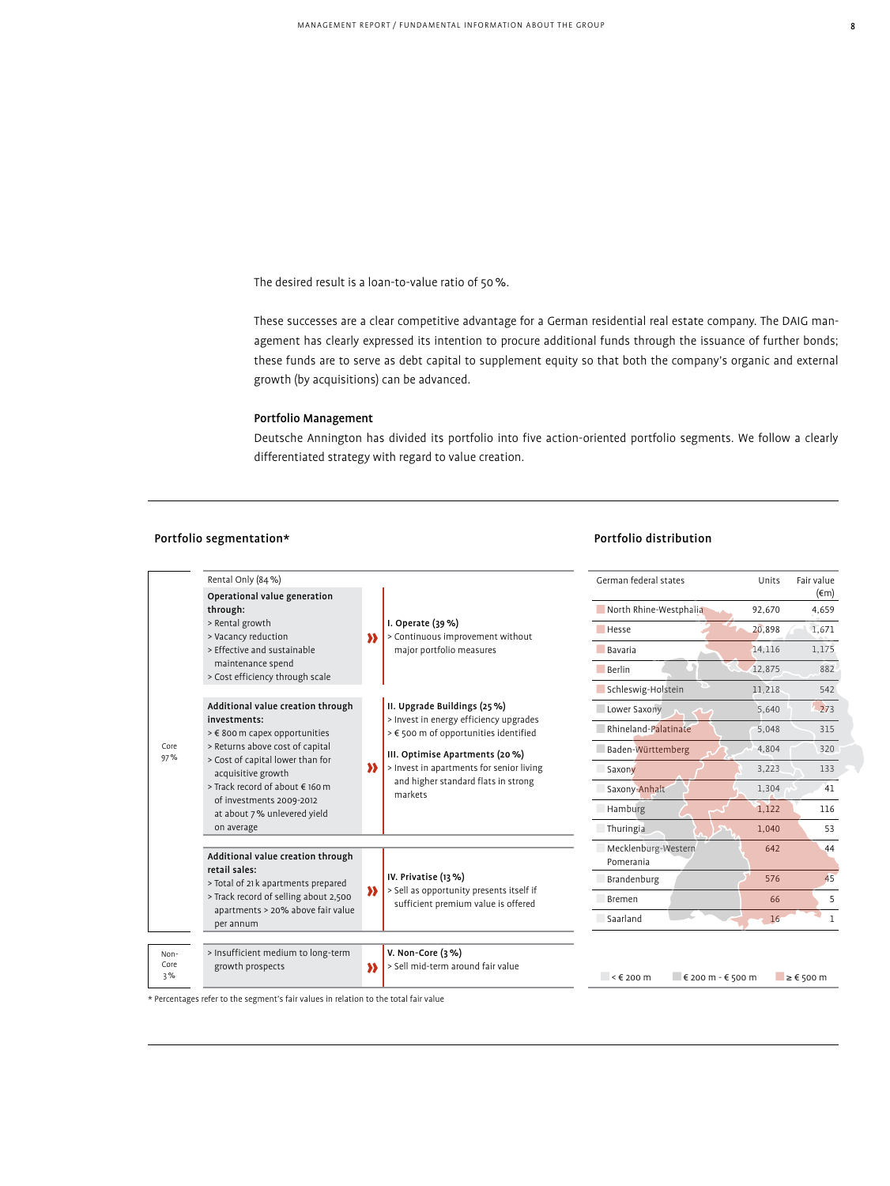The desired result is a loan-to-value ratio of 50 %.

These successes are a clear competitive advantage for a German residential real estate company. The DAIG management has clearly expressed its intention to procure additional funds through the issuance of further bonds; these funds are to serve as debt capital to supplement equity so that both the company's organic and external growth (by acquisitions) can be advanced.

### Portfolio Management

Deutsche Annington has divided its portfolio into five action-oriented portfolio segments. We follow a clearly differentiated strategy with regard to value creation.

#### Portfolio segmentation*

| | Rental Only (84 %) | | |
|---|---|---|---|
| Core 97 % | **Operational value generation through:**<br>> Rental growth<br>> Vacancy reduction<br>> Effective and sustainable maintenance spend<br>> Cost efficiency through scale | » | **I. Operate (39 %)**<br>> Continuous improvement without major portfolio measures |
| | **Additional value creation through investments:**<br>> € 800 m capex opportunities<br>> Returns above cost of capital<br>> Cost of capital lower than for acquisitive growth<br>> Track record of about € 160 m of investments 2009-2012 at about 7 % unlevered yield on average | » | **II. Upgrade Buildings (25 %)**<br>> Invest in energy efficiency upgrades<br>> € 500 m of opportunities identified<br><br>**III. Optimise Apartments (20 %)**<br>> Invest in apartments for senior living and higher standard flats in strong markets |
| | **Additional value creation through retail sales:**<br>> Total of 21 k apartments prepared<br>> Track record of selling about 2,500 apartments > 20% above fair value per annum | » | **IV. Privatise (13 %)**<br>> Sell as opportunity presents itself if sufficient premium value is offered |
| Non-Core 3 % | > Insufficient medium to long-term growth prospects | » | **V. Non-Core (3 %)**<br>> Sell mid-term around fair value |

* Percentages refer to the segment's fair values in relation to the total fair value

#### Portfolio distribution

| German federal states | Units | Fair value (€m) |
|---|---|---|
| North Rhine-Westphalia | 92,670 | 4,659 |
| Hesse | 20,898 | 1,671 |
| Bavaria | 14,116 | 1,175 |
| Berlin | 12,875 | 882 |
| Schleswig-Holstein | 11,218 | 542 |
| Lower Saxony | 5,640 | 273 |
| Rhineland-Palatinate | 5,048 | 315 |
| Baden-Württemberg | 4,804 | 320 |
| Saxony | 3,223 | 133 |
| Saxony-Anhalt | 1,304 | 41 |
| Hamburg | 1,122 | 116 |
| Thuringia | 1,040 | 53 |
| Mecklenburg-Western Pomerania | 642 | 44 |
| Brandenburg | 576 | 45 |
| Bremen | 66 | 5 |
| Saarland | 16 | 1 |

< € 200 m | € 200 m - € 500 m | ≥ € 500 m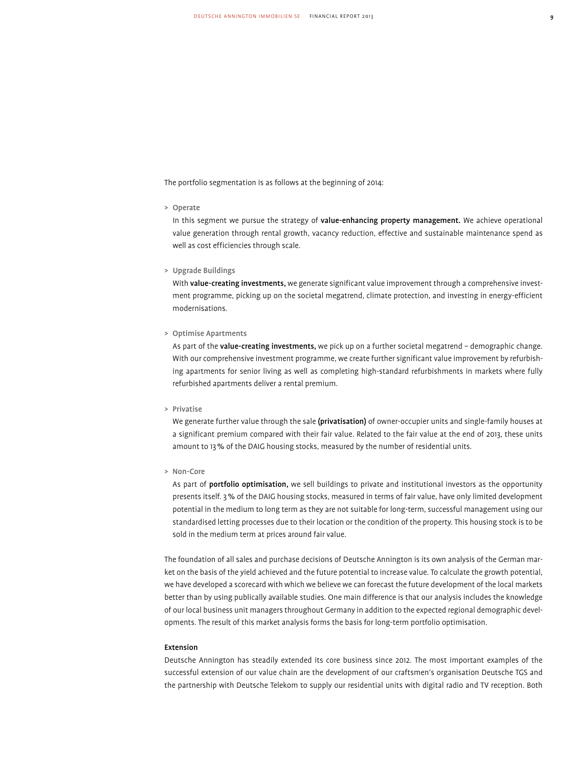The portfolio segmentation is as follows at the beginning of 2014:

> **Operate**

In this segment we pursue the strategy of **value-enhancing property management.** We achieve operational value generation through rental growth, vacancy reduction, effective and sustainable maintenance spend as well as cost efficiencies through scale.

> **Upgrade Buildings**

With **value-creating investments,** we generate significant value improvement through a comprehensive investment programme, picking up on the societal megatrend, climate protection, and investing in energy-efficient modernisations.

> **Optimise Apartments**

As part of the **value-creating investments,** we pick up on a further societal megatrend – demographic change. With our comprehensive investment programme, we create further significant value improvement by refurbishing apartments for senior living as well as completing high-standard refurbishments in markets where fully refurbished apartments deliver a rental premium.

> **Privatise**

We generate further value through the sale **(privatisation)** of owner-occupier units and single-family houses at a significant premium compared with their fair value. Related to the fair value at the end of 2013, these units amount to 13 % of the DAIG housing stocks, measured by the number of residential units.

> **Non-Core**

As part of **portfolio optimisation,** we sell buildings to private and institutional investors as the opportunity presents itself. 3 % of the DAIG housing stocks, measured in terms of fair value, have only limited development potential in the medium to long term as they are not suitable for long-term, successful management using our standardised letting processes due to their location or the condition of the property. This housing stock is to be sold in the medium term at prices around fair value.

The foundation of all sales and purchase decisions of Deutsche Annington is its own analysis of the German market on the basis of the yield achieved and the future potential to increase value. To calculate the growth potential, we have developed a scorecard with which we believe we can forecast the future development of the local markets better than by using publically available studies. One main difference is that our analysis includes the knowledge of our local business unit managers throughout Germany in addition to the expected regional demographic developments. The result of this market analysis forms the basis for long-term portfolio optimisation.

**Extension**

Deutsche Annington has steadily extended its core business since 2012. The most important examples of the successful extension of our value chain are the development of our craftsmen's organisation Deutsche TGS and the partnership with Deutsche Telekom to supply our residential units with digital radio and TV reception. Both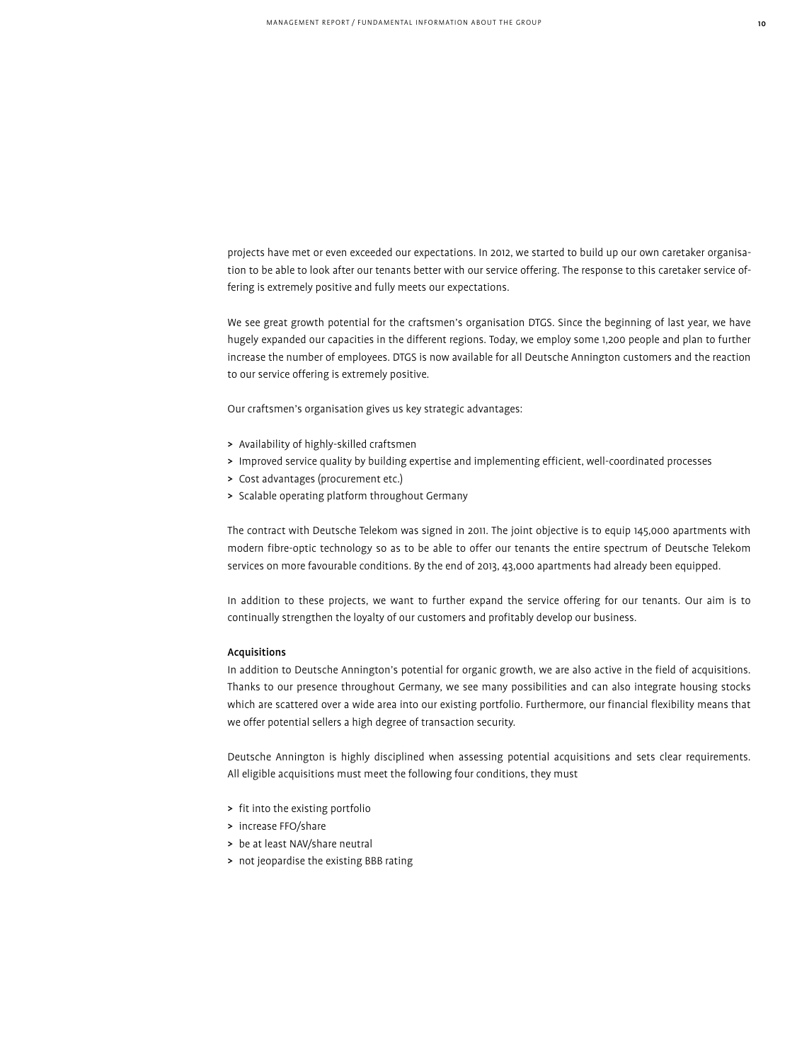projects have met or even exceeded our expectations. In 2012, we started to build up our own caretaker organisation to be able to look after our tenants better with our service offering. The response to this caretaker service offering is extremely positive and fully meets our expectations.

We see great growth potential for the craftsmen's organisation DTGS. Since the beginning of last year, we have hugely expanded our capacities in the different regions. Today, we employ some 1,200 people and plan to further increase the number of employees. DTGS is now available for all Deutsche Annington customers and the reaction to our service offering is extremely positive.

Our craftsmen's organisation gives us key strategic advantages:

- Availability of highly-skilled craftsmen
- Improved service quality by building expertise and implementing efficient, well-coordinated processes
- Cost advantages (procurement etc.)
- Scalable operating platform throughout Germany

The contract with Deutsche Telekom was signed in 2011. The joint objective is to equip 145,000 apartments with modern fibre-optic technology so as to be able to offer our tenants the entire spectrum of Deutsche Telekom services on more favourable conditions. By the end of 2013, 43,000 apartments had already been equipped.

In addition to these projects, we want to further expand the service offering for our tenants. Our aim is to continually strengthen the loyalty of our customers and profitably develop our business.

**Acquisitions**

In addition to Deutsche Annington's potential for organic growth, we are also active in the field of acquisitions. Thanks to our presence throughout Germany, we see many possibilities and can also integrate housing stocks which are scattered over a wide area into our existing portfolio. Furthermore, our financial flexibility means that we offer potential sellers a high degree of transaction security.

Deutsche Annington is highly disciplined when assessing potential acquisitions and sets clear requirements. All eligible acquisitions must meet the following four conditions, they must

- fit into the existing portfolio
- increase FFO/share
- be at least NAV/share neutral
- not jeopardise the existing BBB rating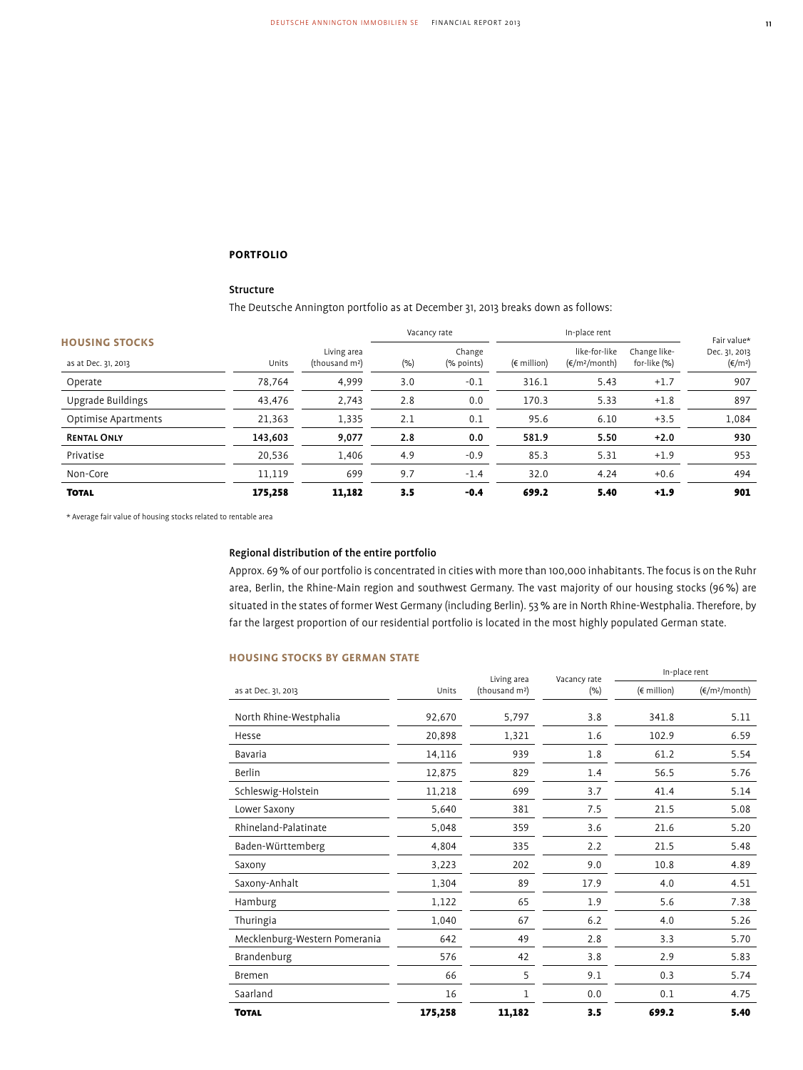## PORTFOLIO

### Structure

The Deutsche Annington portfolio as at December 31, 2013 breaks down as follows:

**HOUSING STOCKS**

| as at Dec. 31, 2013 | Units | Living area (thousand m²) | Vacancy rate (%) | Vacancy rate Change (% points) | In-place rent (€ million) | In-place rent like-for-like (€/m²/month) | In-place rent Change like-for-like (%) | Fair value* Dec. 31, 2013 (€/m²) |
|---|---|---|---|---|---|---|---|---|
| Operate | 78,764 | 4,999 | 3.0 | -0.1 | 316.1 | 5.43 | +1.7 | 907 |
| Upgrade Buildings | 43,476 | 2,743 | 2.8 | 0.0 | 170.3 | 5.33 | +1.8 | 897 |
| Optimise Apartments | 21,363 | 1,335 | 2.1 | 0.1 | 95.6 | 6.10 | +3.5 | 1,084 |
| **Rental Only** | **143,603** | **9,077** | **2.8** | **0.0** | **581.9** | **5.50** | **+2.0** | **930** |
| Privatise | 20,536 | 1,406 | 4.9 | -0.9 | 85.3 | 5.31 | +1.9 | 953 |
| Non-Core | 11,119 | 699 | 9.7 | -1.4 | 32.0 | 4.24 | +0.6 | 494 |
| **Total** | **175,258** | **11,182** | **3.5** | **-0.4** | **699.2** | **5.40** | **+1.9** | **901** |

* Average fair value of housing stocks related to rentable area

### Regional distribution of the entire portfolio

Approx. 69 % of our portfolio is concentrated in cities with more than 100,000 inhabitants. The focus is on the Ruhr area, Berlin, the Rhine-Main region and southwest Germany. The vast majority of our housing stocks (96 %) are situated in the states of former West Germany (including Berlin). 53 % are in North Rhine-Westphalia. Therefore, by far the largest proportion of our residential portfolio is located in the most highly populated German state.

**HOUSING STOCKS BY GERMAN STATE**

| as at Dec. 31, 2013 | Units | Living area (thousand m²) | Vacancy rate (%) | In-place rent (€ million) | In-place rent (€/m²/month) |
|---|---|---|---|---|---|
| North Rhine-Westphalia | 92,670 | 5,797 | 3.8 | 341.8 | 5.11 |
| Hesse | 20,898 | 1,321 | 1.6 | 102.9 | 6.59 |
| Bavaria | 14,116 | 939 | 1.8 | 61.2 | 5.54 |
| Berlin | 12,875 | 829 | 1.4 | 56.5 | 5.76 |
| Schleswig-Holstein | 11,218 | 699 | 3.7 | 41.4 | 5.14 |
| Lower Saxony | 5,640 | 381 | 7.5 | 21.5 | 5.08 |
| Rhineland-Palatinate | 5,048 | 359 | 3.6 | 21.6 | 5.20 |
| Baden-Württemberg | 4,804 | 335 | 2.2 | 21.5 | 5.48 |
| Saxony | 3,223 | 202 | 9.0 | 10.8 | 4.89 |
| Saxony-Anhalt | 1,304 | 89 | 17.9 | 4.0 | 4.51 |
| Hamburg | 1,122 | 65 | 1.9 | 5.6 | 7.38 |
| Thuringia | 1,040 | 67 | 6.2 | 4.0 | 5.26 |
| Mecklenburg-Western Pomerania | 642 | 49 | 2.8 | 3.3 | 5.70 |
| Brandenburg | 576 | 42 | 3.8 | 2.9 | 5.83 |
| Bremen | 66 | 5 | 9.1 | 0.3 | 5.74 |
| Saarland | 16 | 1 | 0.0 | 0.1 | 4.75 |
| **Total** | **175,258** | **11,182** | **3.5** | **699.2** | **5.40** |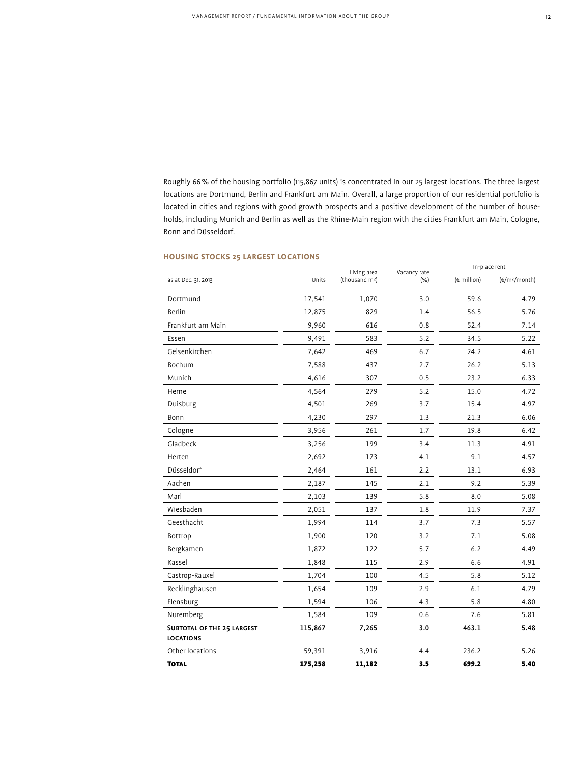Roughly 66 % of the housing portfolio (115,867 units) is concentrated in our 25 largest locations. The three largest locations are Dortmund, Berlin and Frankfurt am Main. Overall, a large proportion of our residential portfolio is located in cities and regions with good growth prospects and a positive development of the number of households, including Munich and Berlin as well as the Rhine-Main region with the cities Frankfurt am Main, Cologne, Bonn and Düsseldorf.

## HOUSING STOCKS 25 LARGEST LOCATIONS

| | | | | In-place rent | |
|---|---|---|---|---|---|
| as at Dec. 31, 2013 | Units | Living area (thousand m²) | Vacancy rate (%) | (€ million) | (€/m²/month) |
| Dortmund | 17,541 | 1,070 | 3.0 | 59.6 | 4.79 |
| Berlin | 12,875 | 829 | 1.4 | 56.5 | 5.76 |
| Frankfurt am Main | 9,960 | 616 | 0.8 | 52.4 | 7.14 |
| Essen | 9,491 | 583 | 5.2 | 34.5 | 5.22 |
| Gelsenkirchen | 7,642 | 469 | 6.7 | 24.2 | 4.61 |
| Bochum | 7,588 | 437 | 2.7 | 26.2 | 5.13 |
| Munich | 4,616 | 307 | 0.5 | 23.2 | 6.33 |
| Herne | 4,564 | 279 | 5.2 | 15.0 | 4.72 |
| Duisburg | 4,501 | 269 | 3.7 | 15.4 | 4.97 |
| Bonn | 4,230 | 297 | 1.3 | 21.3 | 6.06 |
| Cologne | 3,956 | 261 | 1.7 | 19.8 | 6.42 |
| Gladbeck | 3,256 | 199 | 3.4 | 11.3 | 4.91 |
| Herten | 2,692 | 173 | 4.1 | 9.1 | 4.57 |
| Düsseldorf | 2,464 | 161 | 2.2 | 13.1 | 6.93 |
| Aachen | 2,187 | 145 | 2.1 | 9.2 | 5.39 |
| Marl | 2,103 | 139 | 5.8 | 8.0 | 5.08 |
| Wiesbaden | 2,051 | 137 | 1.8 | 11.9 | 7.37 |
| Geesthacht | 1,994 | 114 | 3.7 | 7.3 | 5.57 |
| Bottrop | 1,900 | 120 | 3.2 | 7.1 | 5.08 |
| Bergkamen | 1,872 | 122 | 5.7 | 6.2 | 4.49 |
| Kassel | 1,848 | 115 | 2.9 | 6.6 | 4.91 |
| Castrop-Rauxel | 1,704 | 100 | 4.5 | 5.8 | 5.12 |
| Recklinghausen | 1,654 | 109 | 2.9 | 6.1 | 4.79 |
| Flensburg | 1,594 | 106 | 4.3 | 5.8 | 4.80 |
| Nuremberg | 1,584 | 109 | 0.6 | 7.6 | 5.81 |
| **Subtotal of the 25 largest locations** | **115,867** | **7,265** | **3.0** | **463.1** | **5.48** |
| Other locations | 59,391 | 3,916 | 4.4 | 236.2 | 5.26 |
| **Total** | **175,258** | **11,182** | **3.5** | **699.2** | **5.40** |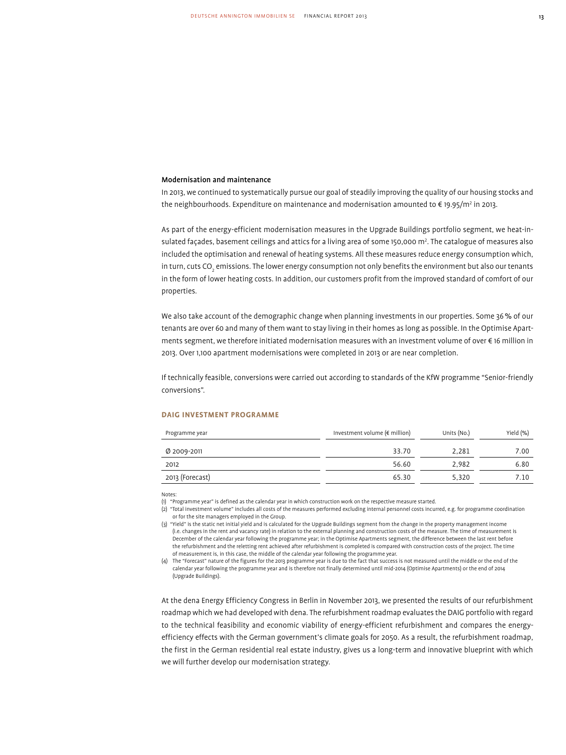### Modernisation and maintenance

In 2013, we continued to systematically pursue our goal of steadily improving the quality of our housing stocks and the neighbourhoods. Expenditure on maintenance and modernisation amounted to € 19.95/m² in 2013.

As part of the energy-efficient modernisation measures in the Upgrade Buildings portfolio segment, we heat-insulated façades, basement ceilings and attics for a living area of some 150,000 m². The catalogue of measures also included the optimisation and renewal of heating systems. All these measures reduce energy consumption which, in turn, cuts $CO_2$ emissions. The lower energy consumption not only benefits the environment but also our tenants in the form of lower heating costs. In addition, our customers profit from the improved standard of comfort of our properties.

We also take account of the demographic change when planning investments in our properties. Some 36 % of our tenants are over 60 and many of them want to stay living in their homes as long as possible. In the Optimise Apartments segment, we therefore initiated modernisation measures with an investment volume of over € 16 million in 2013. Over 1,100 apartment modernisations were completed in 2013 or are near completion.

If technically feasible, conversions were carried out according to standards of the KfW programme "Senior-friendly conversions".

#### DAIG INVESTMENT PROGRAMME

| Programme year | Investment volume (€ million) | Units (No.) | Yield (%) |
| --- | --- | --- | --- |
| Ø 2009-2011 | 33.70 | 2,281 | 7.00 |
| 2012 | 56.60 | 2,982 | 6.80 |
| 2013 (Forecast) | 65.30 | 5,320 | 7.10 |

Notes:

(1) "Programme year" is defined as the calendar year in which construction work on the respective measure started.

(2) "Total investment volume" includes all costs of the measures performed excluding internal personnel costs incurred, e.g. for programme coordination or for the site managers employed in the Group.

(3) "Yield" is the static net initial yield and is calculated for the Upgrade Buildings segment from the change in the property management income (i.e. changes in the rent and vacancy rate) in relation to the external planning and construction costs of the measure. The time of measurement is December of the calendar year following the programme year; in the Optimise Apartments segment, the difference between the last rent before the refurbishment and the reletting rent achieved after refurbishment is completed is compared with construction costs of the project. The time of measurement is, in this case, the middle of the calendar year following the programme year.

(4) The "Forecast" nature of the figures for the 2013 programme year is due to the fact that success is not measured until the middle or the end of the calendar year following the programme year and is therefore not finally determined until mid-2014 (Optimise Apartments) or the end of 2014 (Upgrade Buildings).

At the dena Energy Efficiency Congress in Berlin in November 2013, we presented the results of our refurbishment roadmap which we had developed with dena. The refurbishment roadmap evaluates the DAIG portfolio with regard to the technical feasibility and economic viability of energy-efficient refurbishment and compares the energy-efficiency effects with the German government's climate goals for 2050. As a result, the refurbishment roadmap, the first in the German residential real estate industry, gives us a long-term and innovative blueprint with which we will further develop our modernisation strategy.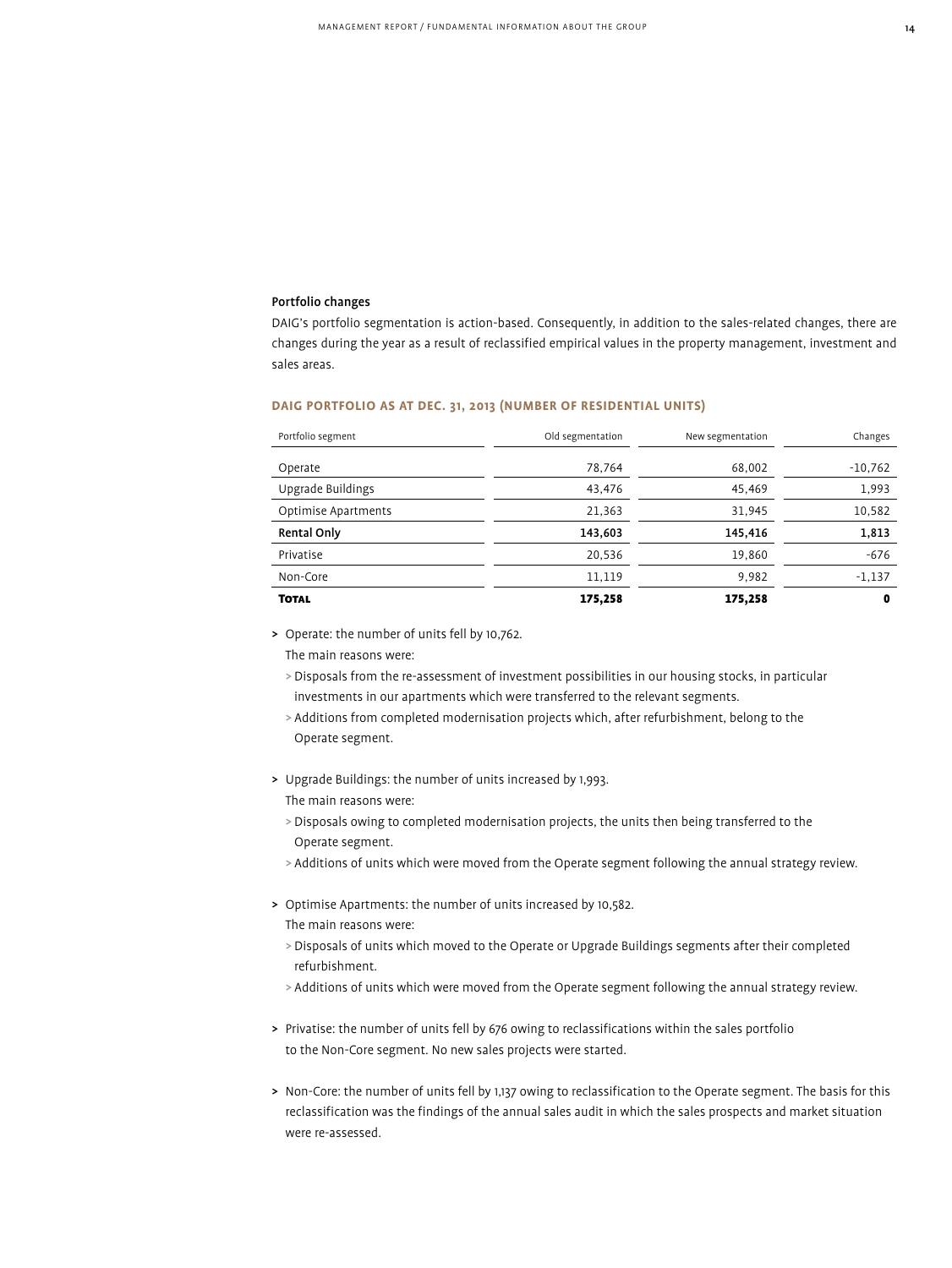### Portfolio changes

DAIG's portfolio segmentation is action-based. Consequently, in addition to the sales-related changes, there are changes during the year as a result of reclassified empirical values in the property management, investment and sales areas.

#### DAIG PORTFOLIO AS AT DEC. 31, 2013 (NUMBER OF RESIDENTIAL UNITS)

| Portfolio segment | Old segmentation | New segmentation | Changes |
|---|---|---|---|
| Operate | 78,764 | 68,002 | -10,762 |
| Upgrade Buildings | 43,476 | 45,469 | 1,993 |
| Optimise Apartments | 21,363 | 31,945 | 10,582 |
| **Rental Only** | **143,603** | **145,416** | **1,813** |
| Privatise | 20,536 | 19,860 | -676 |
| Non-Core | 11,119 | 9,982 | -1,137 |
| **Total** | **175,258** | **175,258** | **0** |

> Operate: the number of units fell by 10,762.
The main reasons were:
> Disposals from the re-assessment of investment possibilities in our housing stocks, in particular investments in our apartments which were transferred to the relevant segments.
> Additions from completed modernisation projects which, after refurbishment, belong to the Operate segment.

> Upgrade Buildings: the number of units increased by 1,993.
The main reasons were:
> Disposals owing to completed modernisation projects, the units then being transferred to the Operate segment.
> Additions of units which were moved from the Operate segment following the annual strategy review.

> Optimise Apartments: the number of units increased by 10,582.
The main reasons were:
> Disposals of units which moved to the Operate or Upgrade Buildings segments after their completed refurbishment.
> Additions of units which were moved from the Operate segment following the annual strategy review.

> Privatise: the number of units fell by 676 owing to reclassifications within the sales portfolio to the Non-Core segment. No new sales projects were started.

> Non-Core: the number of units fell by 1,137 owing to reclassification to the Operate segment. The basis for this reclassification was the findings of the annual sales audit in which the sales prospects and market situation were re-assessed.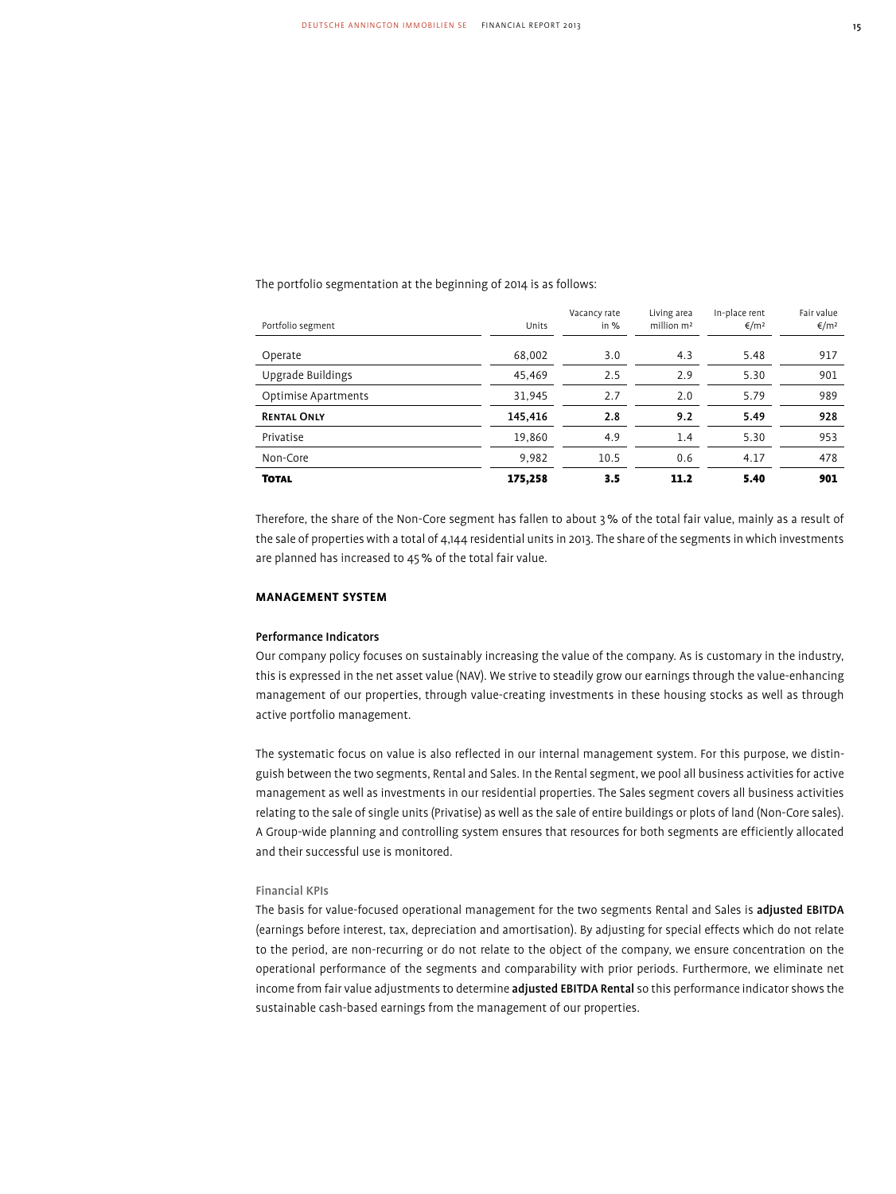The portfolio segmentation at the beginning of 2014 is as follows:

| Portfolio segment | Units | Vacancy rate in % | Living area million m² | In-place rent €/m² | Fair value €/m² |
|---|---|---|---|---|---|
| Operate | 68,002 | 3.0 | 4.3 | 5.48 | 917 |
| Upgrade Buildings | 45,469 | 2.5 | 2.9 | 5.30 | 901 |
| Optimise Apartments | 31,945 | 2.7 | 2.0 | 5.79 | 989 |
| **Rental Only** | **145,416** | **2.8** | **9.2** | **5.49** | **928** |
| Privatise | 19,860 | 4.9 | 1.4 | 5.30 | 953 |
| Non-Core | 9,982 | 10.5 | 0.6 | 4.17 | 478 |
| **Total** | **175,258** | **3.5** | **11.2** | **5.40** | **901** |

Therefore, the share of the Non-Core segment has fallen to about 3% of the total fair value, mainly as a result of the sale of properties with a total of 4,144 residential units in 2013. The share of the segments in which investments are planned has increased to 45% of the total fair value.

## MANAGEMENT SYSTEM

### Performance Indicators

Our company policy focuses on sustainably increasing the value of the company. As is customary in the industry, this is expressed in the net asset value (NAV). We strive to steadily grow our earnings through the value-enhancing management of our properties, through value-creating investments in these housing stocks as well as through active portfolio management.

The systematic focus on value is also reflected in our internal management system. For this purpose, we distinguish between the two segments, Rental and Sales. In the Rental segment, we pool all business activities for active management as well as investments in our residential properties. The Sales segment covers all business activities relating to the sale of single units (Privatise) as well as the sale of entire buildings or plots of land (Non-Core sales). A Group-wide planning and controlling system ensures that resources for both segments are efficiently allocated and their successful use is monitored.

#### Financial KPIs

The basis for value-focused operational management for the two segments Rental and Sales is **adjusted EBITDA** (earnings before interest, tax, depreciation and amortisation). By adjusting for special effects which do not relate to the period, are non-recurring or do not relate to the object of the company, we ensure concentration on the operational performance of the segments and comparability with prior periods. Furthermore, we eliminate net income from fair value adjustments to determine **adjusted EBITDA Rental** so this performance indicator shows the sustainable cash-based earnings from the management of our properties.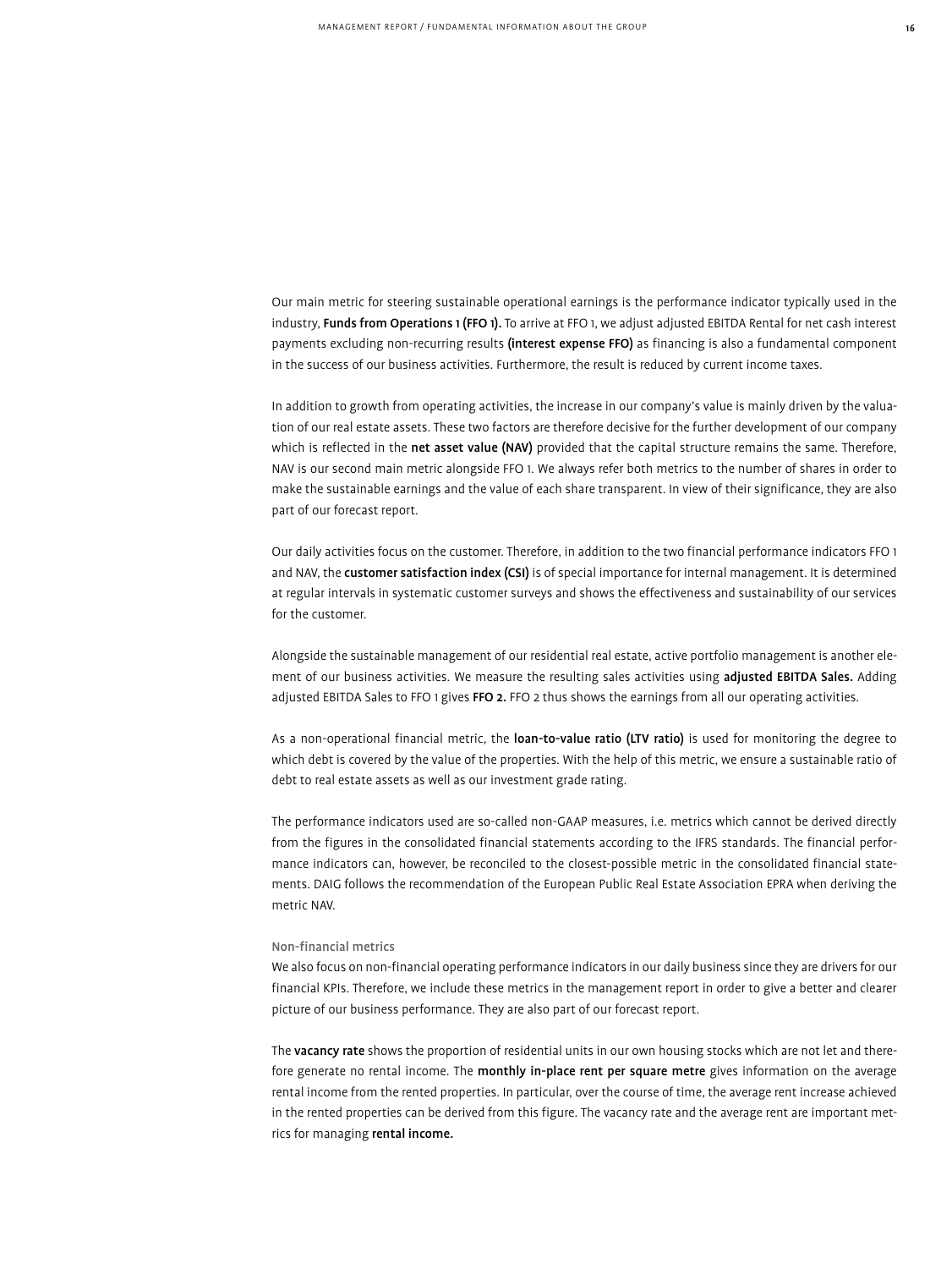Our main metric for steering sustainable operational earnings is the performance indicator typically used in the industry, **Funds from Operations 1 (FFO 1).** To arrive at FFO 1, we adjust adjusted EBITDA Rental for net cash interest payments excluding non-recurring results **(interest expense FFO)** as financing is also a fundamental component in the success of our business activities. Furthermore, the result is reduced by current income taxes.

In addition to growth from operating activities, the increase in our company's value is mainly driven by the valuation of our real estate assets. These two factors are therefore decisive for the further development of our company which is reflected in the **net asset value (NAV)** provided that the capital structure remains the same. Therefore, NAV is our second main metric alongside FFO 1. We always refer both metrics to the number of shares in order to make the sustainable earnings and the value of each share transparent. In view of their significance, they are also part of our forecast report.

Our daily activities focus on the customer. Therefore, in addition to the two financial performance indicators FFO 1 and NAV, the **customer satisfaction index (CSI)** is of special importance for internal management. It is determined at regular intervals in systematic customer surveys and shows the effectiveness and sustainability of our services for the customer.

Alongside the sustainable management of our residential real estate, active portfolio management is another element of our business activities. We measure the resulting sales activities using **adjusted EBITDA Sales.** Adding adjusted EBITDA Sales to FFO 1 gives **FFO 2.** FFO 2 thus shows the earnings from all our operating activities.

As a non-operational financial metric, the **loan-to-value ratio (LTV ratio)** is used for monitoring the degree to which debt is covered by the value of the properties. With the help of this metric, we ensure a sustainable ratio of debt to real estate assets as well as our investment grade rating.

The performance indicators used are so-called non-GAAP measures, i.e. metrics which cannot be derived directly from the figures in the consolidated financial statements according to the IFRS standards. The financial performance indicators can, however, be reconciled to the closest-possible metric in the consolidated financial statements. DAIG follows the recommendation of the European Public Real Estate Association EPRA when deriving the metric NAV.

#### Non-financial metrics

We also focus on non-financial operating performance indicators in our daily business since they are drivers for our financial KPIs. Therefore, we include these metrics in the management report in order to give a better and clearer picture of our business performance. They are also part of our forecast report.

The **vacancy rate** shows the proportion of residential units in our own housing stocks which are not let and therefore generate no rental income. The **monthly in-place rent per square metre** gives information on the average rental income from the rented properties. In particular, over the course of time, the average rent increase achieved in the rented properties can be derived from this figure. The vacancy rate and the average rent are important metrics for managing **rental income.**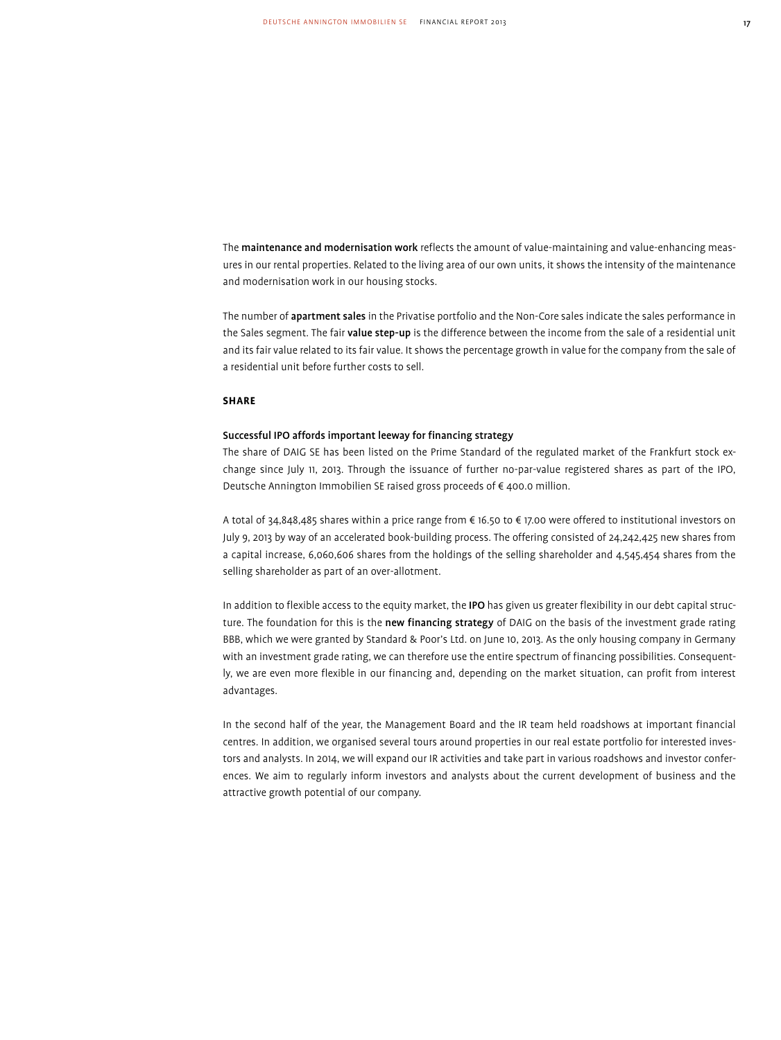The **maintenance and modernisation work** reflects the amount of value-maintaining and value-enhancing measures in our rental properties. Related to the living area of our own units, it shows the intensity of the maintenance and modernisation work in our housing stocks.

The number of **apartment sales** in the Privatise portfolio and the Non-Core sales indicate the sales performance in the Sales segment. The fair **value step-up** is the difference between the income from the sale of a residential unit and its fair value related to its fair value. It shows the percentage growth in value for the company from the sale of a residential unit before further costs to sell.

## SHARE

### Successful IPO affords important leeway for financing strategy

The share of DAIG SE has been listed on the Prime Standard of the regulated market of the Frankfurt stock exchange since July 11, 2013. Through the issuance of further no-par-value registered shares as part of the IPO, Deutsche Annington Immobilien SE raised gross proceeds of € 400.0 million.

A total of 34,848,485 shares within a price range from € 16.50 to € 17.00 were offered to institutional investors on July 9, 2013 by way of an accelerated book-building process. The offering consisted of 24,242,425 new shares from a capital increase, 6,060,606 shares from the holdings of the selling shareholder and 4,545,454 shares from the selling shareholder as part of an over-allotment.

In addition to flexible access to the equity market, the **IPO** has given us greater flexibility in our debt capital structure. The foundation for this is the **new financing strategy** of DAIG on the basis of the investment grade rating BBB, which we were granted by Standard & Poor's Ltd. on June 10, 2013. As the only housing company in Germany with an investment grade rating, we can therefore use the entire spectrum of financing possibilities. Consequently, we are even more flexible in our financing and, depending on the market situation, can profit from interest advantages.

In the second half of the year, the Management Board and the IR team held roadshows at important financial centres. In addition, we organised several tours around properties in our real estate portfolio for interested investors and analysts. In 2014, we will expand our IR activities and take part in various roadshows and investor conferences. We aim to regularly inform investors and analysts about the current development of business and the attractive growth potential of our company.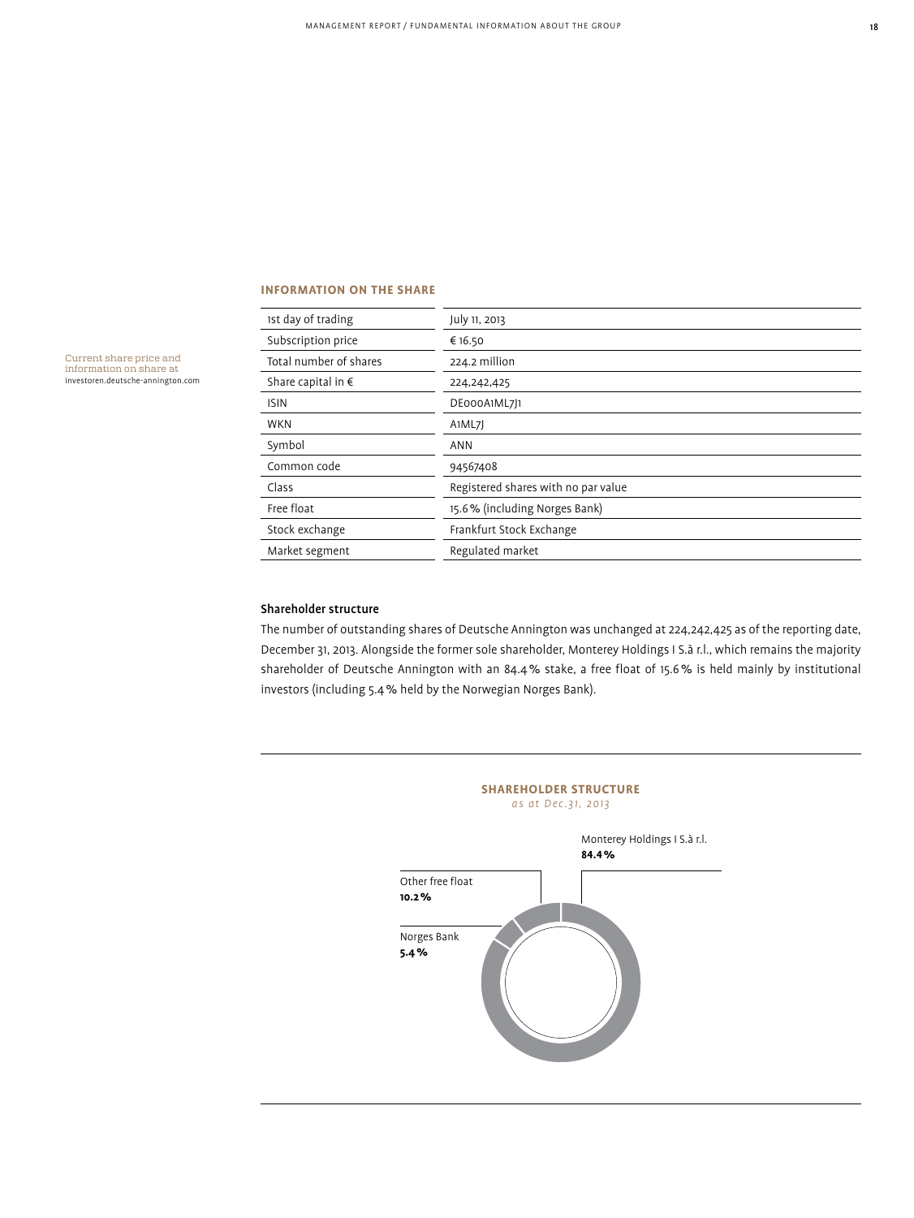Current share price and information on share at investoren.deutsche-annington.com

**INFORMATION ON THE SHARE**

| | |
|---|---|
| 1st day of trading | July 11, 2013 |
| Subscription price | € 16.50 |
| Total number of shares | 224.2 million |
| Share capital in € | 224,242,425 |
| ISIN | DE000A1ML7J1 |
| WKN | A1ML7J |
| Symbol | ANN |
| Common code | 94567408 |
| Class | Registered shares with no par value |
| Free float | 15.6 % (including Norges Bank) |
| Stock exchange | Frankfurt Stock Exchange |
| Market segment | Regulated market |

### Shareholder structure

The number of outstanding shares of Deutsche Annington was unchanged at 224,242,425 as of the reporting date, December 31, 2013. Alongside the former sole shareholder, Monterey Holdings I S.à r.l., which remains the majority shareholder of Deutsche Annington with an 84.4 % stake, a free float of 15.6 % is held mainly by institutional investors (including 5.4 % held by the Norwegian Norges Bank).

**SHAREHOLDER STRUCTURE**
*as at Dec. 31, 2013*

| Shareholder | Share |
|---|---|
| Monterey Holdings I S.à r.l. | **84.4 %** |
| Other free float | **10.2 %** |
| Norges Bank | **5.4 %** |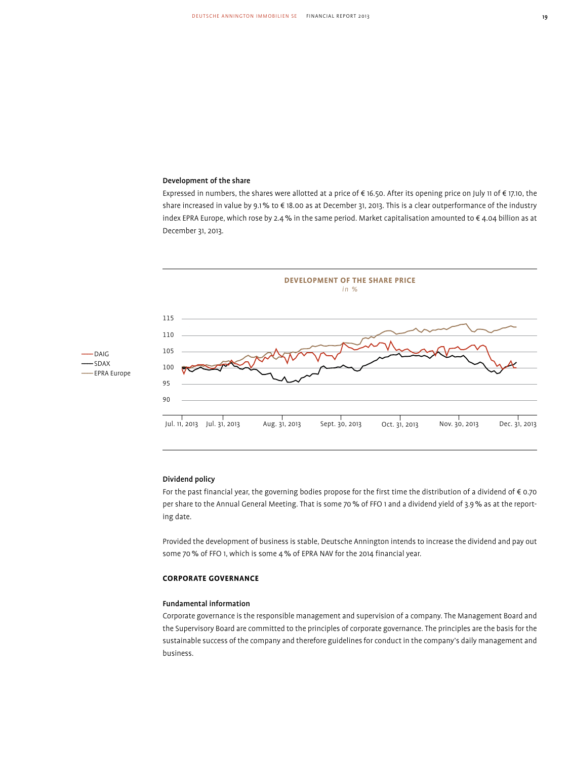### Development of the share

Expressed in numbers, the shares were allotted at a price of € 16.50. After its opening price on July 11 of € 17.10, the share increased in value by 9.1 % to € 18.00 as at December 31, 2013. This is a clear outperformance of the industry index EPRA Europe, which rose by 2.4 % in the same period. Market capitalisation amounted to € 4.04 billion as at December 31, 2013.

**DEVELOPMENT OF THE SHARE PRICE**
*in %*

- DAIG
- SDAX
- EPRA Europe

### Dividend policy

For the past financial year, the governing bodies propose for the first time the distribution of a dividend of € 0.70 per share to the Annual General Meeting. That is some 70 % of FFO 1 and a dividend yield of 3.9 % as at the reporting date.

Provided the development of business is stable, Deutsche Annington intends to increase the dividend and pay out some 70 % of FFO 1, which is some 4 % of EPRA NAV for the 2014 financial year.

## CORPORATE GOVERNANCE

### Fundamental information

Corporate governance is the responsible management and supervision of a company. The Management Board and the Supervisory Board are committed to the principles of corporate governance. The principles are the basis for the sustainable success of the company and therefore guidelines for conduct in the company's daily management and business.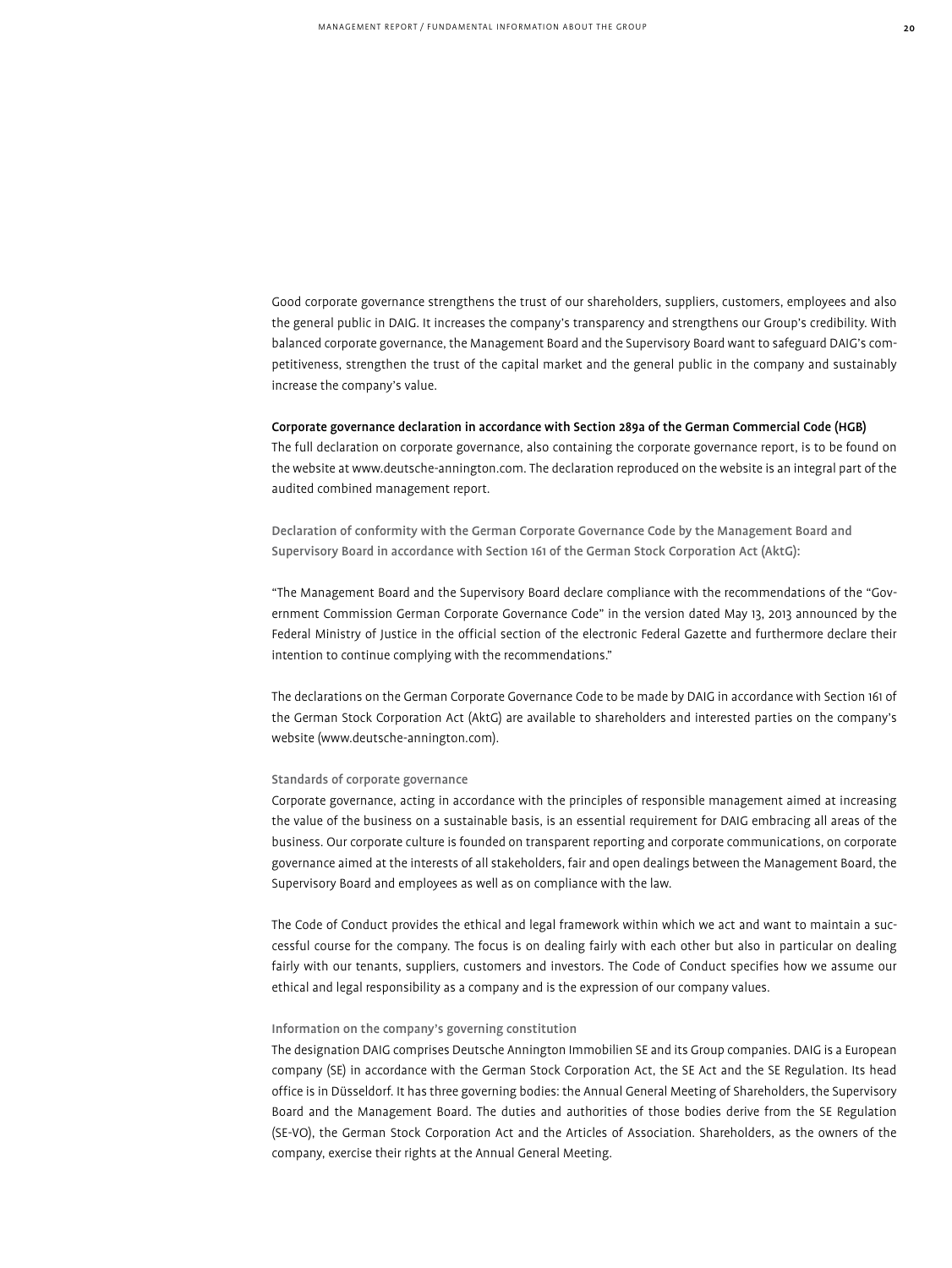Good corporate governance strengthens the trust of our shareholders, suppliers, customers, employees and also the general public in DAIG. It increases the company's transparency and strengthens our Group's credibility. With balanced corporate governance, the Management Board and the Supervisory Board want to safeguard DAIG's competitiveness, strengthen the trust of the capital market and the general public in the company and sustainably increase the company's value.

### Corporate governance declaration in accordance with Section 289a of the German Commercial Code (HGB)

The full declaration on corporate governance, also containing the corporate governance report, is to be found on the website at www.deutsche-annington.com. The declaration reproduced on the website is an integral part of the audited combined management report.

#### Declaration of conformity with the German Corporate Governance Code by the Management Board and Supervisory Board in accordance with Section 161 of the German Stock Corporation Act (AktG):

"The Management Board and the Supervisory Board declare compliance with the recommendations of the "Government Commission German Corporate Governance Code" in the version dated May 13, 2013 announced by the Federal Ministry of Justice in the official section of the electronic Federal Gazette and furthermore declare their intention to continue complying with the recommendations."

The declarations on the German Corporate Governance Code to be made by DAIG in accordance with Section 161 of the German Stock Corporation Act (AktG) are available to shareholders and interested parties on the company's website (www.deutsche-annington.com).

#### Standards of corporate governance

Corporate governance, acting in accordance with the principles of responsible management aimed at increasing the value of the business on a sustainable basis, is an essential requirement for DAIG embracing all areas of the business. Our corporate culture is founded on transparent reporting and corporate communications, on corporate governance aimed at the interests of all stakeholders, fair and open dealings between the Management Board, the Supervisory Board and employees as well as on compliance with the law.

The Code of Conduct provides the ethical and legal framework within which we act and want to maintain a successful course for the company. The focus is on dealing fairly with each other but also in particular on dealing fairly with our tenants, suppliers, customers and investors. The Code of Conduct specifies how we assume our ethical and legal responsibility as a company and is the expression of our company values.

#### Information on the company's governing constitution

The designation DAIG comprises Deutsche Annington Immobilien SE and its Group companies. DAIG is a European company (SE) in accordance with the German Stock Corporation Act, the SE Act and the SE Regulation. Its head office is in Düsseldorf. It has three governing bodies: the Annual General Meeting of Shareholders, the Supervisory Board and the Management Board. The duties and authorities of those bodies derive from the SE Regulation (SE-VO), the German Stock Corporation Act and the Articles of Association. Shareholders, as the owners of the company, exercise their rights at the Annual General Meeting.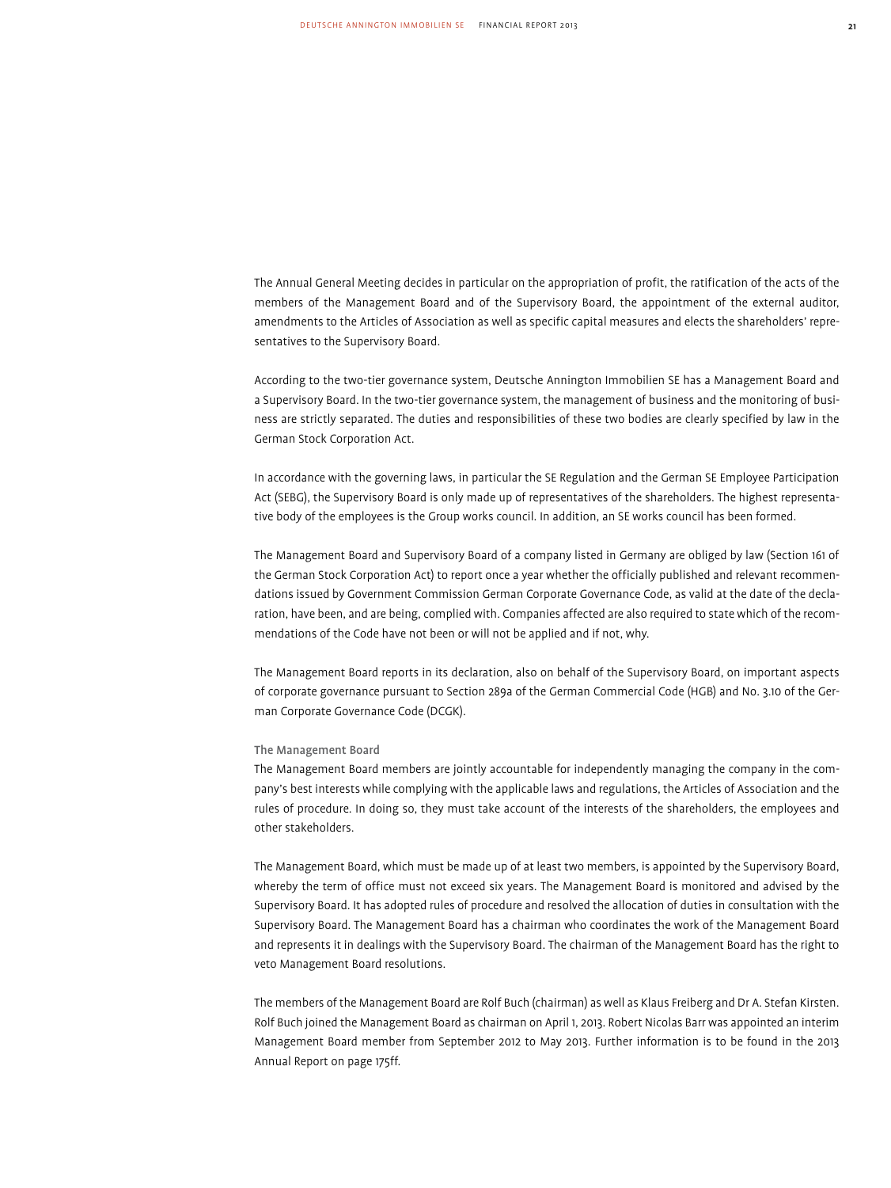The Annual General Meeting decides in particular on the appropriation of profit, the ratification of the acts of the members of the Management Board and of the Supervisory Board, the appointment of the external auditor, amendments to the Articles of Association as well as specific capital measures and elects the shareholders' representatives to the Supervisory Board.

According to the two-tier governance system, Deutsche Annington Immobilien SE has a Management Board and a Supervisory Board. In the two-tier governance system, the management of business and the monitoring of business are strictly separated. The duties and responsibilities of these two bodies are clearly specified by law in the German Stock Corporation Act.

In accordance with the governing laws, in particular the SE Regulation and the German SE Employee Participation Act (SEBG), the Supervisory Board is only made up of representatives of the shareholders. The highest representative body of the employees is the Group works council. In addition, an SE works council has been formed.

The Management Board and Supervisory Board of a company listed in Germany are obliged by law (Section 161 of the German Stock Corporation Act) to report once a year whether the officially published and relevant recommendations issued by Government Commission German Corporate Governance Code, as valid at the date of the declaration, have been, and are being, complied with. Companies affected are also required to state which of the recommendations of the Code have not been or will not be applied and if not, why.

The Management Board reports in its declaration, also on behalf of the Supervisory Board, on important aspects of corporate governance pursuant to Section 289a of the German Commercial Code (HGB) and No. 3.10 of the German Corporate Governance Code (DCGK).

### The Management Board

The Management Board members are jointly accountable for independently managing the company in the company's best interests while complying with the applicable laws and regulations, the Articles of Association and the rules of procedure. In doing so, they must take account of the interests of the shareholders, the employees and other stakeholders.

The Management Board, which must be made up of at least two members, is appointed by the Supervisory Board, whereby the term of office must not exceed six years. The Management Board is monitored and advised by the Supervisory Board. It has adopted rules of procedure and resolved the allocation of duties in consultation with the Supervisory Board. The Management Board has a chairman who coordinates the work of the Management Board and represents it in dealings with the Supervisory Board. The chairman of the Management Board has the right to veto Management Board resolutions.

The members of the Management Board are Rolf Buch (chairman) as well as Klaus Freiberg and Dr A. Stefan Kirsten. Rolf Buch joined the Management Board as chairman on April 1, 2013. Robert Nicolas Barr was appointed an interim Management Board member from September 2012 to May 2013. Further information is to be found in the 2013 Annual Report on page 175ff.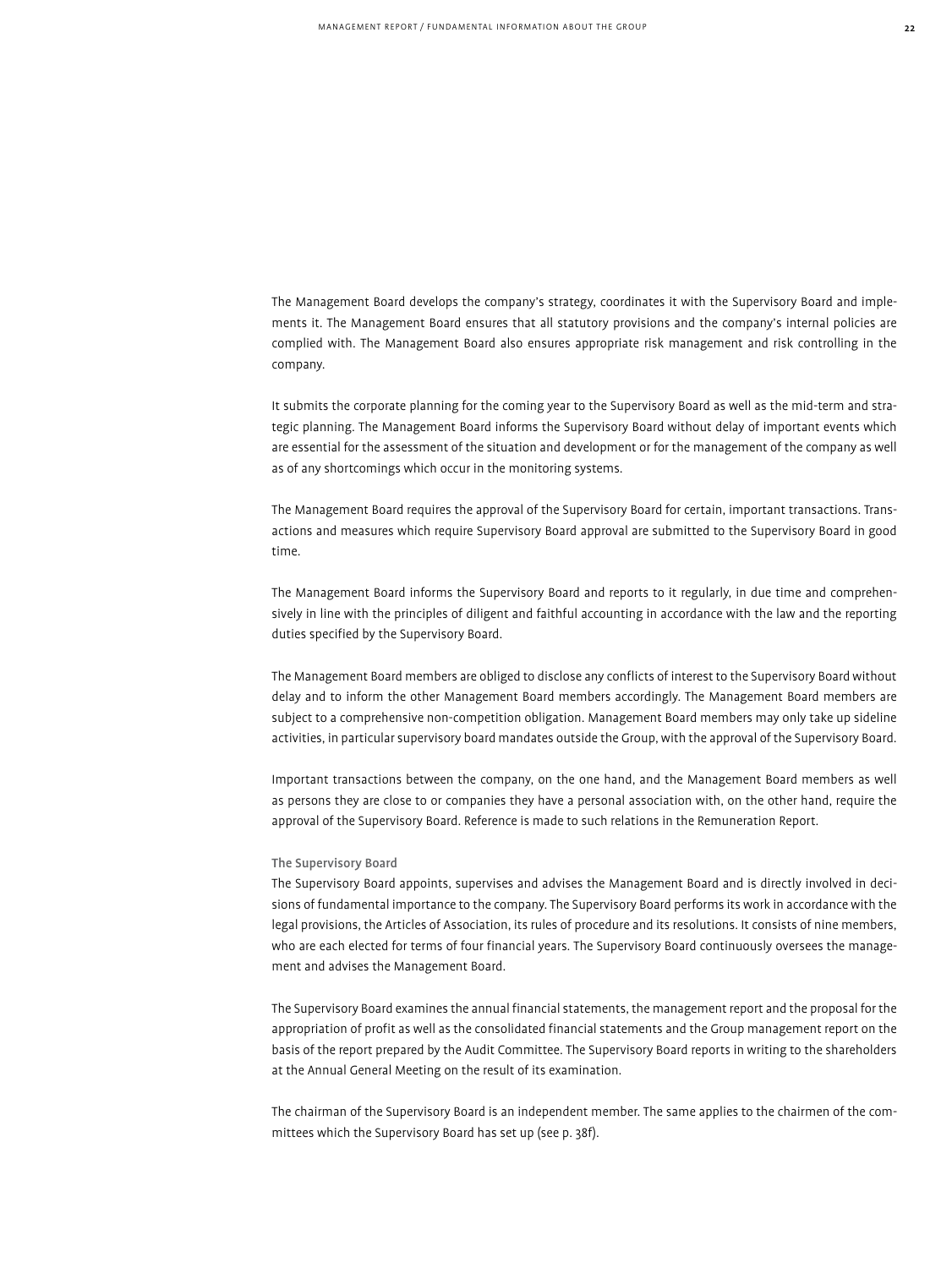The Management Board develops the company's strategy, coordinates it with the Supervisory Board and implements it. The Management Board ensures that all statutory provisions and the company's internal policies are complied with. The Management Board also ensures appropriate risk management and risk controlling in the company.

It submits the corporate planning for the coming year to the Supervisory Board as well as the mid-term and strategic planning. The Management Board informs the Supervisory Board without delay of important events which are essential for the assessment of the situation and development or for the management of the company as well as of any shortcomings which occur in the monitoring systems.

The Management Board requires the approval of the Supervisory Board for certain, important transactions. Transactions and measures which require Supervisory Board approval are submitted to the Supervisory Board in good time.

The Management Board informs the Supervisory Board and reports to it regularly, in due time and comprehensively in line with the principles of diligent and faithful accounting in accordance with the law and the reporting duties specified by the Supervisory Board.

The Management Board members are obliged to disclose any conflicts of interest to the Supervisory Board without delay and to inform the other Management Board members accordingly. The Management Board members are subject to a comprehensive non-competition obligation. Management Board members may only take up sideline activities, in particular supervisory board mandates outside the Group, with the approval of the Supervisory Board.

Important transactions between the company, on the one hand, and the Management Board members as well as persons they are close to or companies they have a personal association with, on the other hand, require the approval of the Supervisory Board. Reference is made to such relations in the Remuneration Report.

### The Supervisory Board

The Supervisory Board appoints, supervises and advises the Management Board and is directly involved in decisions of fundamental importance to the company. The Supervisory Board performs its work in accordance with the legal provisions, the Articles of Association, its rules of procedure and its resolutions. It consists of nine members, who are each elected for terms of four financial years. The Supervisory Board continuously oversees the management and advises the Management Board.

The Supervisory Board examines the annual financial statements, the management report and the proposal for the appropriation of profit as well as the consolidated financial statements and the Group management report on the basis of the report prepared by the Audit Committee. The Supervisory Board reports in writing to the shareholders at the Annual General Meeting on the result of its examination.

The chairman of the Supervisory Board is an independent member. The same applies to the chairmen of the committees which the Supervisory Board has set up (see p. 38f).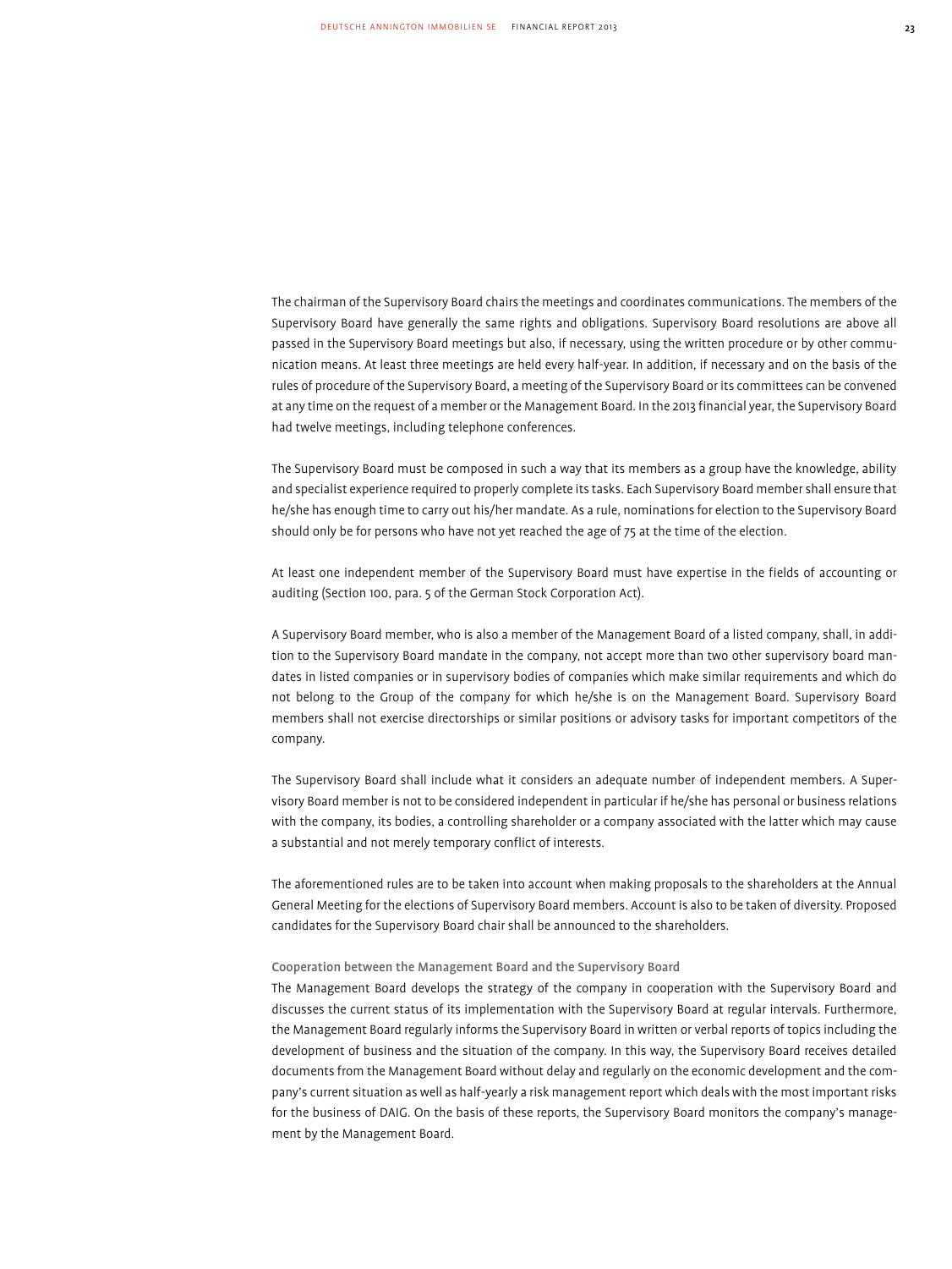The chairman of the Supervisory Board chairs the meetings and coordinates communications. The members of the Supervisory Board have generally the same rights and obligations. Supervisory Board resolutions are above all passed in the Supervisory Board meetings but also, if necessary, using the written procedure or by other communication means. At least three meetings are held every half-year. In addition, if necessary and on the basis of the rules of procedure of the Supervisory Board, a meeting of the Supervisory Board or its committees can be convened at any time on the request of a member or the Management Board. In the 2013 financial year, the Supervisory Board had twelve meetings, including telephone conferences.

The Supervisory Board must be composed in such a way that its members as a group have the knowledge, ability and specialist experience required to properly complete its tasks. Each Supervisory Board member shall ensure that he/she has enough time to carry out his/her mandate. As a rule, nominations for election to the Supervisory Board should only be for persons who have not yet reached the age of 75 at the time of the election.

At least one independent member of the Supervisory Board must have expertise in the fields of accounting or auditing (Section 100, para. 5 of the German Stock Corporation Act).

A Supervisory Board member, who is also a member of the Management Board of a listed company, shall, in addition to the Supervisory Board mandate in the company, not accept more than two other supervisory board mandates in listed companies or in supervisory bodies of companies which make similar requirements and which do not belong to the Group of the company for which he/she is on the Management Board. Supervisory Board members shall not exercise directorships or similar positions or advisory tasks for important competitors of the company.

The Supervisory Board shall include what it considers an adequate number of independent members. A Supervisory Board member is not to be considered independent in particular if he/she has personal or business relations with the company, its bodies, a controlling shareholder or a company associated with the latter which may cause a substantial and not merely temporary conflict of interests.

The aforementioned rules are to be taken into account when making proposals to the shareholders at the Annual General Meeting for the elections of Supervisory Board members. Account is also to be taken of diversity. Proposed candidates for the Supervisory Board chair shall be announced to the shareholders.

### Cooperation between the Management Board and the Supervisory Board

The Management Board develops the strategy of the company in cooperation with the Supervisory Board and discusses the current status of its implementation with the Supervisory Board at regular intervals. Furthermore, the Management Board regularly informs the Supervisory Board in written or verbal reports of topics including the development of business and the situation of the company. In this way, the Supervisory Board receives detailed documents from the Management Board without delay and regularly on the economic development and the company's current situation as well as half-yearly a risk management report which deals with the most important risks for the business of DAIG. On the basis of these reports, the Supervisory Board monitors the company's management by the Management Board.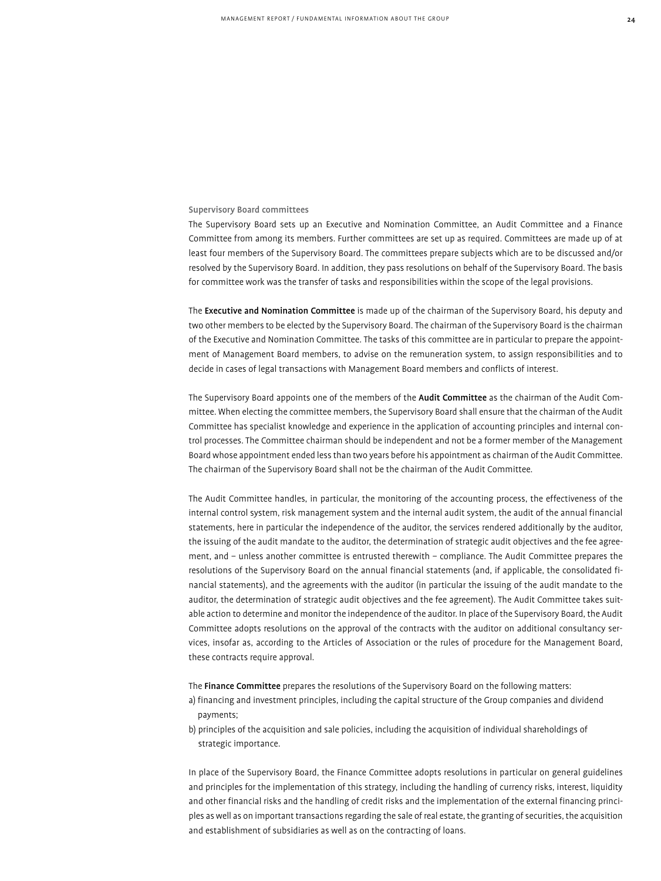### Supervisory Board committees

The Supervisory Board sets up an Executive and Nomination Committee, an Audit Committee and a Finance Committee from among its members. Further committees are set up as required. Committees are made up of at least four members of the Supervisory Board. The committees prepare subjects which are to be discussed and/or resolved by the Supervisory Board. In addition, they pass resolutions on behalf of the Supervisory Board. The basis for committee work was the transfer of tasks and responsibilities within the scope of the legal provisions.

The **Executive and Nomination Committee** is made up of the chairman of the Supervisory Board, his deputy and two other members to be elected by the Supervisory Board. The chairman of the Supervisory Board is the chairman of the Executive and Nomination Committee. The tasks of this committee are in particular to prepare the appointment of Management Board members, to advise on the remuneration system, to assign responsibilities and to decide in cases of legal transactions with Management Board members and conflicts of interest.

The Supervisory Board appoints one of the members of the **Audit Committee** as the chairman of the Audit Committee. When electing the committee members, the Supervisory Board shall ensure that the chairman of the Audit Committee has specialist knowledge and experience in the application of accounting principles and internal control processes. The Committee chairman should be independent and not be a former member of the Management Board whose appointment ended less than two years before his appointment as chairman of the Audit Committee. The chairman of the Supervisory Board shall not be the chairman of the Audit Committee.

The Audit Committee handles, in particular, the monitoring of the accounting process, the effectiveness of the internal control system, risk management system and the internal audit system, the audit of the annual financial statements, here in particular the independence of the auditor, the services rendered additionally by the auditor, the issuing of the audit mandate to the auditor, the determination of strategic audit objectives and the fee agreement, and – unless another committee is entrusted therewith – compliance. The Audit Committee prepares the resolutions of the Supervisory Board on the annual financial statements (and, if applicable, the consolidated financial statements), and the agreements with the auditor (in particular the issuing of the audit mandate to the auditor, the determination of strategic audit objectives and the fee agreement). The Audit Committee takes suitable action to determine and monitor the independence of the auditor. In place of the Supervisory Board, the Audit Committee adopts resolutions on the approval of the contracts with the auditor on additional consultancy services, insofar as, according to the Articles of Association or the rules of procedure for the Management Board, these contracts require approval.

The **Finance Committee** prepares the resolutions of the Supervisory Board on the following matters:

a) financing and investment principles, including the capital structure of the Group companies and dividend payments;
b) principles of the acquisition and sale policies, including the acquisition of individual shareholdings of strategic importance.

In place of the Supervisory Board, the Finance Committee adopts resolutions in particular on general guidelines and principles for the implementation of this strategy, including the handling of currency risks, interest, liquidity and other financial risks and the handling of credit risks and the implementation of the external financing principles as well as on important transactions regarding the sale of real estate, the granting of securities, the acquisition and establishment of subsidiaries as well as on the contracting of loans.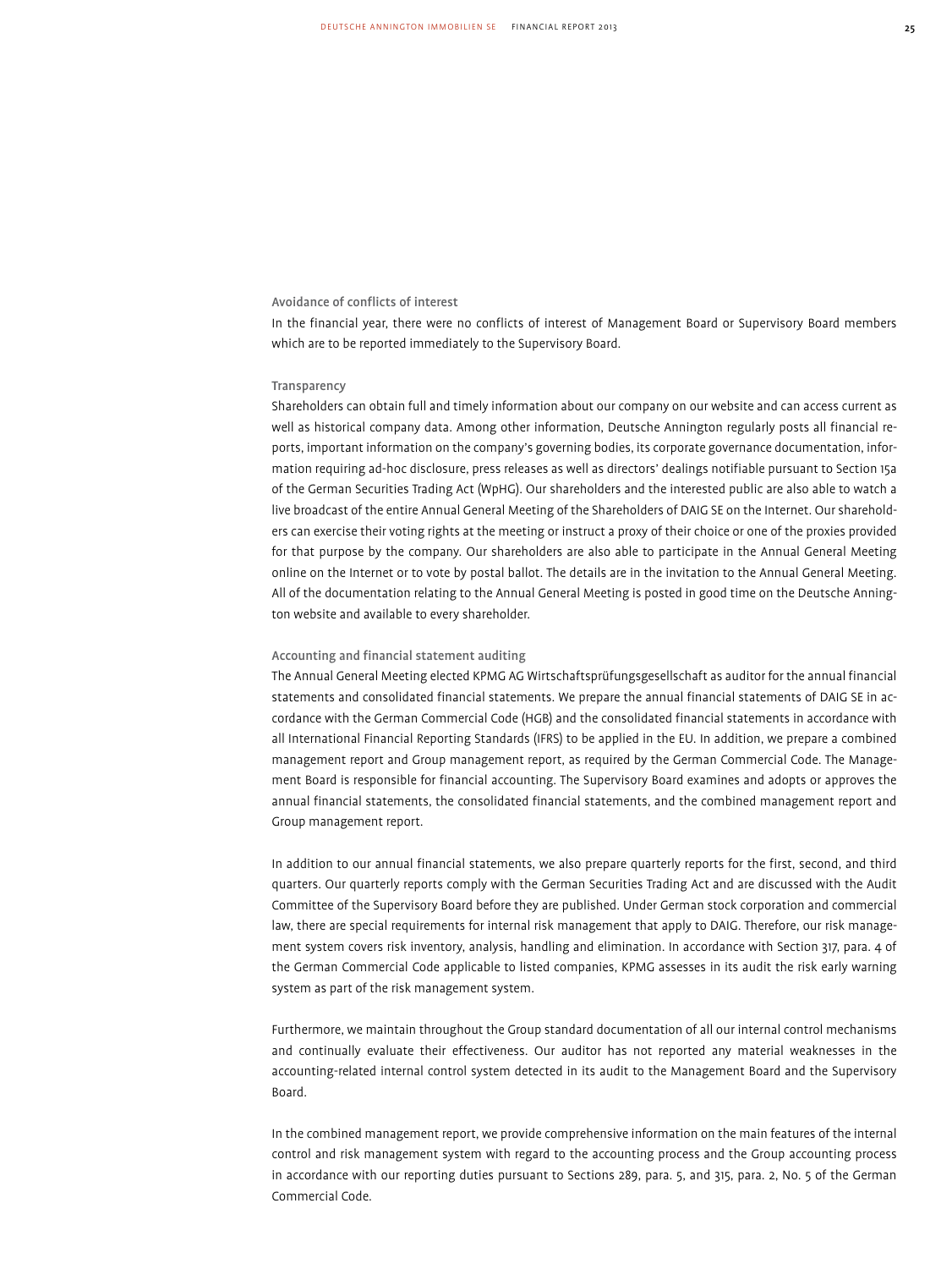### Avoidance of conflicts of interest

In the financial year, there were no conflicts of interest of Management Board or Supervisory Board members which are to be reported immediately to the Supervisory Board.

### Transparency

Shareholders can obtain full and timely information about our company on our website and can access current as well as historical company data. Among other information, Deutsche Annington regularly posts all financial reports, important information on the company's governing bodies, its corporate governance documentation, information requiring ad-hoc disclosure, press releases as well as directors' dealings notifiable pursuant to Section 15a of the German Securities Trading Act (WpHG). Our shareholders and the interested public are also able to watch a live broadcast of the entire Annual General Meeting of the Shareholders of DAIG SE on the Internet. Our shareholders can exercise their voting rights at the meeting or instruct a proxy of their choice or one of the proxies provided for that purpose by the company. Our shareholders are also able to participate in the Annual General Meeting online on the Internet or to vote by postal ballot. The details are in the invitation to the Annual General Meeting. All of the documentation relating to the Annual General Meeting is posted in good time on the Deutsche Annington website and available to every shareholder.

### Accounting and financial statement auditing

The Annual General Meeting elected KPMG AG Wirtschaftsprüfungsgesellschaft as auditor for the annual financial statements and consolidated financial statements. We prepare the annual financial statements of DAIG SE in accordance with the German Commercial Code (HGB) and the consolidated financial statements in accordance with all International Financial Reporting Standards (IFRS) to be applied in the EU. In addition, we prepare a combined management report and Group management report, as required by the German Commercial Code. The Management Board is responsible for financial accounting. The Supervisory Board examines and adopts or approves the annual financial statements, the consolidated financial statements, and the combined management report and Group management report.

In addition to our annual financial statements, we also prepare quarterly reports for the first, second, and third quarters. Our quarterly reports comply with the German Securities Trading Act and are discussed with the Audit Committee of the Supervisory Board before they are published. Under German stock corporation and commercial law, there are special requirements for internal risk management that apply to DAIG. Therefore, our risk management system covers risk inventory, analysis, handling and elimination. In accordance with Section 317, para. 4 of the German Commercial Code applicable to listed companies, KPMG assesses in its audit the risk early warning system as part of the risk management system.

Furthermore, we maintain throughout the Group standard documentation of all our internal control mechanisms and continually evaluate their effectiveness. Our auditor has not reported any material weaknesses in the accounting-related internal control system detected in its audit to the Management Board and the Supervisory Board.

In the combined management report, we provide comprehensive information on the main features of the internal control and risk management system with regard to the accounting process and the Group accounting process in accordance with our reporting duties pursuant to Sections 289, para. 5, and 315, para. 2, No. 5 of the German Commercial Code.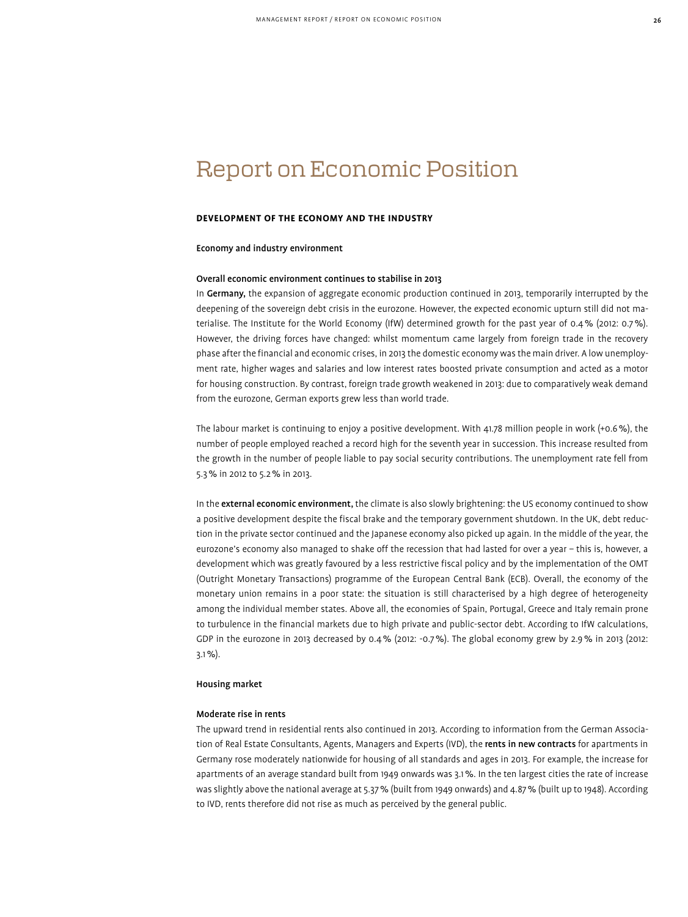# Report on Economic Position

## DEVELOPMENT OF THE ECONOMY AND THE INDUSTRY

### Economy and industry environment

#### Overall economic environment continues to stabilise in 2013

In **Germany,** the expansion of aggregate economic production continued in 2013, temporarily interrupted by the deepening of the sovereign debt crisis in the eurozone. However, the expected economic upturn still did not materialise. The Institute for the World Economy (IfW) determined growth for the past year of 0.4 % (2012: 0.7 %). However, the driving forces have changed: whilst momentum came largely from foreign trade in the recovery phase after the financial and economic crises, in 2013 the domestic economy was the main driver. A low unemployment rate, higher wages and salaries and low interest rates boosted private consumption and acted as a motor for housing construction. By contrast, foreign trade growth weakened in 2013: due to comparatively weak demand from the eurozone, German exports grew less than world trade.

The labour market is continuing to enjoy a positive development. With 41.78 million people in work (+0.6 %), the number of people employed reached a record high for the seventh year in succession. This increase resulted from the growth in the number of people liable to pay social security contributions. The unemployment rate fell from 5.3 % in 2012 to 5.2 % in 2013.

In the **external economic environment,** the climate is also slowly brightening: the US economy continued to show a positive development despite the fiscal brake and the temporary government shutdown. In the UK, debt reduction in the private sector continued and the Japanese economy also picked up again. In the middle of the year, the eurozone's economy also managed to shake off the recession that had lasted for over a year – this is, however, a development which was greatly favoured by a less restrictive fiscal policy and by the implementation of the OMT (Outright Monetary Transactions) programme of the European Central Bank (ECB). Overall, the economy of the monetary union remains in a poor state: the situation is still characterised by a high degree of heterogeneity among the individual member states. Above all, the economies of Spain, Portugal, Greece and Italy remain prone to turbulence in the financial markets due to high private and public-sector debt. According to IfW calculations, GDP in the eurozone in 2013 decreased by 0.4 % (2012: -0.7 %). The global economy grew by 2.9 % in 2013 (2012: 3.1 %).

### Housing market

#### Moderate rise in rents

The upward trend in residential rents also continued in 2013. According to information from the German Association of Real Estate Consultants, Agents, Managers and Experts (IVD), the **rents in new contracts** for apartments in Germany rose moderately nationwide for housing of all standards and ages in 2013. For example, the increase for apartments of an average standard built from 1949 onwards was 3.1 %. In the ten largest cities the rate of increase was slightly above the national average at 5.37 % (built from 1949 onwards) and 4.87 % (built up to 1948). According to IVD, rents therefore did not rise as much as perceived by the general public.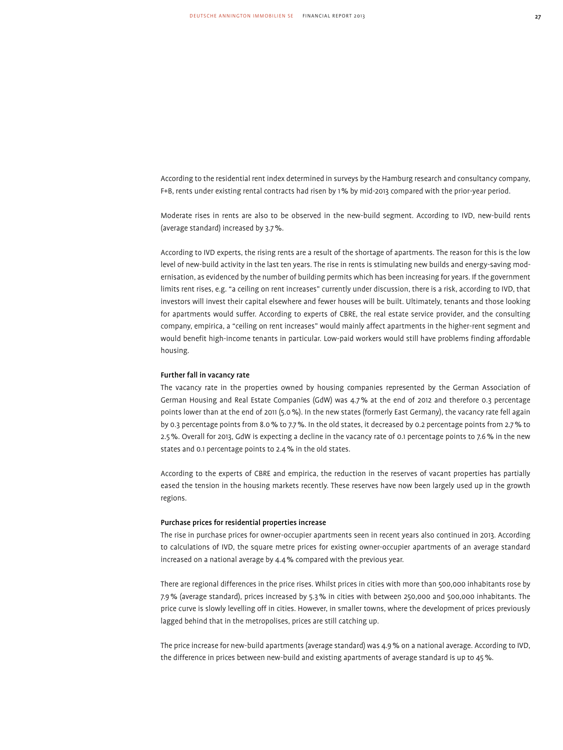According to the residential rent index determined in surveys by the Hamburg research and consultancy company, F+B, rents under existing rental contracts had risen by 1 % by mid-2013 compared with the prior-year period.

Moderate rises in rents are also to be observed in the new-build segment. According to IVD, new-build rents (average standard) increased by 3.7 %.

According to IVD experts, the rising rents are a result of the shortage of apartments. The reason for this is the low level of new-build activity in the last ten years. The rise in rents is stimulating new builds and energy-saving modernisation, as evidenced by the number of building permits which has been increasing for years. If the government limits rent rises, e.g. "a ceiling on rent increases" currently under discussion, there is a risk, according to IVD, that investors will invest their capital elsewhere and fewer houses will be built. Ultimately, tenants and those looking for apartments would suffer. According to experts of CBRE, the real estate service provider, and the consulting company, empirica, a "ceiling on rent increases" would mainly affect apartments in the higher-rent segment and would benefit high-income tenants in particular. Low-paid workers would still have problems finding affordable housing.

### Further fall in vacancy rate

The vacancy rate in the properties owned by housing companies represented by the German Association of German Housing and Real Estate Companies (GdW) was 4.7 % at the end of 2012 and therefore 0.3 percentage points lower than at the end of 2011 (5.0 %). In the new states (formerly East Germany), the vacancy rate fell again by 0.3 percentage points from 8.0 % to 7.7 %. In the old states, it decreased by 0.2 percentage points from 2.7 % to 2.5 %. Overall for 2013, GdW is expecting a decline in the vacancy rate of 0.1 percentage points to 7.6 % in the new states and 0.1 percentage points to 2.4 % in the old states.

According to the experts of CBRE and empirica, the reduction in the reserves of vacant properties has partially eased the tension in the housing markets recently. These reserves have now been largely used up in the growth regions.

### Purchase prices for residential properties increase

The rise in purchase prices for owner-occupier apartments seen in recent years also continued in 2013. According to calculations of IVD, the square metre prices for existing owner-occupier apartments of an average standard increased on a national average by 4.4 % compared with the previous year.

There are regional differences in the price rises. Whilst prices in cities with more than 500,000 inhabitants rose by 7.9 % (average standard), prices increased by 5.3 % in cities with between 250,000 and 500,000 inhabitants. The price curve is slowly levelling off in cities. However, in smaller towns, where the development of prices previously lagged behind that in the metropolises, prices are still catching up.

The price increase for new-build apartments (average standard) was 4.9 % on a national average. According to IVD, the difference in prices between new-build and existing apartments of average standard is up to 45 %.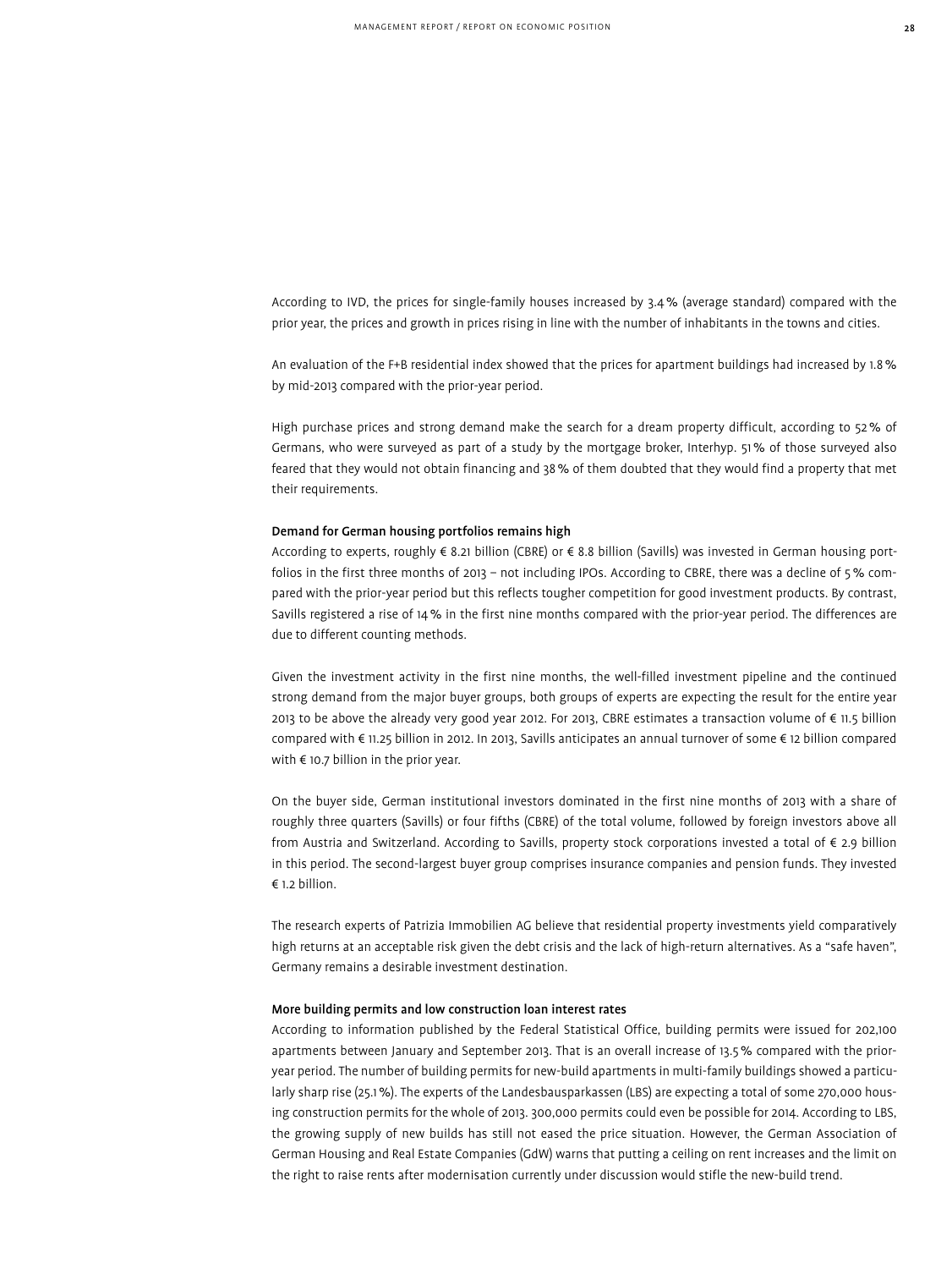According to IVD, the prices for single-family houses increased by 3.4 % (average standard) compared with the prior year, the prices and growth in prices rising in line with the number of inhabitants in the towns and cities.

An evaluation of the F+B residential index showed that the prices for apartment buildings had increased by 1.8 % by mid-2013 compared with the prior-year period.

High purchase prices and strong demand make the search for a dream property difficult, according to 52 % of Germans, who were surveyed as part of a study by the mortgage broker, Interhyp. 51 % of those surveyed also feared that they would not obtain financing and 38 % of them doubted that they would find a property that met their requirements.

**Demand for German housing portfolios remains high**

According to experts, roughly € 8.21 billion (CBRE) or € 8.8 billion (Savills) was invested in German housing portfolios in the first three months of 2013 – not including IPOs. According to CBRE, there was a decline of 5 % compared with the prior-year period but this reflects tougher competition for good investment products. By contrast, Savills registered a rise of 14 % in the first nine months compared with the prior-year period. The differences are due to different counting methods.

Given the investment activity in the first nine months, the well-filled investment pipeline and the continued strong demand from the major buyer groups, both groups of experts are expecting the result for the entire year 2013 to be above the already very good year 2012. For 2013, CBRE estimates a transaction volume of € 11.5 billion compared with € 11.25 billion in 2012. In 2013, Savills anticipates an annual turnover of some € 12 billion compared with € 10.7 billion in the prior year.

On the buyer side, German institutional investors dominated in the first nine months of 2013 with a share of roughly three quarters (Savills) or four fifths (CBRE) of the total volume, followed by foreign investors above all from Austria and Switzerland. According to Savills, property stock corporations invested a total of € 2.9 billion in this period. The second-largest buyer group comprises insurance companies and pension funds. They invested € 1.2 billion.

The research experts of Patrizia Immobilien AG believe that residential property investments yield comparatively high returns at an acceptable risk given the debt crisis and the lack of high-return alternatives. As a "safe haven", Germany remains a desirable investment destination.

**More building permits and low construction loan interest rates**

According to information published by the Federal Statistical Office, building permits were issued for 202,100 apartments between January and September 2013. That is an overall increase of 13.5 % compared with the prior-year period. The number of building permits for new-build apartments in multi-family buildings showed a particularly sharp rise (25.1 %). The experts of the Landesbausparkassen (LBS) are expecting a total of some 270,000 housing construction permits for the whole of 2013. 300,000 permits could even be possible for 2014. According to LBS, the growing supply of new builds has still not eased the price situation. However, the German Association of German Housing and Real Estate Companies (GdW) warns that putting a ceiling on rent increases and the limit on the right to raise rents after modernisation currently under discussion would stifle the new-build trend.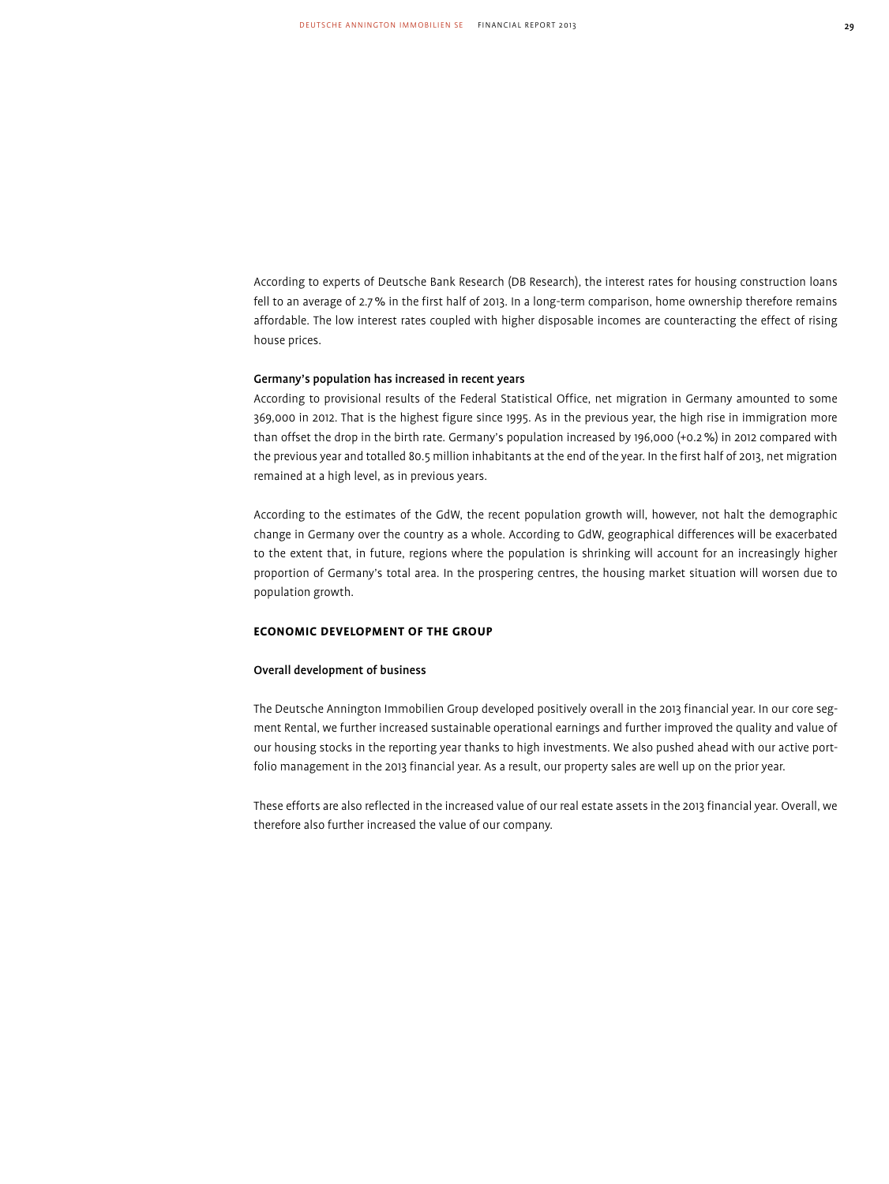According to experts of Deutsche Bank Research (DB Research), the interest rates for housing construction loans fell to an average of 2.7 % in the first half of 2013. In a long-term comparison, home ownership therefore remains affordable. The low interest rates coupled with higher disposable incomes are counteracting the effect of rising house prices.

### Germany's population has increased in recent years

According to provisional results of the Federal Statistical Office, net migration in Germany amounted to some 369,000 in 2012. That is the highest figure since 1995. As in the previous year, the high rise in immigration more than offset the drop in the birth rate. Germany's population increased by 196,000 (+0.2 %) in 2012 compared with the previous year and totalled 80.5 million inhabitants at the end of the year. In the first half of 2013, net migration remained at a high level, as in previous years.

According to the estimates of the GdW, the recent population growth will, however, not halt the demographic change in Germany over the country as a whole. According to GdW, geographical differences will be exacerbated to the extent that, in future, regions where the population is shrinking will account for an increasingly higher proportion of Germany's total area. In the prospering centres, the housing market situation will worsen due to population growth.

## ECONOMIC DEVELOPMENT OF THE GROUP

### Overall development of business

The Deutsche Annington Immobilien Group developed positively overall in the 2013 financial year. In our core segment Rental, we further increased sustainable operational earnings and further improved the quality and value of our housing stocks in the reporting year thanks to high investments. We also pushed ahead with our active portfolio management in the 2013 financial year. As a result, our property sales are well up on the prior year.

These efforts are also reflected in the increased value of our real estate assets in the 2013 financial year. Overall, we therefore also further increased the value of our company.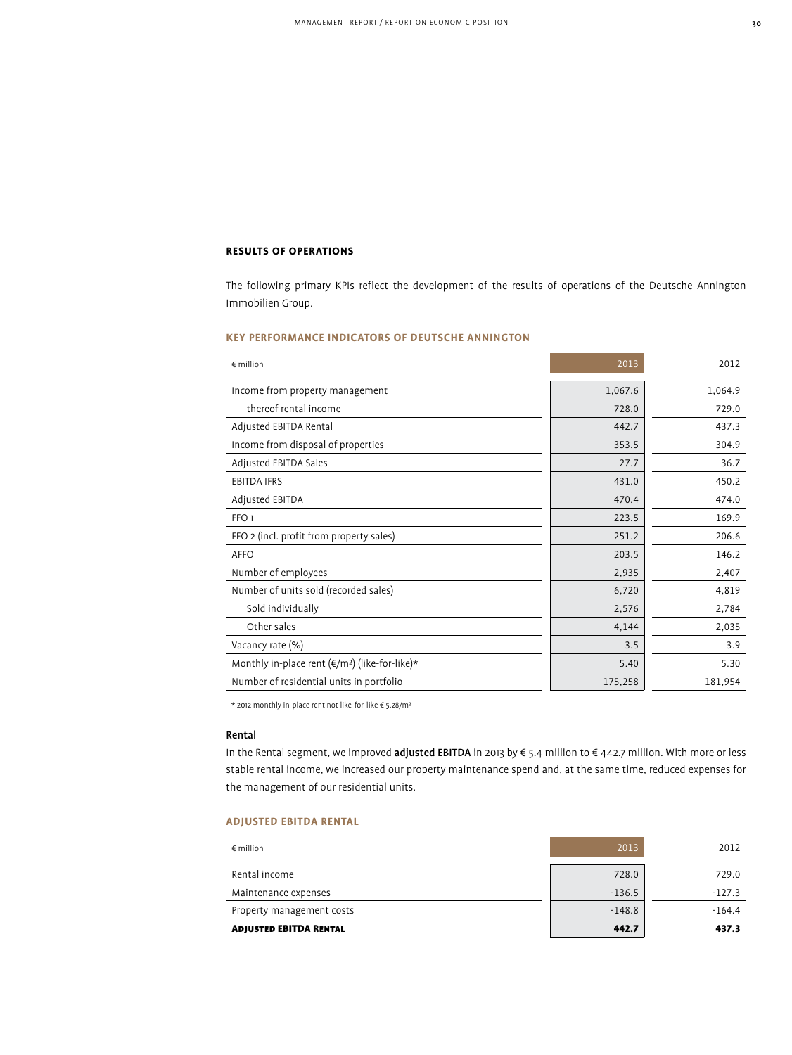## RESULTS OF OPERATIONS

The following primary KPIs reflect the development of the results of operations of the Deutsche Annington Immobilien Group.

### KEY PERFORMANCE INDICATORS OF DEUTSCHE ANNINGTON

| € million | 2013 | 2012 |
|---|---|---|
| Income from property management | 1,067.6 | 1,064.9 |
| thereof rental income | 728.0 | 729.0 |
| Adjusted EBITDA Rental | 442.7 | 437.3 |
| Income from disposal of properties | 353.5 | 304.9 |
| Adjusted EBITDA Sales | 27.7 | 36.7 |
| EBITDA IFRS | 431.0 | 450.2 |
| Adjusted EBITDA | 470.4 | 474.0 |
| FFO 1 | 223.5 | 169.9 |
| FFO 2 (incl. profit from property sales) | 251.2 | 206.6 |
| AFFO | 203.5 | 146.2 |
| Number of employees | 2,935 | 2,407 |
| Number of units sold (recorded sales) | 6,720 | 4,819 |
| Sold individually | 2,576 | 2,784 |
| Other sales | 4,144 | 2,035 |
| Vacancy rate (%) | 3.5 | 3.9 |
| Monthly in-place rent (€/m²) (like-for-like)* | 5.40 | 5.30 |
| Number of residential units in portfolio | 175,258 | 181,954 |

\* 2012 monthly in-place rent not like-for-like € 5.28/m²

### Rental

In the Rental segment, we improved **adjusted EBITDA** in 2013 by € 5.4 million to € 442.7 million. With more or less stable rental income, we increased our property maintenance spend and, at the same time, reduced expenses for the management of our residential units.

### ADJUSTED EBITDA RENTAL

| € million | 2013 | 2012 |
|---|---|---|
| Rental income | 728.0 | 729.0 |
| Maintenance expenses | -136.5 | -127.3 |
| Property management costs | -148.8 | -164.4 |
| **Adjusted EBITDA Rental** | **442.7** | **437.3** |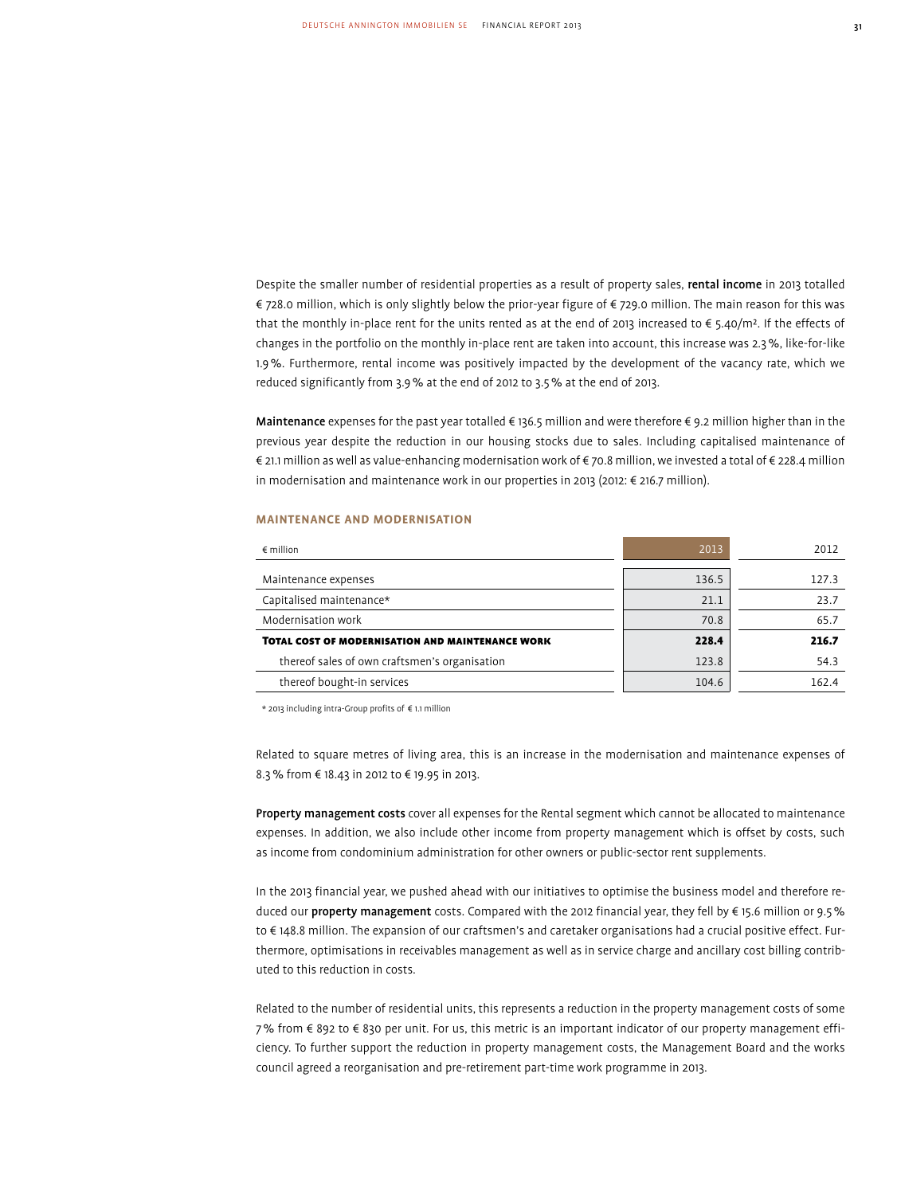Despite the smaller number of residential properties as a result of property sales, **rental income** in 2013 totalled € 728.0 million, which is only slightly below the prior-year figure of € 729.0 million. The main reason for this was that the monthly in-place rent for the units rented as at the end of 2013 increased to € 5.40/m². If the effects of changes in the portfolio on the monthly in-place rent are taken into account, this increase was 2.3 %, like-for-like 1.9 %. Furthermore, rental income was positively impacted by the development of the vacancy rate, which we reduced significantly from 3.9 % at the end of 2012 to 3.5 % at the end of 2013.

**Maintenance** expenses for the past year totalled € 136.5 million and were therefore € 9.2 million higher than in the previous year despite the reduction in our housing stocks due to sales. Including capitalised maintenance of € 21.1 million as well as value-enhancing modernisation work of € 70.8 million, we invested a total of € 228.4 million in modernisation and maintenance work in our properties in 2013 (2012: € 216.7 million).

### MAINTENANCE AND MODERNISATION

| € million | 2013 | 2012 |
|---|---|---|
| Maintenance expenses | 136.5 | 127.3 |
| Capitalised maintenance* | 21.1 | 23.7 |
| Modernisation work | 70.8 | 65.7 |
| **Total cost of modernisation and maintenance work** | **228.4** | **216.7** |
| thereof sales of own craftsmen's organisation | 123.8 | 54.3 |
| thereof bought-in services | 104.6 | 162.4 |

\* 2013 including intra-Group profits of € 1.1 million

Related to square metres of living area, this is an increase in the modernisation and maintenance expenses of 8.3 % from € 18.43 in 2012 to € 19.95 in 2013.

**Property management costs** cover all expenses for the Rental segment which cannot be allocated to maintenance expenses. In addition, we also include other income from property management which is offset by costs, such as income from condominium administration for other owners or public-sector rent supplements.

In the 2013 financial year, we pushed ahead with our initiatives to optimise the business model and therefore reduced our **property management** costs. Compared with the 2012 financial year, they fell by € 15.6 million or 9.5 % to € 148.8 million. The expansion of our craftsmen's and caretaker organisations had a crucial positive effect. Furthermore, optimisations in receivables management as well as in service charge and ancillary cost billing contributed to this reduction in costs.

Related to the number of residential units, this represents a reduction in the property management costs of some 7 % from € 892 to € 830 per unit. For us, this metric is an important indicator of our property management efficiency. To further support the reduction in property management costs, the Management Board and the works council agreed a reorganisation and pre-retirement part-time work programme in 2013.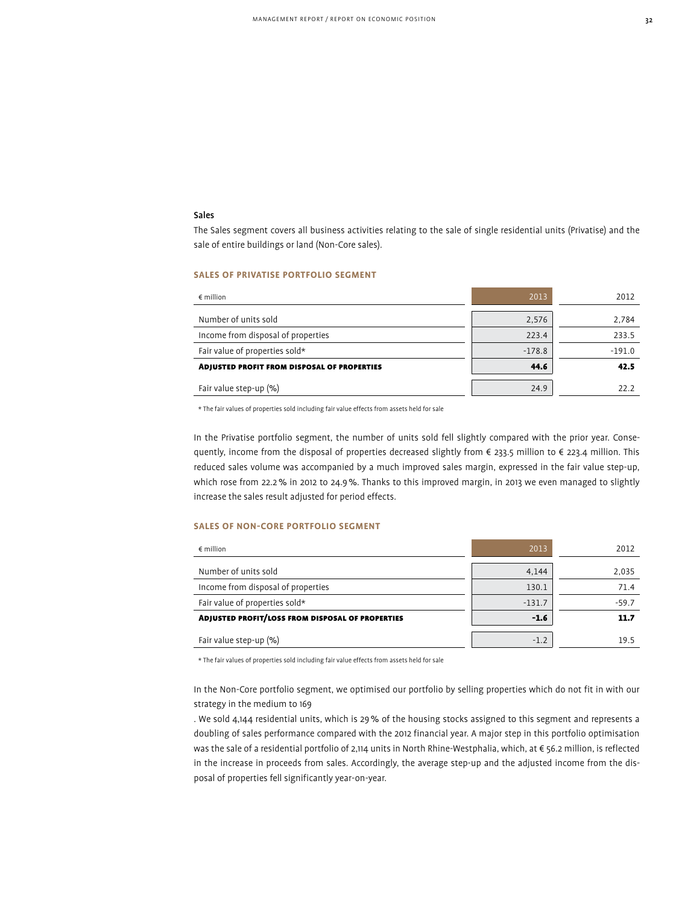### Sales

The Sales segment covers all business activities relating to the sale of single residential units (Privatise) and the sale of entire buildings or land (Non-Core sales).

#### SALES OF PRIVATISE PORTFOLIO SEGMENT

| € million | 2013 | 2012 |
|---|---|---|
| Number of units sold | 2,576 | 2,784 |
| Income from disposal of properties | 223.4 | 233.5 |
| Fair value of properties sold* | -178.8 | -191.0 |
| **ADJUSTED PROFIT FROM DISPOSAL OF PROPERTIES** | **44.6** | **42.5** |
| Fair value step-up (%) | 24.9 | 22.2 |

\* The fair values of properties sold including fair value effects from assets held for sale

In the Privatise portfolio segment, the number of units sold fell slightly compared with the prior year. Consequently, income from the disposal of properties decreased slightly from € 233.5 million to € 223.4 million. This reduced sales volume was accompanied by a much improved sales margin, expressed in the fair value step-up, which rose from 22.2 % in 2012 to 24.9 %. Thanks to this improved margin, in 2013 we even managed to slightly increase the sales result adjusted for period effects.

#### SALES OF NON-CORE PORTFOLIO SEGMENT

| € million | 2013 | 2012 |
|---|---|---|
| Number of units sold | 4,144 | 2,035 |
| Income from disposal of properties | 130.1 | 71.4 |
| Fair value of properties sold* | -131.7 | -59.7 |
| **ADJUSTED PROFIT/LOSS FROM DISPOSAL OF PROPERTIES** | **-1.6** | **11.7** |
| Fair value step-up (%) | -1.2 | 19.5 |

\* The fair values of properties sold including fair value effects from assets held for sale

In the Non-Core portfolio segment, we optimised our portfolio by selling properties which do not fit in with our strategy in the medium to 169

. We sold 4,144 residential units, which is 29 % of the housing stocks assigned to this segment and represents a doubling of sales performance compared with the 2012 financial year. A major step in this portfolio optimisation was the sale of a residential portfolio of 2,114 units in North Rhine-Westphalia, which, at € 56.2 million, is reflected in the increase in proceeds from sales. Accordingly, the average step-up and the adjusted income from the disposal of properties fell significantly year-on-year.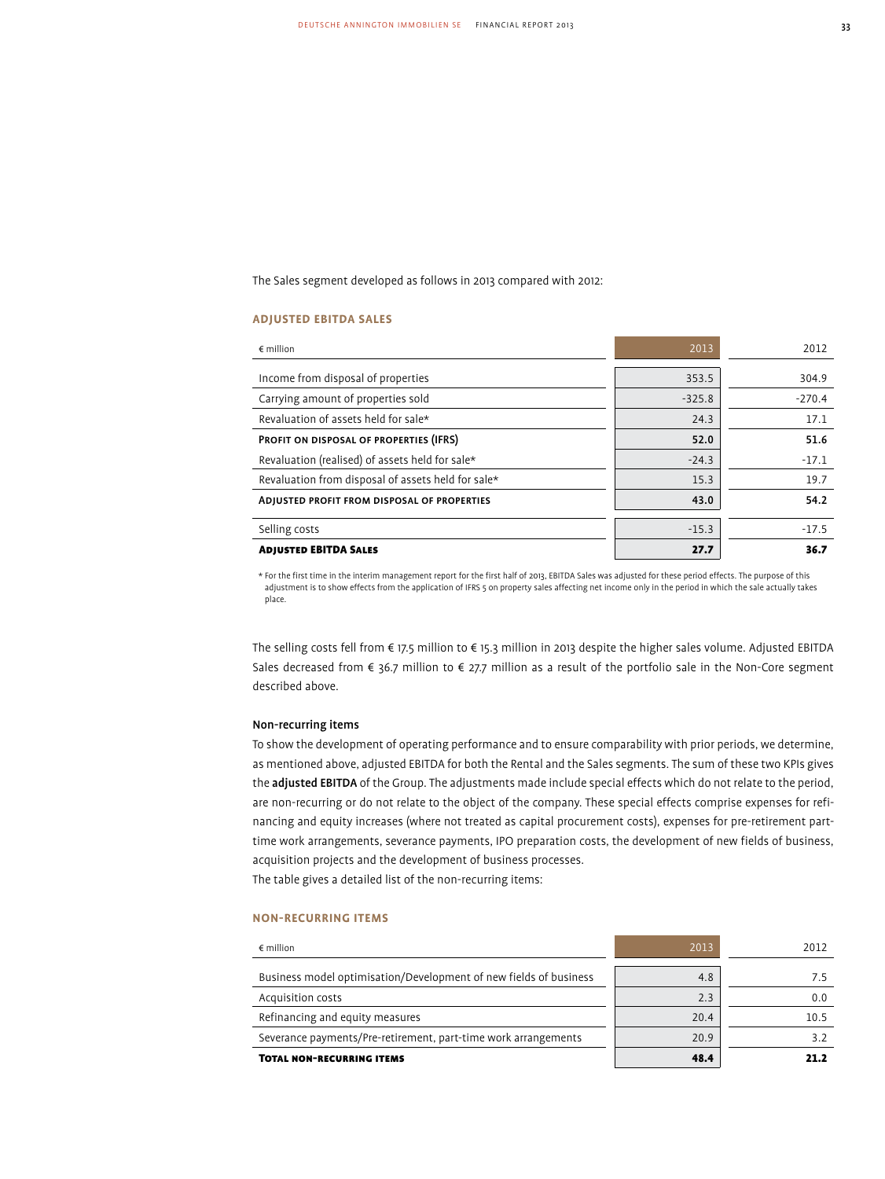The Sales segment developed as follows in 2013 compared with 2012:

### ADJUSTED EBITDA SALES

| € million | 2013 | 2012 |
|---|---|---|
| Income from disposal of properties | 353.5 | 304.9 |
| Carrying amount of properties sold | -325.8 | -270.4 |
| Revaluation of assets held for sale* | 24.3 | 17.1 |
| **PROFIT ON DISPOSAL OF PROPERTIES (IFRS)** | **52.0** | **51.6** |
| Revaluation (realised) of assets held for sale* | -24.3 | -17.1 |
| Revaluation from disposal of assets held for sale* | 15.3 | 19.7 |
| **ADJUSTED PROFIT FROM DISPOSAL OF PROPERTIES** | **43.0** | **54.2** |
| Selling costs | -15.3 | -17.5 |
| **ADJUSTED EBITDA SALES** | **27.7** | **36.7** |

* For the first time in the interim management report for the first half of 2013, EBITDA Sales was adjusted for these period effects. The purpose of this adjustment is to show effects from the application of IFRS 5 on property sales affecting net income only in the period in which the sale actually takes place.

The selling costs fell from € 17.5 million to € 15.3 million in 2013 despite the higher sales volume. Adjusted EBITDA Sales decreased from € 36.7 million to € 27.7 million as a result of the portfolio sale in the Non-Core segment described above.

#### Non-recurring items

To show the development of operating performance and to ensure comparability with prior periods, we determine, as mentioned above, adjusted EBITDA for both the Rental and the Sales segments. The sum of these two KPIs gives the **adjusted EBITDA** of the Group. The adjustments made include special effects which do not relate to the period, are non-recurring or do not relate to the object of the company. These special effects comprise expenses for refinancing and equity increases (where not treated as capital procurement costs), expenses for pre-retirement part-time work arrangements, severance payments, IPO preparation costs, the development of new fields of business, acquisition projects and the development of business processes.

The table gives a detailed list of the non-recurring items:

### NON-RECURRING ITEMS

| € million | 2013 | 2012 |
|---|---|---|
| Business model optimisation/Development of new fields of business | 4.8 | 7.5 |
| Acquisition costs | 2.3 | 0.0 |
| Refinancing and equity measures | 20.4 | 10.5 |
| Severance payments/Pre-retirement, part-time work arrangements | 20.9 | 3.2 |
| **TOTAL NON-RECURRING ITEMS** | **48.4** | **21.2** |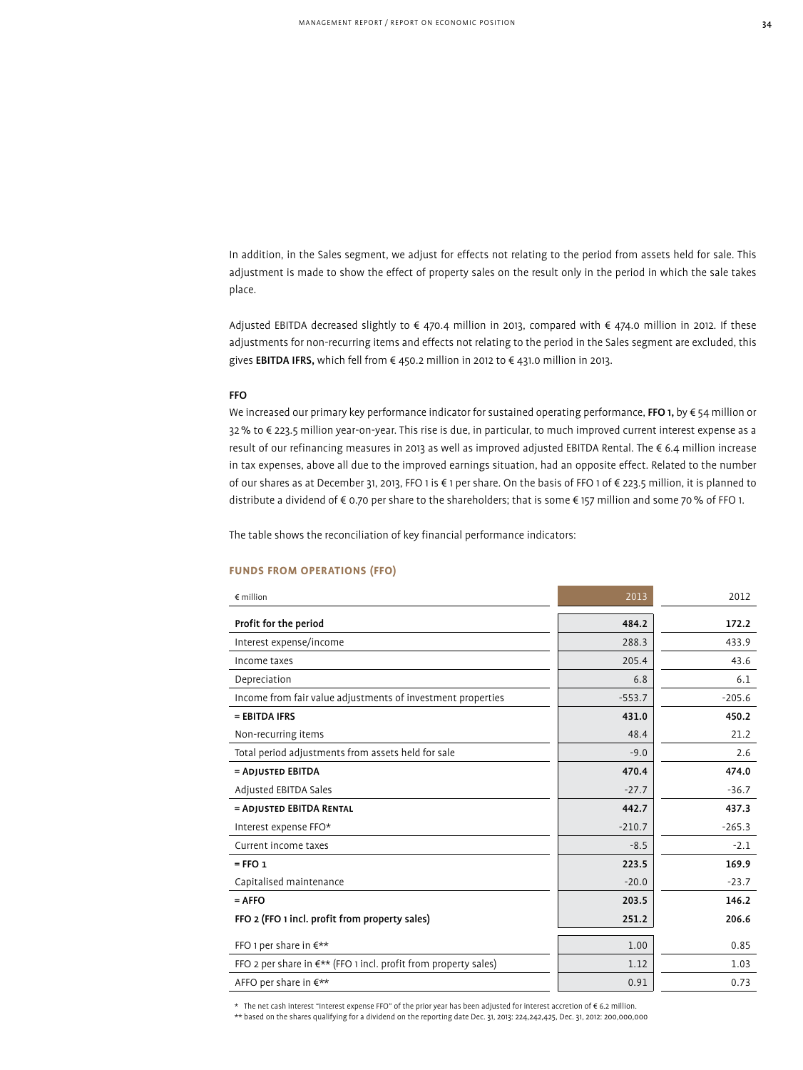In addition, in the Sales segment, we adjust for effects not relating to the period from assets held for sale. This adjustment is made to show the effect of property sales on the result only in the period in which the sale takes place.

Adjusted EBITDA decreased slightly to € 470.4 million in 2013, compared with € 474.0 million in 2012. If these adjustments for non-recurring items and effects not relating to the period in the Sales segment are excluded, this gives **EBITDA IFRS,** which fell from € 450.2 million in 2012 to € 431.0 million in 2013.

### FFO

We increased our primary key performance indicator for sustained operating performance, **FFO 1,** by € 54 million or 32 % to € 223.5 million year-on-year. This rise is due, in particular, to much improved current interest expense as a result of our refinancing measures in 2013 as well as improved adjusted EBITDA Rental. The € 6.4 million increase in tax expenses, above all due to the improved earnings situation, had an opposite effect. Related to the number of our shares as at December 31, 2013, FFO 1 is € 1 per share. On the basis of FFO 1 of € 223.5 million, it is planned to distribute a dividend of € 0.70 per share to the shareholders; that is some € 157 million and some 70 % of FFO 1.

The table shows the reconciliation of key financial performance indicators:

### FUNDS FROM OPERATIONS (FFO)

| € million | 2013 | 2012 |
|---|---|---|
| **Profit for the period** | **484.2** | **172.2** |
| Interest expense/income | 288.3 | 433.9 |
| Income taxes | 205.4 | 43.6 |
| Depreciation | 6.8 | 6.1 |
| Income from fair value adjustments of investment properties | -553.7 | -205.6 |
| **= EBITDA IFRS** | **431.0** | **450.2** |
| Non-recurring items | 48.4 | 21.2 |
| Total period adjustments from assets held for sale | -9.0 | 2.6 |
| **= Adjusted EBITDA** | **470.4** | **474.0** |
| Adjusted EBITDA Sales | -27.7 | -36.7 |
| **= Adjusted EBITDA Rental** | **442.7** | **437.3** |
| Interest expense FFO* | -210.7 | -265.3 |
| Current income taxes | -8.5 | -2.1 |
| **= FFO 1** | **223.5** | **169.9** |
| Capitalised maintenance | -20.0 | -23.7 |
| **= AFFO** | **203.5** | **146.2** |
| **FFO 2 (FFO 1 incl. profit from property sales)** | **251.2** | **206.6** |
| FFO 1 per share in €** | 1.00 | 0.85 |
| FFO 2 per share in €** (FFO 1 incl. profit from property sales) | 1.12 | 1.03 |
| AFFO per share in €** | 0.91 | 0.73 |

\* The net cash interest "Interest expense FFO" of the prior year has been adjusted for interest accretion of € 6.2 million.

** based on the shares qualifying for a dividend on the reporting date Dec. 31, 2013: 224,242,425, Dec. 31, 2012: 200,000,000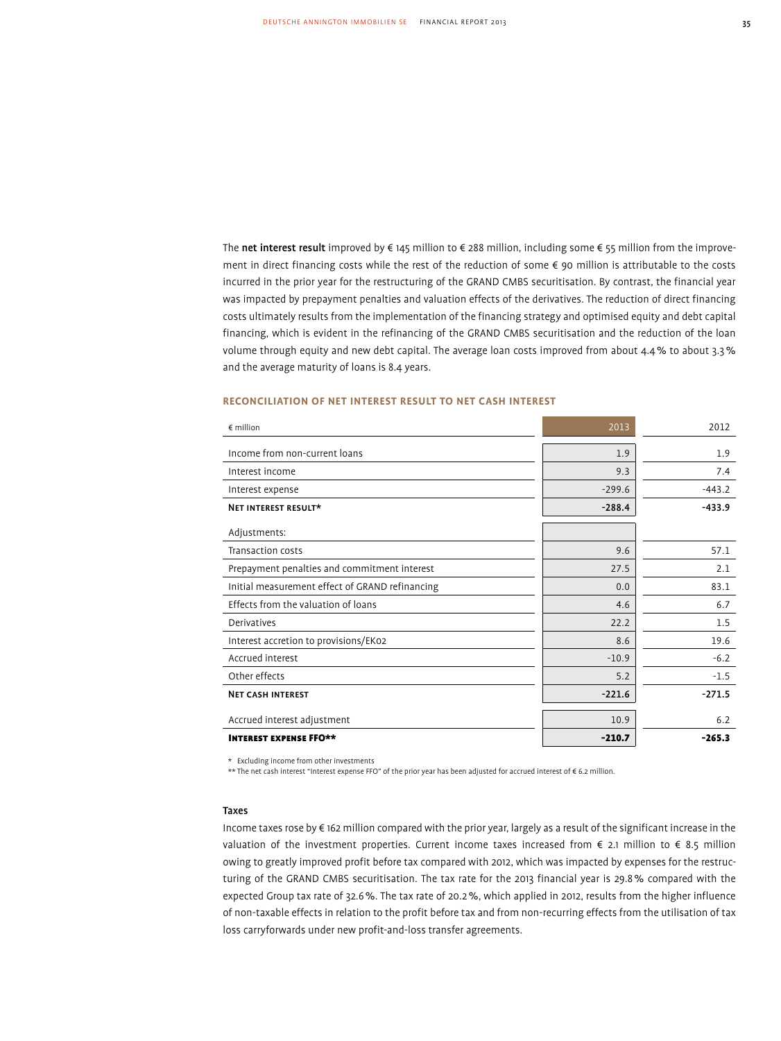The **net interest result** improved by € 145 million to € 288 million, including some € 55 million from the improvement in direct financing costs while the rest of the reduction of some € 90 million is attributable to the costs incurred in the prior year for the restructuring of the GRAND CMBS securitisation. By contrast, the financial year was impacted by prepayment penalties and valuation effects of the derivatives. The reduction of direct financing costs ultimately results from the implementation of the financing strategy and optimised equity and debt capital financing, which is evident in the refinancing of the GRAND CMBS securitisation and the reduction of the loan volume through equity and new debt capital. The average loan costs improved from about 4.4 % to about 3.3 % and the average maturity of loans is 8.4 years.

### RECONCILIATION OF NET INTEREST RESULT TO NET CASH INTEREST

| € million | 2013 | 2012 |
|---|---|---|
| Income from non-current loans | 1.9 | 1.9 |
| Interest income | 9.3 | 7.4 |
| Interest expense | -299.6 | -443.2 |
| **NET INTEREST RESULT*** | **-288.4** | **-433.9** |
| Adjustments: | | |
| Transaction costs | 9.6 | 57.1 |
| Prepayment penalties and commitment interest | 27.5 | 2.1 |
| Initial measurement effect of GRAND refinancing | 0.0 | 83.1 |
| Effects from the valuation of loans | 4.6 | 6.7 |
| Derivatives | 22.2 | 1.5 |
| Interest accretion to provisions/EK02 | 8.6 | 19.6 |
| Accrued interest | -10.9 | -6.2 |
| Other effects | 5.2 | -1.5 |
| **NET CASH INTEREST** | **-221.6** | **-271.5** |
| Accrued interest adjustment | 10.9 | 6.2 |
| **INTEREST EXPENSE FFO**** | **-210.7** | **-265.3** |

\* Excluding income from other investments

** The net cash interest "Interest expense FFO" of the prior year has been adjusted for accrued interest of € 6.2 million.

#### Taxes

Income taxes rose by € 162 million compared with the prior year, largely as a result of the significant increase in the valuation of the investment properties. Current income taxes increased from € 2.1 million to € 8.5 million owing to greatly improved profit before tax compared with 2012, which was impacted by expenses for the restructuring of the GRAND CMBS securitisation. The tax rate for the 2013 financial year is 29.8 % compared with the expected Group tax rate of 32.6 %. The tax rate of 20.2 %, which applied in 2012, results from the higher influence of non-taxable effects in relation to the profit before tax and from non-recurring effects from the utilisation of tax loss carryforwards under new profit-and-loss transfer agreements.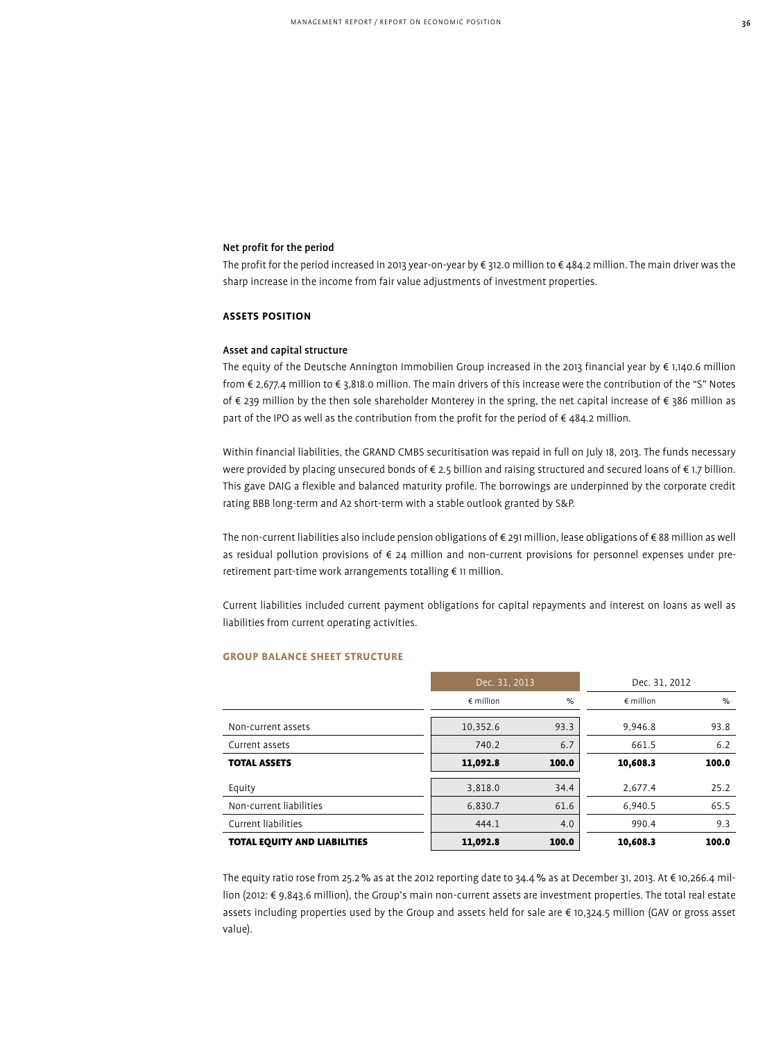### Net profit for the period

The profit for the period increased in 2013 year-on-year by € 312.0 million to € 484.2 million. The main driver was the sharp increase in the income from fair value adjustments of investment properties.

## ASSETS POSITION

### Asset and capital structure

The equity of the Deutsche Annington Immobilien Group increased in the 2013 financial year by € 1,140.6 million from € 2,677.4 million to € 3,818.0 million. The main drivers of this increase were the contribution of the "S" Notes of € 239 million by the then sole shareholder Monterey in the spring, the net capital increase of € 386 million as part of the IPO as well as the contribution from the profit for the period of € 484.2 million.

Within financial liabilities, the GRAND CMBS securitisation was repaid in full on July 18, 2013. The funds necessary were provided by placing unsecured bonds of € 2.5 billion and raising structured and secured loans of € 1.7 billion. This gave DAIG a flexible and balanced maturity profile. The borrowings are underpinned by the corporate credit rating BBB long-term and A2 short-term with a stable outlook granted by S&P.

The non-current liabilities also include pension obligations of € 291 million, lease obligations of € 88 million as well as residual pollution provisions of € 24 million and non-current provisions for personnel expenses under pre-retirement part-time work arrangements totalling € 11 million.

Current liabilities included current payment obligations for capital repayments and interest on loans as well as liabilities from current operating activities.

**GROUP BALANCE SHEET STRUCTURE**

| | Dec. 31, 2013 | | Dec. 31, 2012 | |
|---|---|---|---|---|
| | € million | % | € million | % |
| Non-current assets | 10,352.6 | 93.3 | 9,946.8 | 93.8 |
| Current assets | 740.2 | 6.7 | 661.5 | 6.2 |
| **TOTAL ASSETS** | **11,092.8** | **100.0** | **10,608.3** | **100.0** |
| Equity | 3,818.0 | 34.4 | 2,677.4 | 25.2 |
| Non-current liabilities | 6,830.7 | 61.6 | 6,940.5 | 65.5 |
| Current liabilities | 444.1 | 4.0 | 990.4 | 9.3 |
| **TOTAL EQUITY AND LIABILITIES** | **11,092.8** | **100.0** | **10,608.3** | **100.0** |

The equity ratio rose from 25.2 % as at the 2012 reporting date to 34.4 % as at December 31, 2013. At € 10,266.4 million (2012: € 9,843.6 million), the Group's main non-current assets are investment properties. The total real estate assets including properties used by the Group and assets held for sale are € 10,324.5 million (GAV or gross asset value).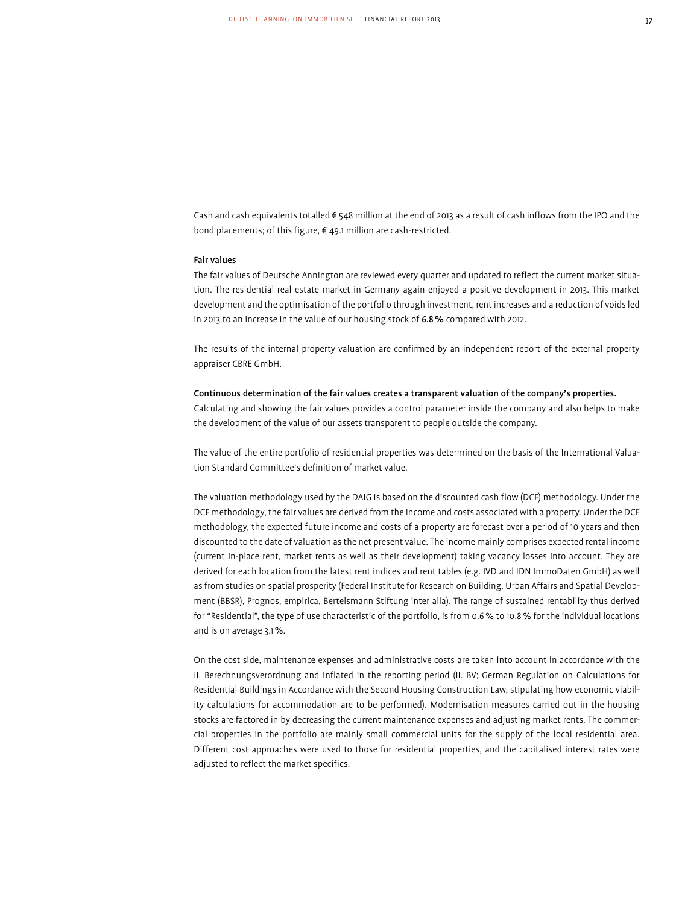Cash and cash equivalents totalled € 548 million at the end of 2013 as a result of cash inflows from the IPO and the bond placements; of this figure, € 49.1 million are cash-restricted.

**Fair values**

The fair values of Deutsche Annington are reviewed every quarter and updated to reflect the current market situation. The residential real estate market in Germany again enjoyed a positive development in 2013. This market development and the optimisation of the portfolio through investment, rent increases and a reduction of voids led in 2013 to an increase in the value of our housing stock of **6.8 %** compared with 2012.

The results of the internal property valuation are confirmed by an independent report of the external property appraiser CBRE GmbH.

**Continuous determination of the fair values creates a transparent valuation of the company's properties.**
Calculating and showing the fair values provides a control parameter inside the company and also helps to make the development of the value of our assets transparent to people outside the company.

The value of the entire portfolio of residential properties was determined on the basis of the International Valuation Standard Committee's definition of market value.

The valuation methodology used by the DAIG is based on the discounted cash flow (DCF) methodology. Under the DCF methodology, the fair values are derived from the income and costs associated with a property. Under the DCF methodology, the expected future income and costs of a property are forecast over a period of 10 years and then discounted to the date of valuation as the net present value. The income mainly comprises expected rental income (current in-place rent, market rents as well as their development) taking vacancy losses into account. They are derived for each location from the latest rent indices and rent tables (e.g. IVD and IDN ImmoDaten GmbH) as well as from studies on spatial prosperity (Federal Institute for Research on Building, Urban Affairs and Spatial Development (BBSR), Prognos, empirica, Bertelsmann Stiftung inter alia). The range of sustained rentability thus derived for "Residential", the type of use characteristic of the portfolio, is from 0.6 % to 10.8 % for the individual locations and is on average 3.1 %.

On the cost side, maintenance expenses and administrative costs are taken into account in accordance with the II. Berechnungsverordnung and inflated in the reporting period (II. BV; German Regulation on Calculations for Residential Buildings in Accordance with the Second Housing Construction Law, stipulating how economic viability calculations for accommodation are to be performed). Modernisation measures carried out in the housing stocks are factored in by decreasing the current maintenance expenses and adjusting market rents. The commercial properties in the portfolio are mainly small commercial units for the supply of the local residential area. Different cost approaches were used to those for residential properties, and the capitalised interest rates were adjusted to reflect the market specifics.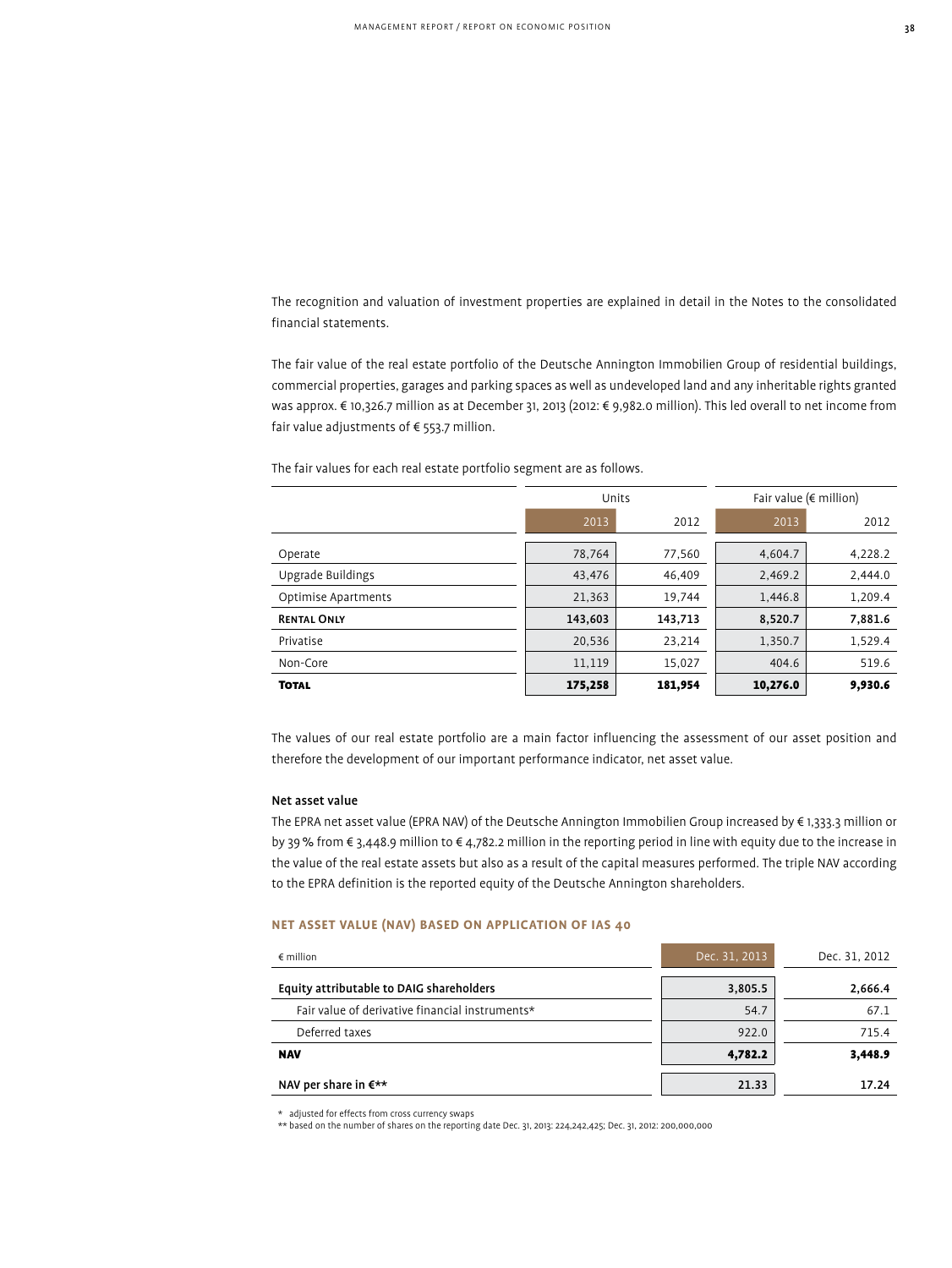The recognition and valuation of investment properties are explained in detail in the Notes to the consolidated financial statements.

The fair value of the real estate portfolio of the Deutsche Annington Immobilien Group of residential buildings, commercial properties, garages and parking spaces as well as undeveloped land and any inheritable rights granted was approx. € 10,326.7 million as at December 31, 2013 (2012: € 9,982.0 million). This led overall to net income from fair value adjustments of € 553.7 million.

The fair values for each real estate portfolio segment are as follows.

| | Units | | Fair value (€ million) | |
|---|---|---|---|---|
| | 2013 | 2012 | 2013 | 2012 |
| Operate | 78,764 | 77,560 | 4,604.7 | 4,228.2 |
| Upgrade Buildings | 43,476 | 46,409 | 2,469.2 | 2,444.0 |
| Optimise Apartments | 21,363 | 19,744 | 1,446.8 | 1,209.4 |
| **Rental Only** | **143,603** | **143,713** | **8,520.7** | **7,881.6** |
| Privatise | 20,536 | 23,214 | 1,350.7 | 1,529.4 |
| Non-Core | 11,119 | 15,027 | 404.6 | 519.6 |
| **Total** | **175,258** | **181,954** | **10,276.0** | **9,930.6** |

The values of our real estate portfolio are a main factor influencing the assessment of our asset position and therefore the development of our important performance indicator, net asset value.

### Net asset value

The EPRA net asset value (EPRA NAV) of the Deutsche Annington Immobilien Group increased by € 1,333.3 million or by 39 % from € 3,448.9 million to € 4,782.2 million in the reporting period in line with equity due to the increase in the value of the real estate assets but also as a result of the capital measures performed. The triple NAV according to the EPRA definition is the reported equity of the Deutsche Annington shareholders.

### Net Asset Value (NAV) Based on Application of IAS 40

| € million | Dec. 31, 2013 | Dec. 31, 2012 |
|---|---|---|
| **Equity attributable to DAIG shareholders** | **3,805.5** | **2,666.4** |
| Fair value of derivative financial instruments* | 54.7 | 67.1 |
| Deferred taxes | 922.0 | 715.4 |
| **NAV** | **4,782.2** | **3,448.9** |
| **NAV per share in €**** | **21.33** | **17.24** |

* adjusted for effects from cross currency swaps
** based on the number of shares on the reporting date Dec. 31, 2013: 224,242,425; Dec. 31, 2012: 200,000,000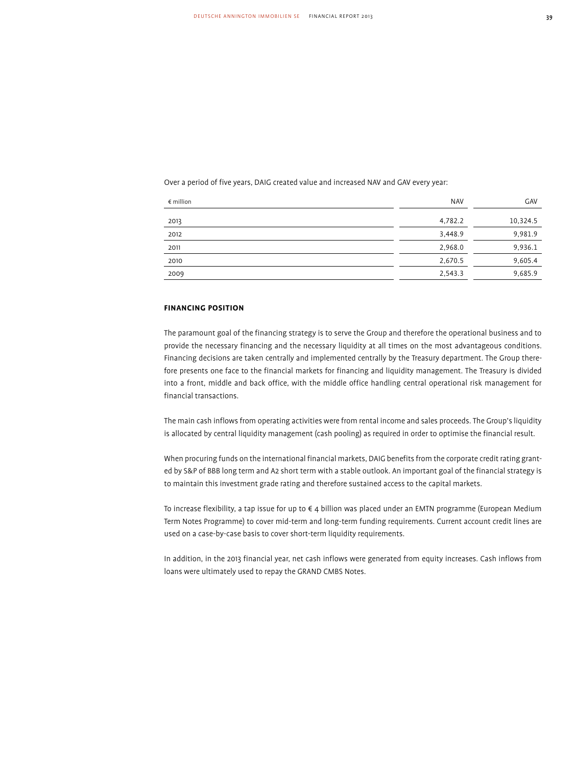Over a period of five years, DAIG created value and increased NAV and GAV every year:

| € million | NAV | GAV |
| --- | --- | --- |
| 2013 | 4,782.2 | 10,324.5 |
| 2012 | 3,448.9 | 9,981.9 |
| 2011 | 2,968.0 | 9,936.1 |
| 2010 | 2,670.5 | 9,605.4 |
| 2009 | 2,543.3 | 9,685.9 |

## FINANCING POSITION

The paramount goal of the financing strategy is to serve the Group and therefore the operational business and to provide the necessary financing and the necessary liquidity at all times on the most advantageous conditions. Financing decisions are taken centrally and implemented centrally by the Treasury department. The Group therefore presents one face to the financial markets for financing and liquidity management. The Treasury is divided into a front, middle and back office, with the middle office handling central operational risk management for financial transactions.

The main cash inflows from operating activities were from rental income and sales proceeds. The Group's liquidity is allocated by central liquidity management (cash pooling) as required in order to optimise the financial result.

When procuring funds on the international financial markets, DAIG benefits from the corporate credit rating granted by S&P of BBB long term and A2 short term with a stable outlook. An important goal of the financial strategy is to maintain this investment grade rating and therefore sustained access to the capital markets.

To increase flexibility, a tap issue for up to € 4 billion was placed under an EMTN programme (European Medium Term Notes Programme) to cover mid-term and long-term funding requirements. Current account credit lines are used on a case-by-case basis to cover short-term liquidity requirements.

In addition, in the 2013 financial year, net cash inflows were generated from equity increases. Cash inflows from loans were ultimately used to repay the GRAND CMBS Notes.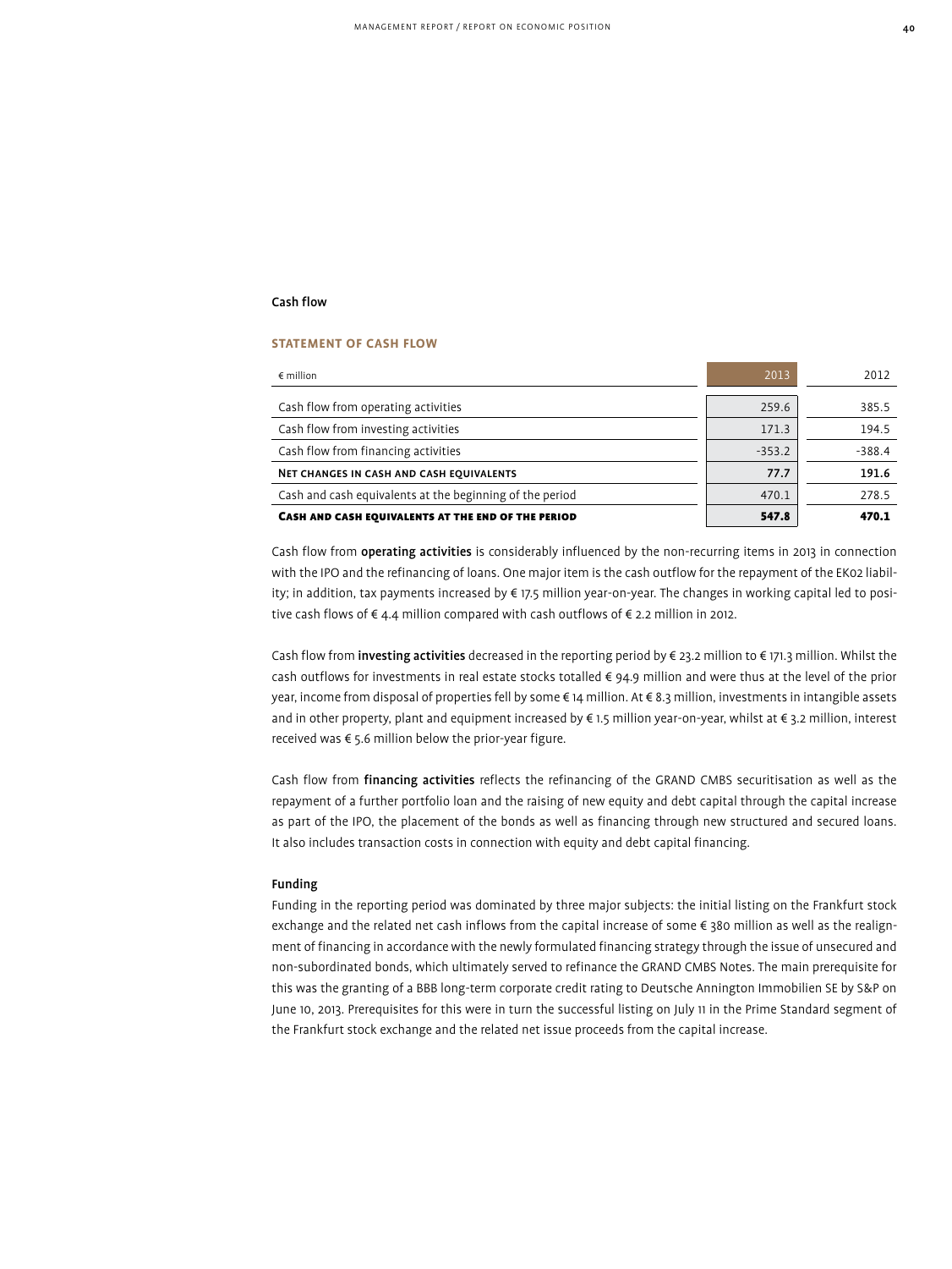## Cash flow

### STATEMENT OF CASH FLOW

| € million | 2013 | 2012 |
|---|---|---|
| Cash flow from operating activities | 259.6 | 385.5 |
| Cash flow from investing activities | 171.3 | 194.5 |
| Cash flow from financing activities | -353.2 | -388.4 |
| **Net changes in cash and cash equivalents** | **77.7** | **191.6** |
| Cash and cash equivalents at the beginning of the period | 470.1 | 278.5 |
| **Cash and cash equivalents at the end of the period** | **547.8** | **470.1** |

Cash flow from **operating activities** is considerably influenced by the non-recurring items in 2013 in connection with the IPO and the refinancing of loans. One major item is the cash outflow for the repayment of the EK02 liability; in addition, tax payments increased by € 17.5 million year-on-year. The changes in working capital led to positive cash flows of € 4.4 million compared with cash outflows of € 2.2 million in 2012.

Cash flow from **investing activities** decreased in the reporting period by € 23.2 million to € 171.3 million. Whilst the cash outflows for investments in real estate stocks totalled € 94.9 million and were thus at the level of the prior year, income from disposal of properties fell by some € 14 million. At € 8.3 million, investments in intangible assets and in other property, plant and equipment increased by € 1.5 million year-on-year, whilst at € 3.2 million, interest received was € 5.6 million below the prior-year figure.

Cash flow from **financing activities** reflects the refinancing of the GRAND CMBS securitisation as well as the repayment of a further portfolio loan and the raising of new equity and debt capital through the capital increase as part of the IPO, the placement of the bonds as well as financing through new structured and secured loans. It also includes transaction costs in connection with equity and debt capital financing.

## Funding

Funding in the reporting period was dominated by three major subjects: the initial listing on the Frankfurt stock exchange and the related net cash inflows from the capital increase of some € 380 million as well as the realignment of financing in accordance with the newly formulated financing strategy through the issue of unsecured and non-subordinated bonds, which ultimately served to refinance the GRAND CMBS Notes. The main prerequisite for this was the granting of a BBB long-term corporate credit rating to Deutsche Annington Immobilien SE by S&P on June 10, 2013. Prerequisites for this were in turn the successful listing on July 11 in the Prime Standard segment of the Frankfurt stock exchange and the related net issue proceeds from the capital increase.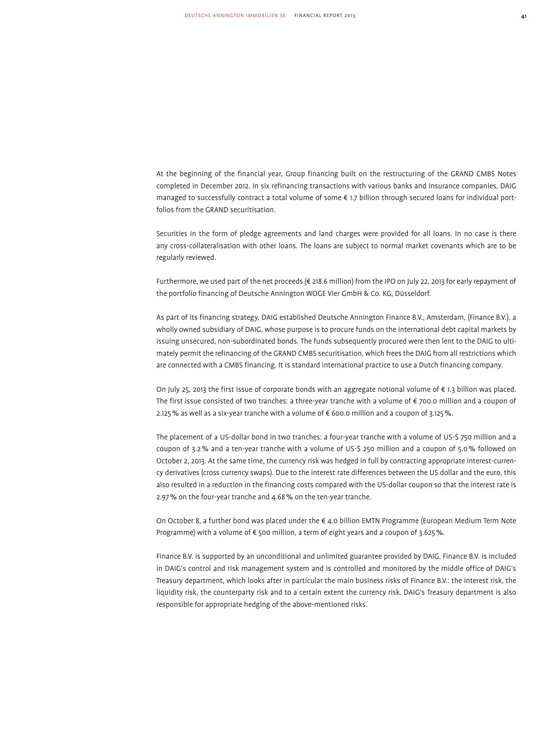At the beginning of the financial year, Group financing built on the restructuring of the GRAND CMBS Notes completed in December 2012. In six refinancing transactions with various banks and insurance companies, DAIG managed to successfully contract a total volume of some € 1.7 billion through secured loans for individual portfolios from the GRAND securitisation.

Securities in the form of pledge agreements and land charges were provided for all loans. In no case is there any cross-collateralisation with other loans. The loans are subject to normal market covenants which are to be regularly reviewed.

Furthermore, we used part of the net proceeds (€ 218.6 million) from the IPO on July 22, 2013 for early repayment of the portfolio financing of Deutsche Annington WOGE Vier GmbH & Co. KG, Düsseldorf.

As part of its financing strategy, DAIG established Deutsche Annington Finance B.V., Amsterdam, (Finance B.V.), a wholly owned subsidiary of DAIG, whose purpose is to procure funds on the international debt capital markets by issuing unsecured, non-subordinated bonds. The funds subsequently procured were then lent to the DAIG to ultimately permit the refinancing of the GRAND CMBS securitisation, which frees the DAIG from all restrictions which are connected with a CMBS financing. It is standard international practice to use a Dutch financing company.

On July 25, 2013 the first issue of corporate bonds with an aggregate notional volume of € 1.3 billion was placed. The first issue consisted of two tranches: a three-year tranche with a volume of € 700.0 million and a coupon of 2.125 % as well as a six-year tranche with a volume of € 600.0 million and a coupon of 3.125 %.

The placement of a US-dollar bond in two tranches: a four-year tranche with a volume of US-$ 750 million and a coupon of 3.2 % and a ten-year tranche with a volume of US-$ 250 million and a coupon of 5.0 % followed on October 2, 2013. At the same time, the currency risk was hedged in full by contracting appropriate interest-currency derivatives (cross currency swaps). Due to the interest rate differences between the US dollar and the euro, this also resulted in a reduction in the financing costs compared with the US-dollar coupon so that the interest rate is 2.97 % on the four-year tranche and 4.68 % on the ten-year tranche.

On October 8, a further bond was placed under the € 4.0 billion EMTN Programme (European Medium Term Note Programme) with a volume of € 500 million, a term of eight years and a coupon of 3.625 %.

Finance B.V. is supported by an unconditional and unlimited guarantee provided by DAIG. Finance B.V. is included in DAIG's control and risk management system and is controlled and monitored by the middle office of DAIG's Treasury department, which looks after in particular the main business risks of Finance B.V.: the interest risk, the liquidity risk, the counterparty risk and to a certain extent the currency risk. DAIG's Treasury department is also responsible for appropriate hedging of the above-mentioned risks.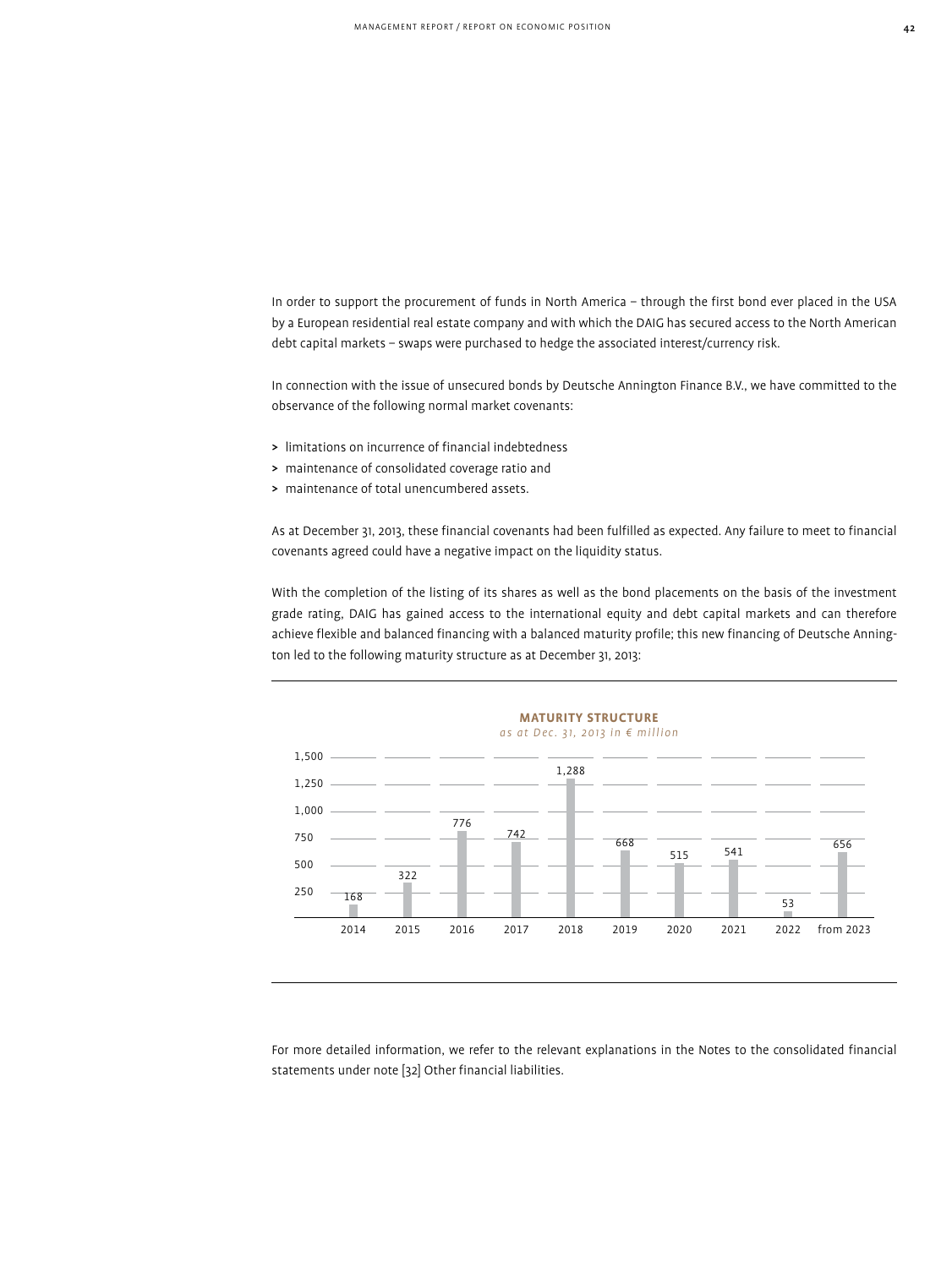In order to support the procurement of funds in North America – through the first bond ever placed in the USA by a European residential real estate company and with which the DAIG has secured access to the North American debt capital markets – swaps were purchased to hedge the associated interest/currency risk.

In connection with the issue of unsecured bonds by Deutsche Annington Finance B.V., we have committed to the observance of the following normal market covenants:

> limitations on incurrence of financial indebtedness
> maintenance of consolidated coverage ratio and
> maintenance of total unencumbered assets.

As at December 31, 2013, these financial covenants had been fulfilled as expected. Any failure to meet to financial covenants agreed could have a negative impact on the liquidity status.

With the completion of the listing of its shares as well as the bond placements on the basis of the investment grade rating, DAIG has gained access to the international equity and debt capital markets and can therefore achieve flexible and balanced financing with a balanced maturity profile; this new financing of Deutsche Annington led to the following maturity structure as at December 31, 2013:

**MATURITY STRUCTURE**

*as at Dec. 31, 2013 in € million*

| 2014 | 2015 | 2016 | 2017 | 2018 | 2019 | 2020 | 2021 | 2022 | from 2023 |
|---|---|---|---|---|---|---|---|---|---|
| 168 | 322 | 776 | 742 | 1,288 | 668 | 515 | 541 | 53 | 656 |

For more detailed information, we refer to the relevant explanations in the Notes to the consolidated financial statements under note [32] Other financial liabilities.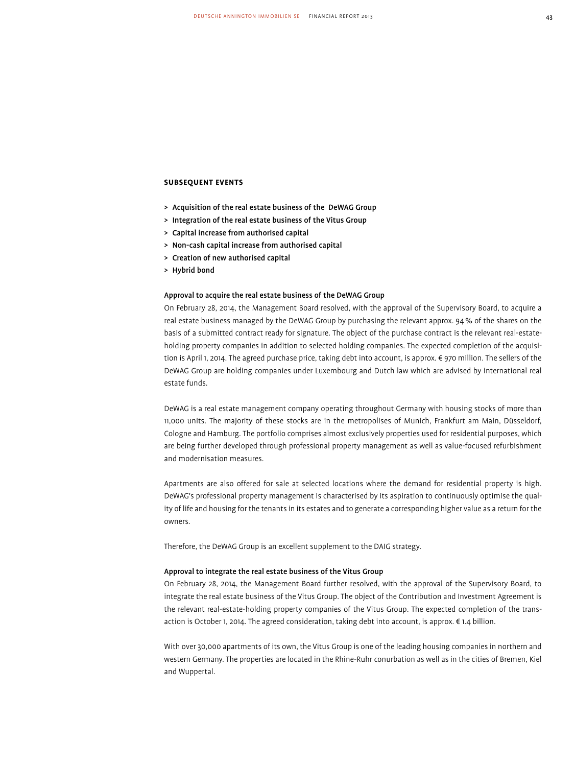## SUBSEQUENT EVENTS

- > Acquisition of the real estate business of the DeWAG Group
- > Integration of the real estate business of the Vitus Group
- > Capital increase from authorised capital
- > Non-cash capital increase from authorised capital
- > Creation of new authorised capital
- > Hybrid bond

### Approval to acquire the real estate business of the DeWAG Group

On February 28, 2014, the Management Board resolved, with the approval of the Supervisory Board, to acquire a real estate business managed by the DeWAG Group by purchasing the relevant approx. 94 % of the shares on the basis of a submitted contract ready for signature. The object of the purchase contract is the relevant real-estate-holding property companies in addition to selected holding companies. The expected completion of the acquisition is April 1, 2014. The agreed purchase price, taking debt into account, is approx. € 970 million. The sellers of the DeWAG Group are holding companies under Luxembourg and Dutch law which are advised by international real estate funds.

DeWAG is a real estate management company operating throughout Germany with housing stocks of more than 11,000 units. The majority of these stocks are in the metropolises of Munich, Frankfurt am Main, Düsseldorf, Cologne and Hamburg. The portfolio comprises almost exclusively properties used for residential purposes, which are being further developed through professional property management as well as value-focused refurbishment and modernisation measures.

Apartments are also offered for sale at selected locations where the demand for residential property is high. DeWAG's professional property management is characterised by its aspiration to continuously optimise the quality of life and housing for the tenants in its estates and to generate a corresponding higher value as a return for the owners.

Therefore, the DeWAG Group is an excellent supplement to the DAIG strategy.

### Approval to integrate the real estate business of the Vitus Group

On February 28, 2014, the Management Board further resolved, with the approval of the Supervisory Board, to integrate the real estate business of the Vitus Group. The object of the Contribution and Investment Agreement is the relevant real-estate-holding property companies of the Vitus Group. The expected completion of the transaction is October 1, 2014. The agreed consideration, taking debt into account, is approx. € 1.4 billion.

With over 30,000 apartments of its own, the Vitus Group is one of the leading housing companies in northern and western Germany. The properties are located in the Rhine-Ruhr conurbation as well as in the cities of Bremen, Kiel and Wuppertal.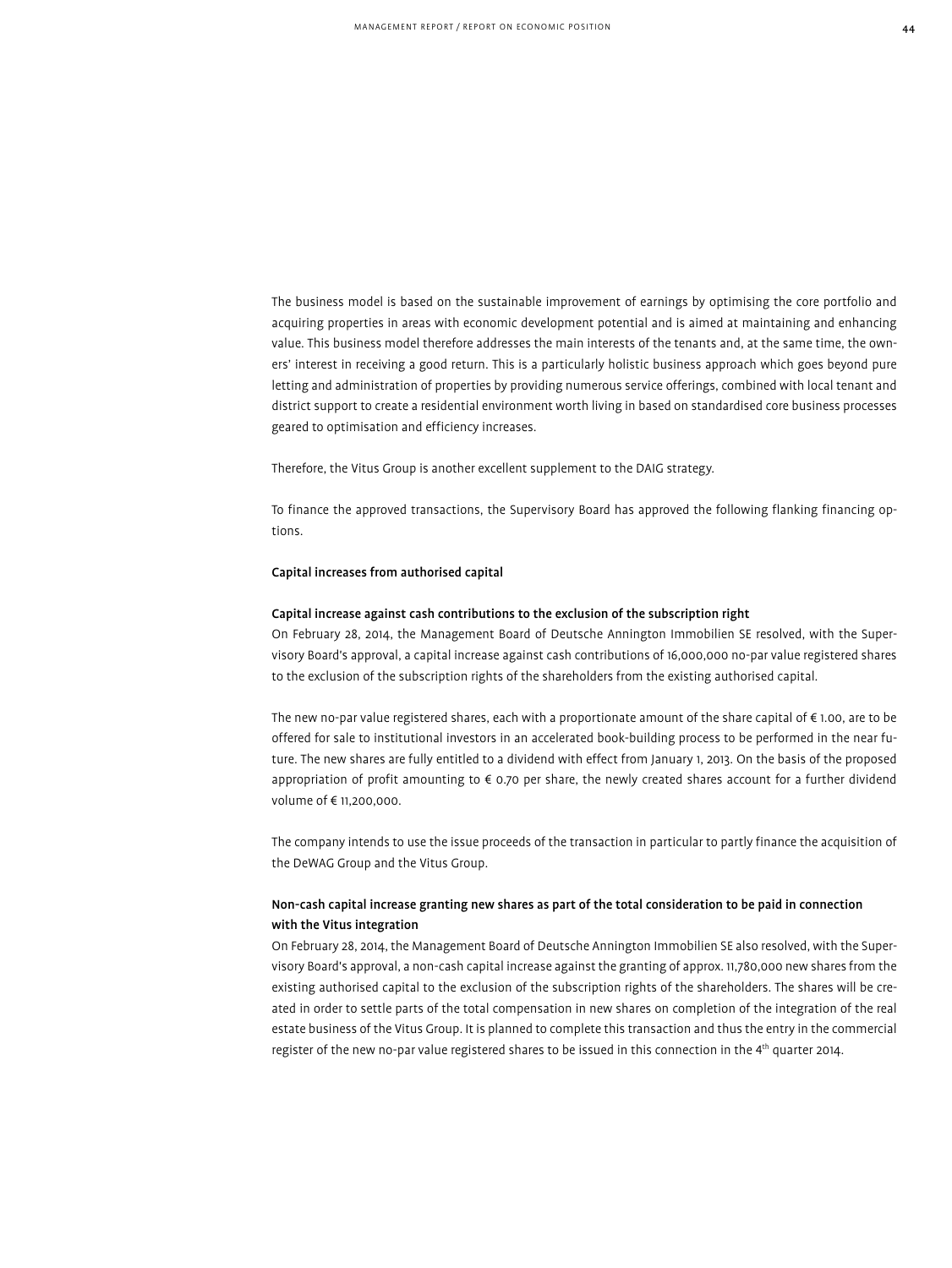The business model is based on the sustainable improvement of earnings by optimising the core portfolio and acquiring properties in areas with economic development potential and is aimed at maintaining and enhancing value. This business model therefore addresses the main interests of the tenants and, at the same time, the owners' interest in receiving a good return. This is a particularly holistic business approach which goes beyond pure letting and administration of properties by providing numerous service offerings, combined with local tenant and district support to create a residential environment worth living in based on standardised core business processes geared to optimisation and efficiency increases.

Therefore, the Vitus Group is another excellent supplement to the DAIG strategy.

To finance the approved transactions, the Supervisory Board has approved the following flanking financing options.

**Capital increases from authorised capital**

**Capital increase against cash contributions to the exclusion of the subscription right**

On February 28, 2014, the Management Board of Deutsche Annington Immobilien SE resolved, with the Supervisory Board's approval, a capital increase against cash contributions of 16,000,000 no-par value registered shares to the exclusion of the subscription rights of the shareholders from the existing authorised capital.

The new no-par value registered shares, each with a proportionate amount of the share capital of € 1.00, are to be offered for sale to institutional investors in an accelerated book-building process to be performed in the near future. The new shares are fully entitled to a dividend with effect from January 1, 2013. On the basis of the proposed appropriation of profit amounting to € 0.70 per share, the newly created shares account for a further dividend volume of € 11,200,000.

The company intends to use the issue proceeds of the transaction in particular to partly finance the acquisition of the DeWAG Group and the Vitus Group.

**Non-cash capital increase granting new shares as part of the total consideration to be paid in connection with the Vitus integration**

On February 28, 2014, the Management Board of Deutsche Annington Immobilien SE also resolved, with the Supervisory Board's approval, a non-cash capital increase against the granting of approx. 11,780,000 new shares from the existing authorised capital to the exclusion of the subscription rights of the shareholders. The shares will be created in order to settle parts of the total compensation in new shares on completion of the integration of the real estate business of the Vitus Group. It is planned to complete this transaction and thus the entry in the commercial register of the new no-par value registered shares to be issued in this connection in the 4th quarter 2014.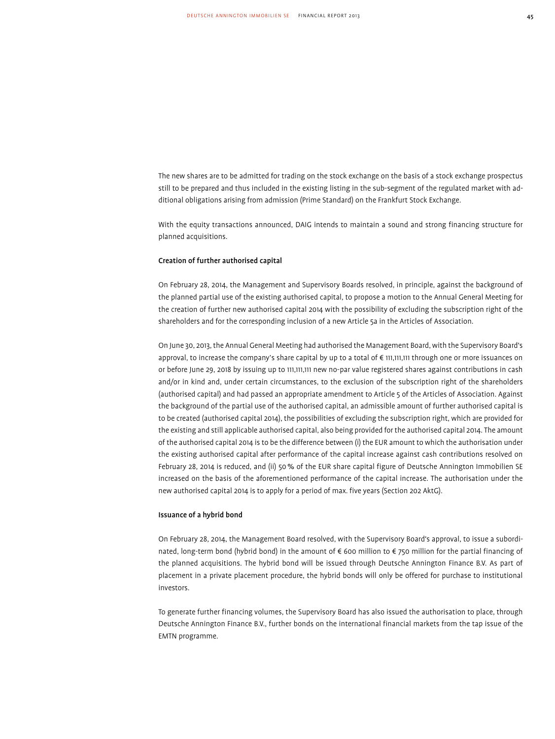The new shares are to be admitted for trading on the stock exchange on the basis of a stock exchange prospectus still to be prepared and thus included in the existing listing in the sub-segment of the regulated market with additional obligations arising from admission (Prime Standard) on the Frankfurt Stock Exchange.

With the equity transactions announced, DAIG intends to maintain a sound and strong financing structure for planned acquisitions.

**Creation of further authorised capital**

On February 28, 2014, the Management and Supervisory Boards resolved, in principle, against the background of the planned partial use of the existing authorised capital, to propose a motion to the Annual General Meeting for the creation of further new authorised capital 2014 with the possibility of excluding the subscription right of the shareholders and for the corresponding inclusion of a new Article 5a in the Articles of Association.

On June 30, 2013, the Annual General Meeting had authorised the Management Board, with the Supervisory Board's approval, to increase the company's share capital by up to a total of € 111,111,111 through one or more issuances on or before June 29, 2018 by issuing up to 111,111,111 new no-par value registered shares against contributions in cash and/or in kind and, under certain circumstances, to the exclusion of the subscription right of the shareholders (authorised capital) and had passed an appropriate amendment to Article 5 of the Articles of Association. Against the background of the partial use of the authorised capital, an admissible amount of further authorised capital is to be created (authorised capital 2014), the possibilities of excluding the subscription right, which are provided for the existing and still applicable authorised capital, also being provided for the authorised capital 2014. The amount of the authorised capital 2014 is to be the difference between (i) the EUR amount to which the authorisation under the existing authorised capital after performance of the capital increase against cash contributions resolved on February 28, 2014 is reduced, and (ii) 50 % of the EUR share capital figure of Deutsche Annington Immobilien SE increased on the basis of the aforementioned performance of the capital increase. The authorisation under the new authorised capital 2014 is to apply for a period of max. five years (Section 202 AktG).

**Issuance of a hybrid bond**

On February 28, 2014, the Management Board resolved, with the Supervisory Board's approval, to issue a subordinated, long-term bond (hybrid bond) in the amount of € 600 million to € 750 million for the partial financing of the planned acquisitions. The hybrid bond will be issued through Deutsche Annington Finance B.V. As part of placement in a private placement procedure, the hybrid bonds will only be offered for purchase to institutional investors.

To generate further financing volumes, the Supervisory Board has also issued the authorisation to place, through Deutsche Annington Finance B.V., further bonds on the international financial markets from the tap issue of the EMTN programme.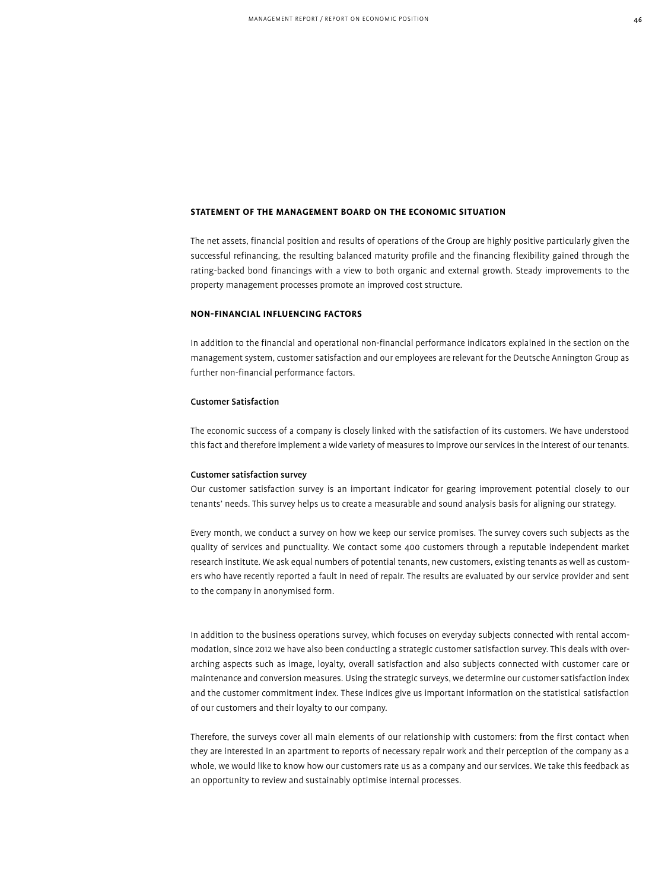## STATEMENT OF THE MANAGEMENT BOARD ON THE ECONOMIC SITUATION

The net assets, financial position and results of operations of the Group are highly positive particularly given the successful refinancing, the resulting balanced maturity profile and the financing flexibility gained through the rating-backed bond financings with a view to both organic and external growth. Steady improvements to the property management processes promote an improved cost structure.

## NON-FINANCIAL INFLUENCING FACTORS

In addition to the financial and operational non-financial performance indicators explained in the section on the management system, customer satisfaction and our employees are relevant for the Deutsche Annington Group as further non-financial performance factors.

### Customer Satisfaction

The economic success of a company is closely linked with the satisfaction of its customers. We have understood this fact and therefore implement a wide variety of measures to improve our services in the interest of our tenants.

#### Customer satisfaction survey

Our customer satisfaction survey is an important indicator for gearing improvement potential closely to our tenants' needs. This survey helps us to create a measurable and sound analysis basis for aligning our strategy.

Every month, we conduct a survey on how we keep our service promises. The survey covers such subjects as the quality of services and punctuality. We contact some 400 customers through a reputable independent market research institute. We ask equal numbers of potential tenants, new customers, existing tenants as well as customers who have recently reported a fault in need of repair. The results are evaluated by our service provider and sent to the company in anonymised form.

In addition to the business operations survey, which focuses on everyday subjects connected with rental accommodation, since 2012 we have also been conducting a strategic customer satisfaction survey. This deals with overarching aspects such as image, loyalty, overall satisfaction and also subjects connected with customer care or maintenance and conversion measures. Using the strategic surveys, we determine our customer satisfaction index and the customer commitment index. These indices give us important information on the statistical satisfaction of our customers and their loyalty to our company.

Therefore, the surveys cover all main elements of our relationship with customers: from the first contact when they are interested in an apartment to reports of necessary repair work and their perception of the company as a whole, we would like to know how our customers rate us as a company and our services. We take this feedback as an opportunity to review and sustainably optimise internal processes.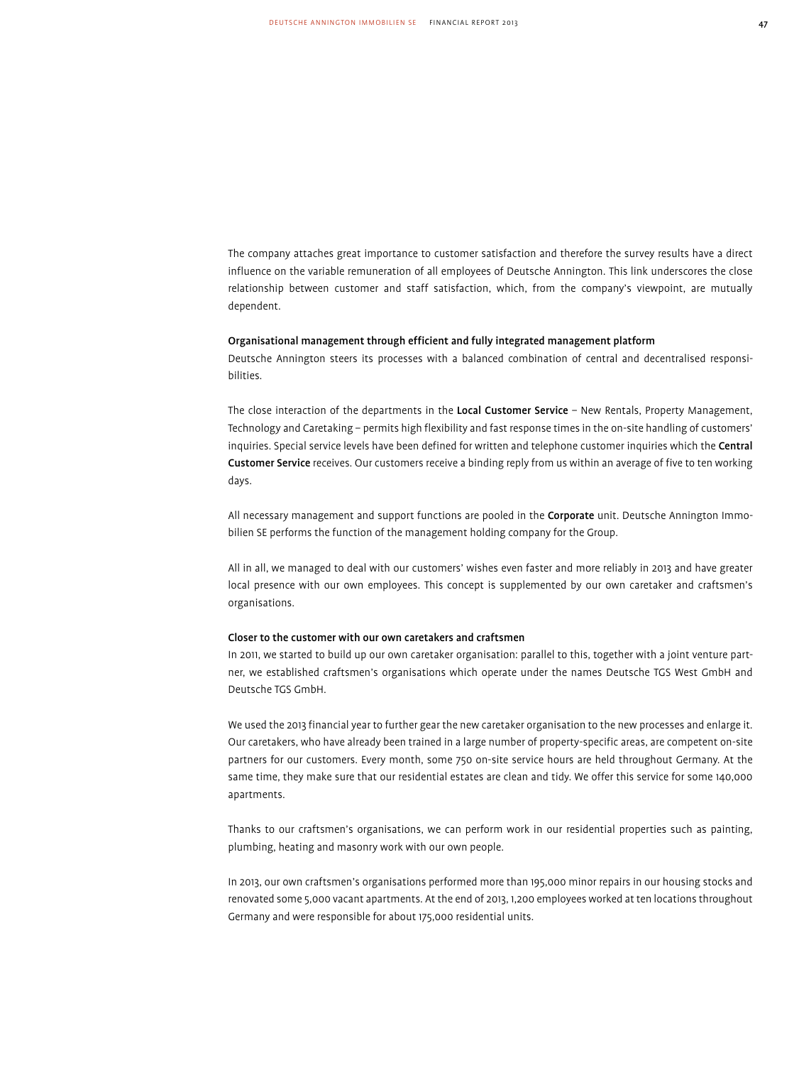The company attaches great importance to customer satisfaction and therefore the survey results have a direct influence on the variable remuneration of all employees of Deutsche Annington. This link underscores the close relationship between customer and staff satisfaction, which, from the company's viewpoint, are mutually dependent.

### Organisational management through efficient and fully integrated management platform

Deutsche Annington steers its processes with a balanced combination of central and decentralised responsibilities.

The close interaction of the departments in the **Local Customer Service** – New Rentals, Property Management, Technology and Caretaking – permits high flexibility and fast response times in the on-site handling of customers' inquiries. Special service levels have been defined for written and telephone customer inquiries which the **Central Customer Service** receives. Our customers receive a binding reply from us within an average of five to ten working days.

All necessary management and support functions are pooled in the **Corporate** unit. Deutsche Annington Immobilien SE performs the function of the management holding company for the Group.

All in all, we managed to deal with our customers' wishes even faster and more reliably in 2013 and have greater local presence with our own employees. This concept is supplemented by our own caretaker and craftsmen's organisations.

### Closer to the customer with our own caretakers and craftsmen

In 2011, we started to build up our own caretaker organisation: parallel to this, together with a joint venture partner, we established craftsmen's organisations which operate under the names Deutsche TGS West GmbH and Deutsche TGS GmbH.

We used the 2013 financial year to further gear the new caretaker organisation to the new processes and enlarge it. Our caretakers, who have already been trained in a large number of property-specific areas, are competent on-site partners for our customers. Every month, some 750 on-site service hours are held throughout Germany. At the same time, they make sure that our residential estates are clean and tidy. We offer this service for some 140,000 apartments.

Thanks to our craftsmen's organisations, we can perform work in our residential properties such as painting, plumbing, heating and masonry work with our own people.

In 2013, our own craftsmen's organisations performed more than 195,000 minor repairs in our housing stocks and renovated some 5,000 vacant apartments. At the end of 2013, 1,200 employees worked at ten locations throughout Germany and were responsible for about 175,000 residential units.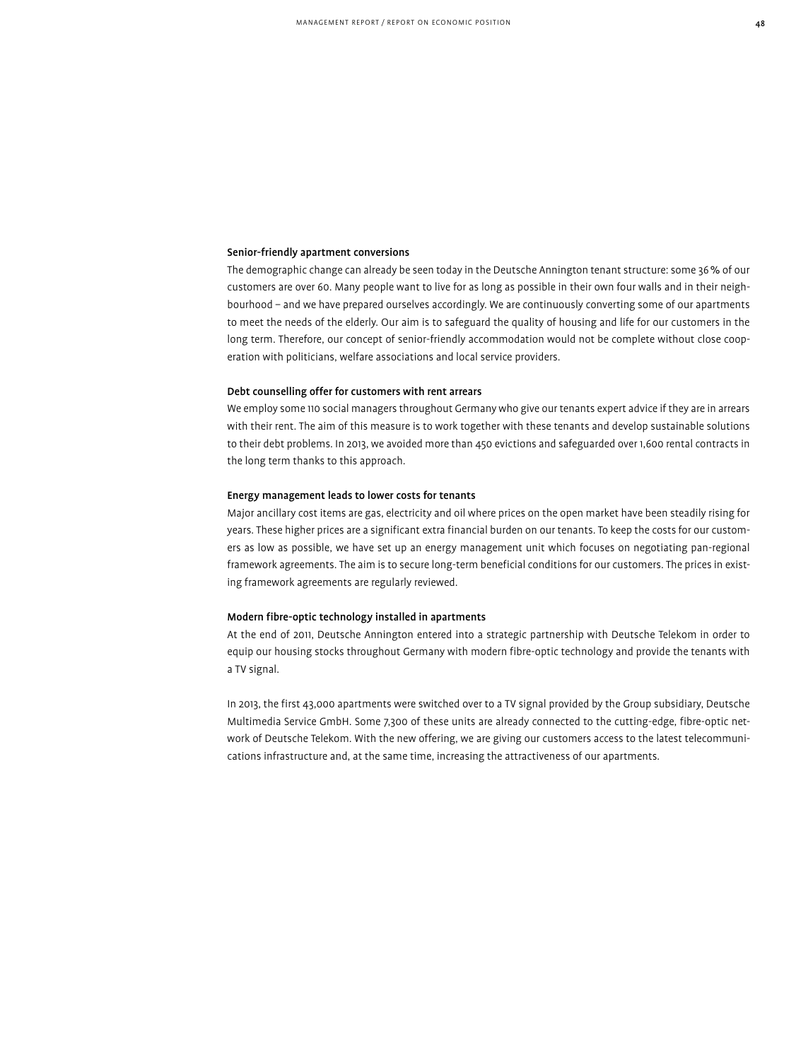### Senior-friendly apartment conversions

The demographic change can already be seen today in the Deutsche Annington tenant structure: some 36 % of our customers are over 60. Many people want to live for as long as possible in their own four walls and in their neighbourhood – and we have prepared ourselves accordingly. We are continuously converting some of our apartments to meet the needs of the elderly. Our aim is to safeguard the quality of housing and life for our customers in the long term. Therefore, our concept of senior-friendly accommodation would not be complete without close cooperation with politicians, welfare associations and local service providers.

### Debt counselling offer for customers with rent arrears

We employ some 110 social managers throughout Germany who give our tenants expert advice if they are in arrears with their rent. The aim of this measure is to work together with these tenants and develop sustainable solutions to their debt problems. In 2013, we avoided more than 450 evictions and safeguarded over 1,600 rental contracts in the long term thanks to this approach.

### Energy management leads to lower costs for tenants

Major ancillary cost items are gas, electricity and oil where prices on the open market have been steadily rising for years. These higher prices are a significant extra financial burden on our tenants. To keep the costs for our customers as low as possible, we have set up an energy management unit which focuses on negotiating pan-regional framework agreements. The aim is to secure long-term beneficial conditions for our customers. The prices in existing framework agreements are regularly reviewed.

### Modern fibre-optic technology installed in apartments

At the end of 2011, Deutsche Annington entered into a strategic partnership with Deutsche Telekom in order to equip our housing stocks throughout Germany with modern fibre-optic technology and provide the tenants with a TV signal.

In 2013, the first 43,000 apartments were switched over to a TV signal provided by the Group subsidiary, Deutsche Multimedia Service GmbH. Some 7,300 of these units are already connected to the cutting-edge, fibre-optic network of Deutsche Telekom. With the new offering, we are giving our customers access to the latest telecommunications infrastructure and, at the same time, increasing the attractiveness of our apartments.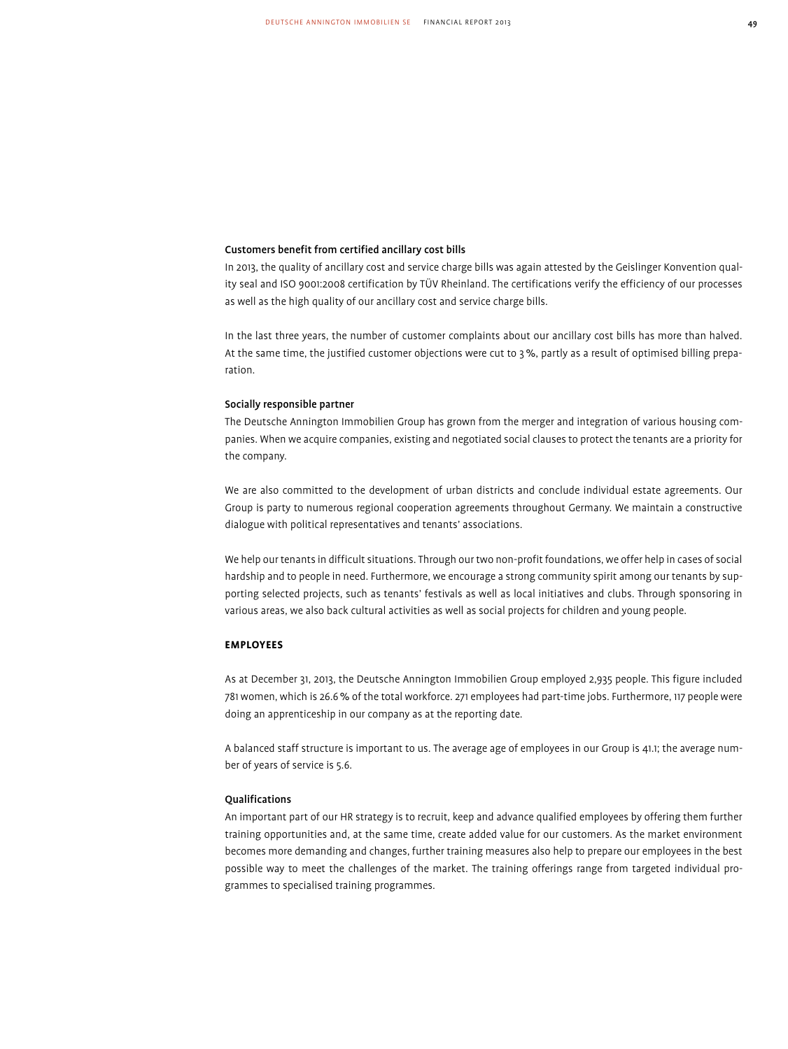### Customers benefit from certified ancillary cost bills

In 2013, the quality of ancillary cost and service charge bills was again attested by the Geislinger Konvention quality seal and ISO 9001:2008 certification by TÜV Rheinland. The certifications verify the efficiency of our processes as well as the high quality of our ancillary cost and service charge bills.

In the last three years, the number of customer complaints about our ancillary cost bills has more than halved. At the same time, the justified customer objections were cut to 3 %, partly as a result of optimised billing preparation.

### Socially responsible partner

The Deutsche Annington Immobilien Group has grown from the merger and integration of various housing companies. When we acquire companies, existing and negotiated social clauses to protect the tenants are a priority for the company.

We are also committed to the development of urban districts and conclude individual estate agreements. Our Group is party to numerous regional cooperation agreements throughout Germany. We maintain a constructive dialogue with political representatives and tenants' associations.

We help our tenants in difficult situations. Through our two non-profit foundations, we offer help in cases of social hardship and to people in need. Furthermore, we encourage a strong community spirit among our tenants by supporting selected projects, such as tenants' festivals as well as local initiatives and clubs. Through sponsoring in various areas, we also back cultural activities as well as social projects for children and young people.

## EMPLOYEES

As at December 31, 2013, the Deutsche Annington Immobilien Group employed 2,935 people. This figure included 781 women, which is 26.6 % of the total workforce. 271 employees had part-time jobs. Furthermore, 117 people were doing an apprenticeship in our company as at the reporting date.

A balanced staff structure is important to us. The average age of employees in our Group is 41.1; the average number of years of service is 5.6.

### Qualifications

An important part of our HR strategy is to recruit, keep and advance qualified employees by offering them further training opportunities and, at the same time, create added value for our customers. As the market environment becomes more demanding and changes, further training measures also help to prepare our employees in the best possible way to meet the challenges of the market. The training offerings range from targeted individual programmes to specialised training programmes.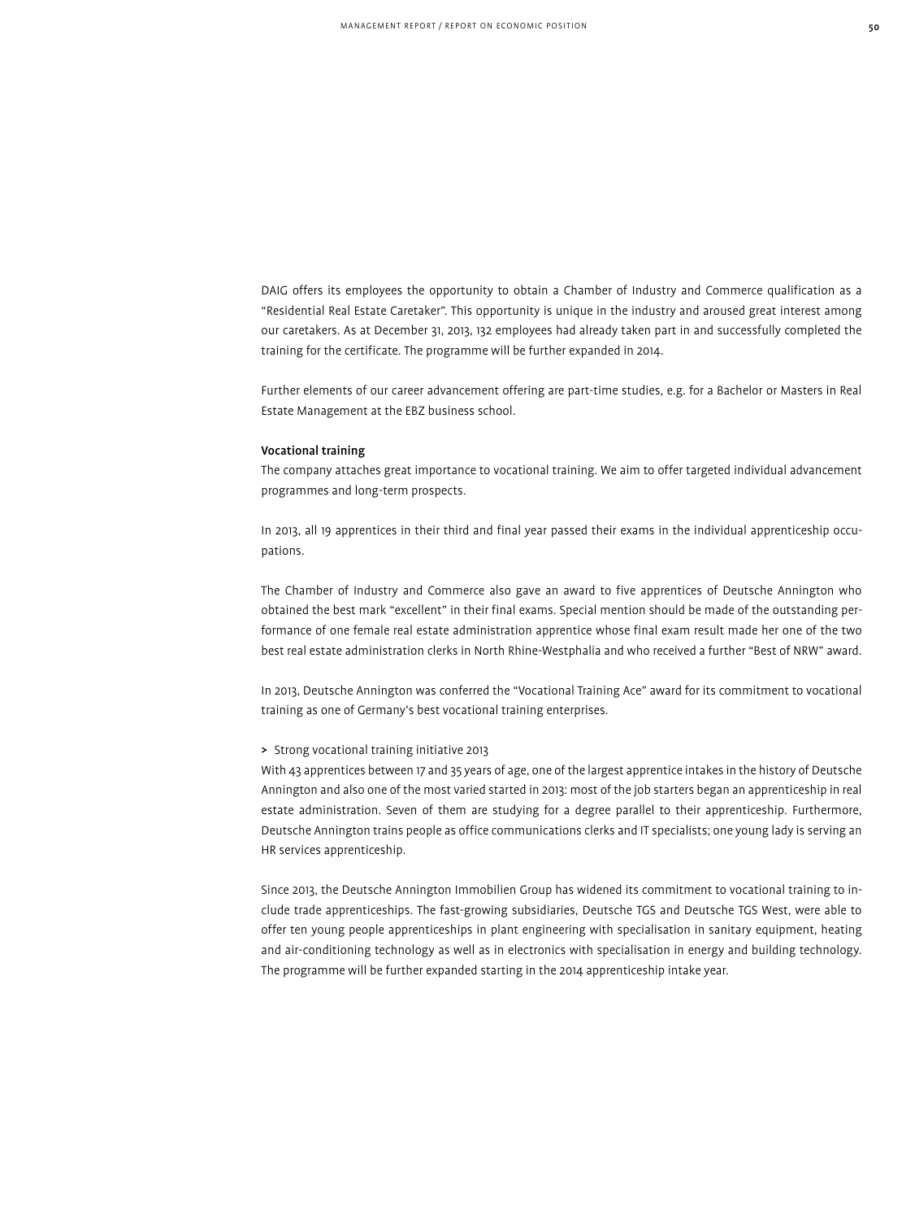DAIG offers its employees the opportunity to obtain a Chamber of Industry and Commerce qualification as a "Residential Real Estate Caretaker". This opportunity is unique in the industry and aroused great interest among our caretakers. As at December 31, 2013, 132 employees had already taken part in and successfully completed the training for the certificate. The programme will be further expanded in 2014.

Further elements of our career advancement offering are part-time studies, e.g. for a Bachelor or Masters in Real Estate Management at the EBZ business school.

**Vocational training**

The company attaches great importance to vocational training. We aim to offer targeted individual advancement programmes and long-term prospects.

In 2013, all 19 apprentices in their third and final year passed their exams in the individual apprenticeship occupations.

The Chamber of Industry and Commerce also gave an award to five apprentices of Deutsche Annington who obtained the best mark "excellent" in their final exams. Special mention should be made of the outstanding performance of one female real estate administration apprentice whose final exam result made her one of the two best real estate administration clerks in North Rhine-Westphalia and who received a further "Best of NRW" award.

In 2013, Deutsche Annington was conferred the "Vocational Training Ace" award for its commitment to vocational training as one of Germany's best vocational training enterprises.

> Strong vocational training initiative 2013

With 43 apprentices between 17 and 35 years of age, one of the largest apprentice intakes in the history of Deutsche Annington and also one of the most varied started in 2013: most of the job starters began an apprenticeship in real estate administration. Seven of them are studying for a degree parallel to their apprenticeship. Furthermore, Deutsche Annington trains people as office communications clerks and IT specialists; one young lady is serving an HR services apprenticeship.

Since 2013, the Deutsche Annington Immobilien Group has widened its commitment to vocational training to include trade apprenticeships. The fast-growing subsidiaries, Deutsche TGS and Deutsche TGS West, were able to offer ten young people apprenticeships in plant engineering with specialisation in sanitary equipment, heating and air-conditioning technology as well as in electronics with specialisation in energy and building technology. The programme will be further expanded starting in the 2014 apprenticeship intake year.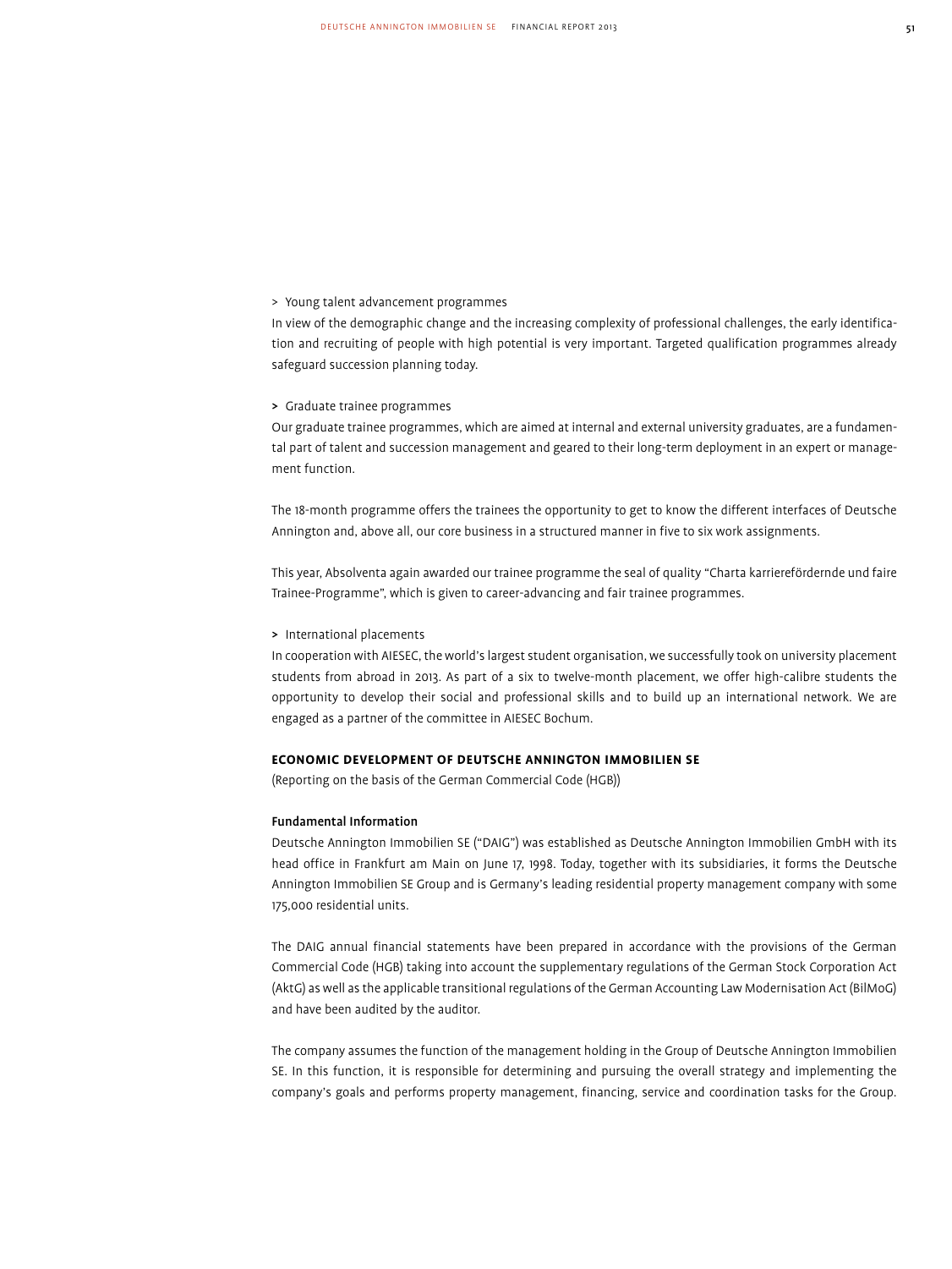> Young talent advancement programmes

In view of the demographic change and the increasing complexity of professional challenges, the early identification and recruiting of people with high potential is very important. Targeted qualification programmes already safeguard succession planning today.

> Graduate trainee programmes

Our graduate trainee programmes, which are aimed at internal and external university graduates, are a fundamental part of talent and succession management and geared to their long-term deployment in an expert or management function.

The 18-month programme offers the trainees the opportunity to get to know the different interfaces of Deutsche Annington and, above all, our core business in a structured manner in five to six work assignments.

This year, Absolventa again awarded our trainee programme the seal of quality "Charta karrierefördernde und faire Trainee-Programme", which is given to career-advancing and fair trainee programmes.

> International placements

In cooperation with AIESEC, the world's largest student organisation, we successfully took on university placement students from abroad in 2013. As part of a six to twelve-month placement, we offer high-calibre students the opportunity to develop their social and professional skills and to build up an international network. We are engaged as a partner of the committee in AIESEC Bochum.

## ECONOMIC DEVELOPMENT OF DEUTSCHE ANNINGTON IMMOBILIEN SE

(Reporting on the basis of the German Commercial Code (HGB))

### Fundamental Information

Deutsche Annington Immobilien SE ("DAIG") was established as Deutsche Annington Immobilien GmbH with its head office in Frankfurt am Main on June 17, 1998. Today, together with its subsidiaries, it forms the Deutsche Annington Immobilien SE Group and is Germany's leading residential property management company with some 175,000 residential units.

The DAIG annual financial statements have been prepared in accordance with the provisions of the German Commercial Code (HGB) taking into account the supplementary regulations of the German Stock Corporation Act (AktG) as well as the applicable transitional regulations of the German Accounting Law Modernisation Act (BilMoG) and have been audited by the auditor.

The company assumes the function of the management holding in the Group of Deutsche Annington Immobilien SE. In this function, it is responsible for determining and pursuing the overall strategy and implementing the company's goals and performs property management, financing, service and coordination tasks for the Group.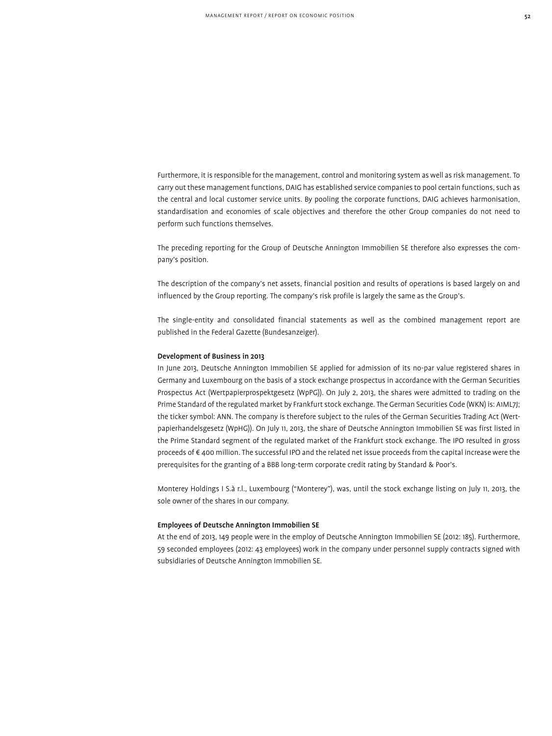Furthermore, it is responsible for the management, control and monitoring system as well as risk management. To carry out these management functions, DAIG has established service companies to pool certain functions, such as the central and local customer service units. By pooling the corporate functions, DAIG achieves harmonisation, standardisation and economies of scale objectives and therefore the other Group companies do not need to perform such functions themselves.

The preceding reporting for the Group of Deutsche Annington Immobilien SE therefore also expresses the company's position.

The description of the company's net assets, financial position and results of operations is based largely on and influenced by the Group reporting. The company's risk profile is largely the same as the Group's.

The single-entity and consolidated financial statements as well as the combined management report are published in the Federal Gazette (Bundesanzeiger).

### Development of Business in 2013

In June 2013, Deutsche Annington Immobilien SE applied for admission of its no-par value registered shares in Germany and Luxembourg on the basis of a stock exchange prospectus in accordance with the German Securities Prospectus Act (Wertpapierprospektgesetz (WpPG)). On July 2, 2013, the shares were admitted to trading on the Prime Standard of the regulated market by Frankfurt stock exchange. The German Securities Code (WKN) is: A1ML7J; the ticker symbol: ANN. The company is therefore subject to the rules of the German Securities Trading Act (Wertpapierhandelsgesetz (WpHG)). On July 11, 2013, the share of Deutsche Annington Immobilien SE was first listed in the Prime Standard segment of the regulated market of the Frankfurt stock exchange. The IPO resulted in gross proceeds of € 400 million. The successful IPO and the related net issue proceeds from the capital increase were the prerequisites for the granting of a BBB long-term corporate credit rating by Standard & Poor's.

Monterey Holdings I S.à r.l., Luxembourg ("Monterey"), was, until the stock exchange listing on July 11, 2013, the sole owner of the shares in our company.

### Employees of Deutsche Annington Immobilien SE

At the end of 2013, 149 people were in the employ of Deutsche Annington Immobilien SE (2012: 185). Furthermore, 59 seconded employees (2012: 43 employees) work in the company under personnel supply contracts signed with subsidiaries of Deutsche Annington Immobilien SE.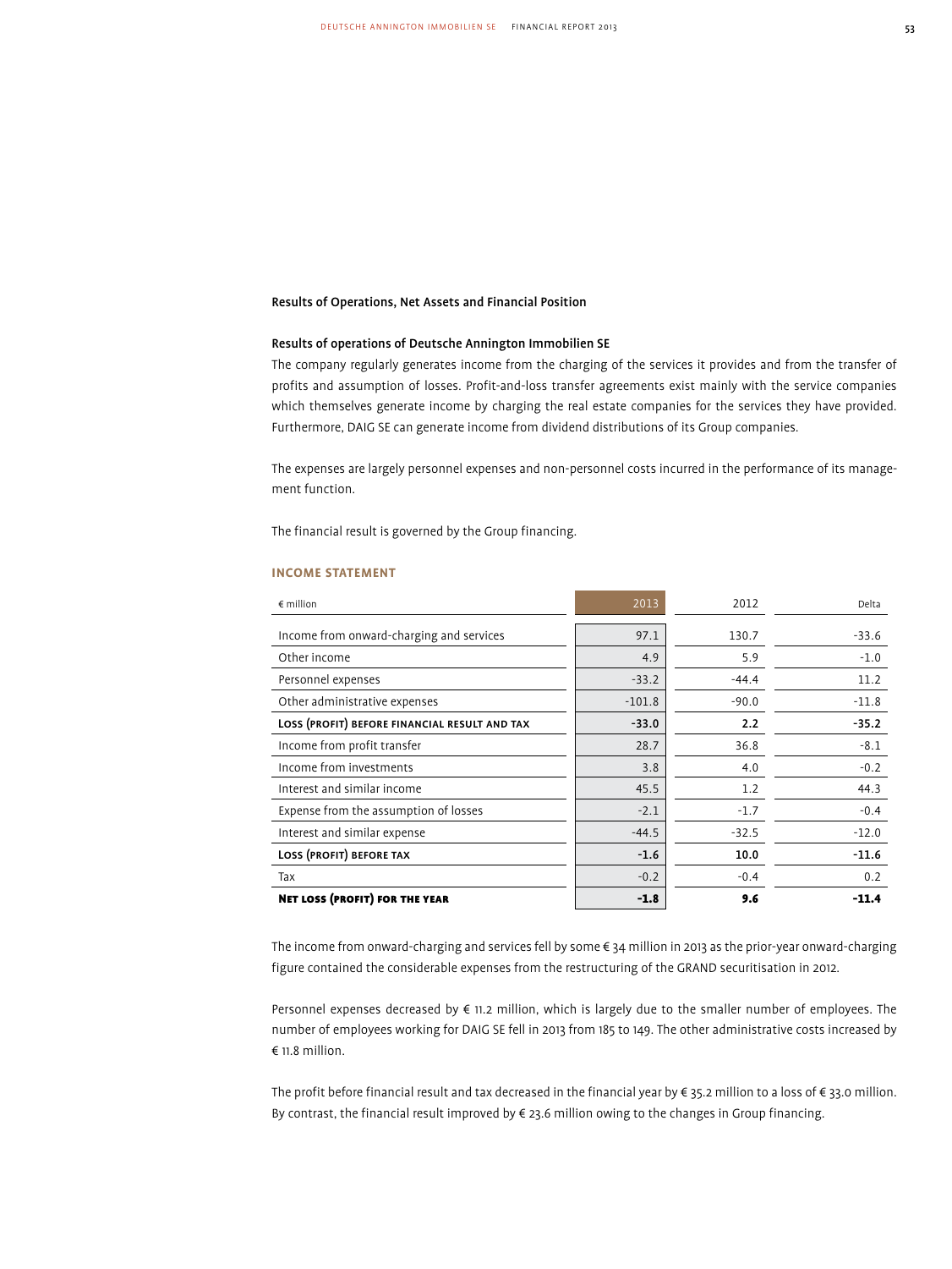## Results of Operations, Net Assets and Financial Position

### Results of operations of Deutsche Annington Immobilien SE

The company regularly generates income from the charging of the services it provides and from the transfer of profits and assumption of losses. Profit-and-loss transfer agreements exist mainly with the service companies which themselves generate income by charging the real estate companies for the services they have provided. Furthermore, DAIG SE can generate income from dividend distributions of its Group companies.

The expenses are largely personnel expenses and non-personnel costs incurred in the performance of its management function.

The financial result is governed by the Group financing.

#### INCOME STATEMENT

| € million | 2013 | 2012 | Delta |
|---|---|---|---|
| Income from onward-charging and services | 97.1 | 130.7 | -33.6 |
| Other income | 4.9 | 5.9 | -1.0 |
| Personnel expenses | -33.2 | -44.4 | 11.2 |
| Other administrative expenses | -101.8 | -90.0 | -11.8 |
| **Loss (profit) before financial result and tax** | **-33.0** | **2.2** | **-35.2** |
| Income from profit transfer | 28.7 | 36.8 | -8.1 |
| Income from investments | 3.8 | 4.0 | -0.2 |
| Interest and similar income | 45.5 | 1.2 | 44.3 |
| Expense from the assumption of losses | -2.1 | -1.7 | -0.4 |
| Interest and similar expense | -44.5 | -32.5 | -12.0 |
| **Loss (profit) before tax** | **-1.6** | **10.0** | **-11.6** |
| Tax | -0.2 | -0.4 | 0.2 |
| **Net loss (profit) for the year** | **-1.8** | **9.6** | **-11.4** |

The income from onward-charging and services fell by some € 34 million in 2013 as the prior-year onward-charging figure contained the considerable expenses from the restructuring of the GRAND securitisation in 2012.

Personnel expenses decreased by € 11.2 million, which is largely due to the smaller number of employees. The number of employees working for DAIG SE fell in 2013 from 185 to 149. The other administrative costs increased by € 11.8 million.

The profit before financial result and tax decreased in the financial year by € 35.2 million to a loss of € 33.0 million. By contrast, the financial result improved by € 23.6 million owing to the changes in Group financing.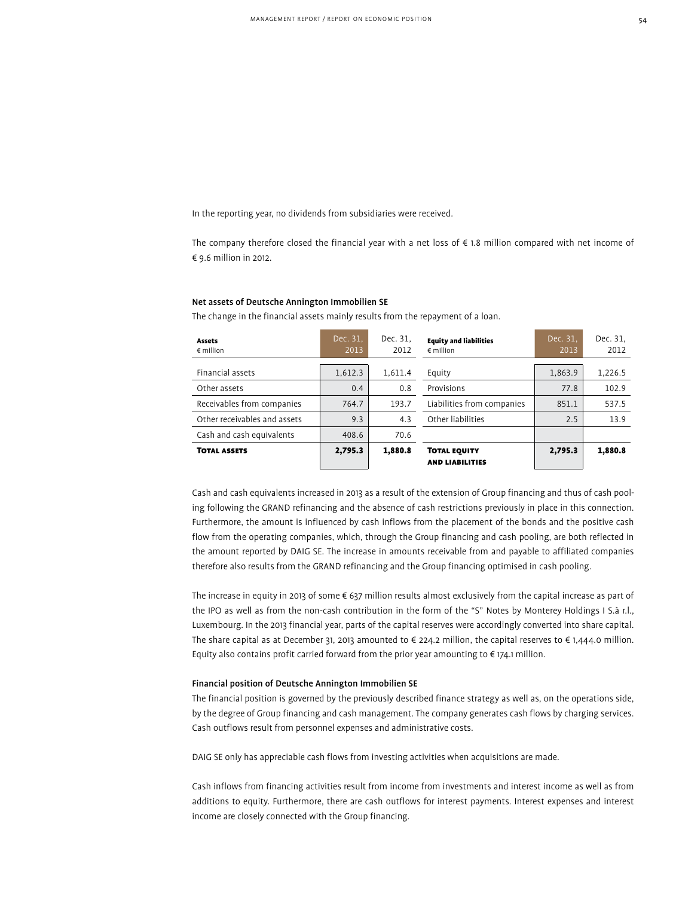In the reporting year, no dividends from subsidiaries were received.

The company therefore closed the financial year with a net loss of € 1.8 million compared with net income of € 9.6 million in 2012.

### Net assets of Deutsche Annington Immobilien SE

The change in the financial assets mainly results from the repayment of a loan.

| Assets<br>€ million | Dec. 31, 2013 | Dec. 31, 2012 | Equity and liabilities<br>€ million | Dec. 31, 2013 | Dec. 31, 2012 |
|---|---|---|---|---|---|
| Financial assets | 1,612.3 | 1,611.4 | Equity | 1,863.9 | 1,226.5 |
| Other assets | 0.4 | 0.8 | Provisions | 77.8 | 102.9 |
| Receivables from companies | 764.7 | 193.7 | Liabilities from companies | 851.1 | 537.5 |
| Other receivables and assets | 9.3 | 4.3 | Other liabilities | 2.5 | 13.9 |
| Cash and cash equivalents | 408.6 | 70.6 | | | |
| **Total assets** | **2,795.3** | **1,880.8** | **Total equity and liabilities** | **2,795.3** | **1,880.8** |

Cash and cash equivalents increased in 2013 as a result of the extension of Group financing and thus of cash pooling following the GRAND refinancing and the absence of cash restrictions previously in place in this connection. Furthermore, the amount is influenced by cash inflows from the placement of the bonds and the positive cash flow from the operating companies, which, through the Group financing and cash pooling, are both reflected in the amount reported by DAIG SE. The increase in amounts receivable from and payable to affiliated companies therefore also results from the GRAND refinancing and the Group financing optimised in cash pooling.

The increase in equity in 2013 of some € 637 million results almost exclusively from the capital increase as part of the IPO as well as from the non-cash contribution in the form of the "S" Notes by Monterey Holdings I S.à r.l., Luxembourg. In the 2013 financial year, parts of the capital reserves were accordingly converted into share capital. The share capital as at December 31, 2013 amounted to € 224.2 million, the capital reserves to € 1,444.0 million. Equity also contains profit carried forward from the prior year amounting to € 174.1 million.

### Financial position of Deutsche Annington Immobilien SE

The financial position is governed by the previously described finance strategy as well as, on the operations side, by the degree of Group financing and cash management. The company generates cash flows by charging services. Cash outflows result from personnel expenses and administrative costs.

DAIG SE only has appreciable cash flows from investing activities when acquisitions are made.

Cash inflows from financing activities result from income from investments and interest income as well as from additions to equity. Furthermore, there are cash outflows for interest payments. Interest expenses and interest income are closely connected with the Group financing.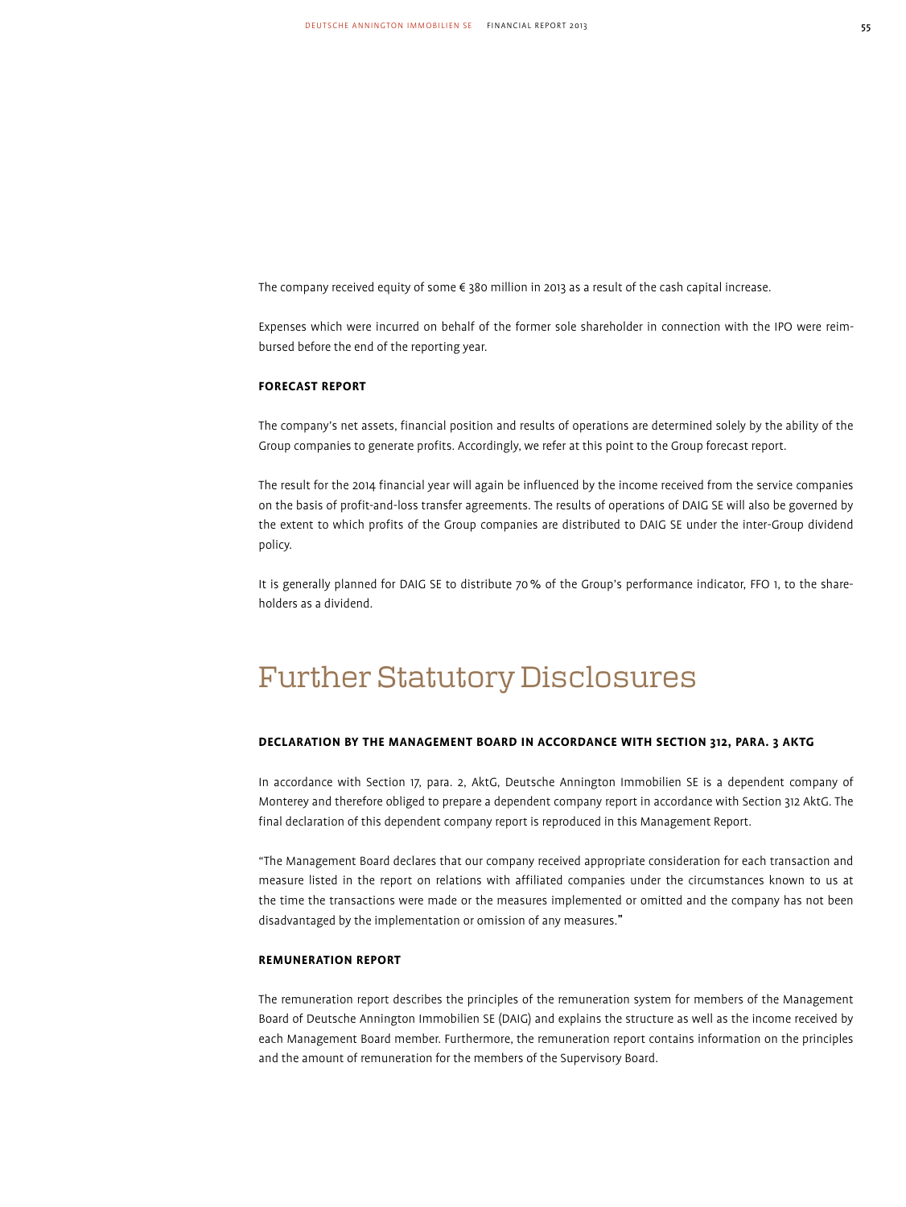The company received equity of some € 380 million in 2013 as a result of the cash capital increase.

Expenses which were incurred on behalf of the former sole shareholder in connection with the IPO were reimbursed before the end of the reporting year.

**FORECAST REPORT**

The company's net assets, financial position and results of operations are determined solely by the ability of the Group companies to generate profits. Accordingly, we refer at this point to the Group forecast report.

The result for the 2014 financial year will again be influenced by the income received from the service companies on the basis of profit-and-loss transfer agreements. The results of operations of DAIG SE will also be governed by the extent to which profits of the Group companies are distributed to DAIG SE under the inter-Group dividend policy.

It is generally planned for DAIG SE to distribute 70 % of the Group's performance indicator, FFO 1, to the shareholders as a dividend.

# Further Statutory Disclosures

**DECLARATION BY THE MANAGEMENT BOARD IN ACCORDANCE WITH SECTION 312, PARA. 3 AKTG**

In accordance with Section 17, para. 2, AktG, Deutsche Annington Immobilien SE is a dependent company of Monterey and therefore obliged to prepare a dependent company report in accordance with Section 312 AktG. The final declaration of this dependent company report is reproduced in this Management Report.

"The Management Board declares that our company received appropriate consideration for each transaction and measure listed in the report on relations with affiliated companies under the circumstances known to us at the time the transactions were made or the measures implemented or omitted and the company has not been disadvantaged by the implementation or omission of any measures."

**REMUNERATION REPORT**

The remuneration report describes the principles of the remuneration system for members of the Management Board of Deutsche Annington Immobilien SE (DAIG) and explains the structure as well as the income received by each Management Board member. Furthermore, the remuneration report contains information on the principles and the amount of remuneration for the members of the Supervisory Board.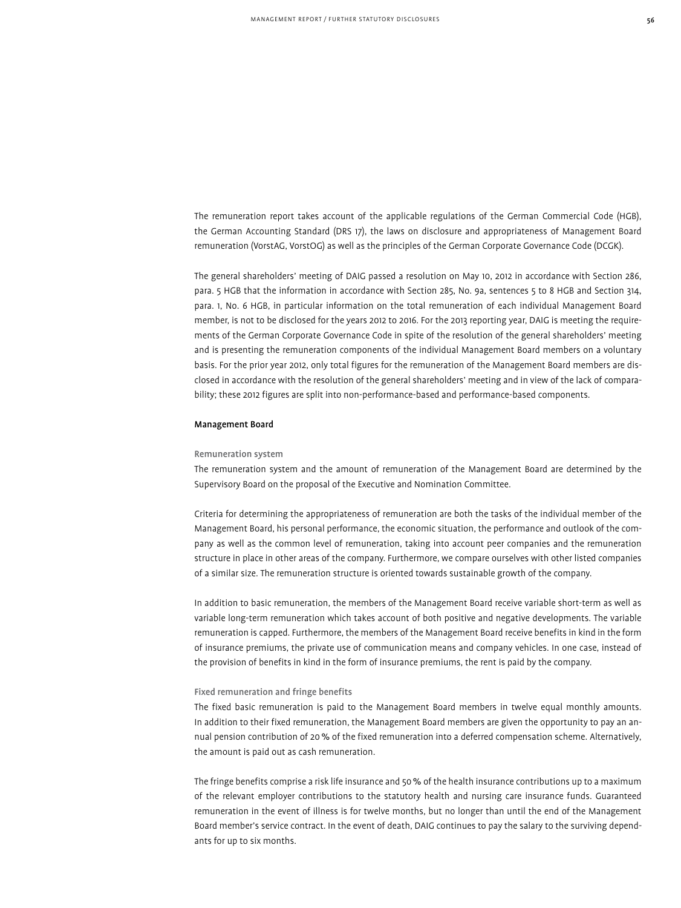The remuneration report takes account of the applicable regulations of the German Commercial Code (HGB), the German Accounting Standard (DRS 17), the laws on disclosure and appropriateness of Management Board remuneration (VorstAG, VorstOG) as well as the principles of the German Corporate Governance Code (DCGK).

The general shareholders' meeting of DAIG passed a resolution on May 10, 2012 in accordance with Section 286, para. 5 HGB that the information in accordance with Section 285, No. 9a, sentences 5 to 8 HGB and Section 314, para. 1, No. 6 HGB, in particular information on the total remuneration of each individual Management Board member, is not to be disclosed for the years 2012 to 2016. For the 2013 reporting year, DAIG is meeting the requirements of the German Corporate Governance Code in spite of the resolution of the general shareholders' meeting and is presenting the remuneration components of the individual Management Board members on a voluntary basis. For the prior year 2012, only total figures for the remuneration of the Management Board members are disclosed in accordance with the resolution of the general shareholders' meeting and in view of the lack of comparability; these 2012 figures are split into non-performance-based and performance-based components.

## Management Board

### Remuneration system

The remuneration system and the amount of remuneration of the Management Board are determined by the Supervisory Board on the proposal of the Executive and Nomination Committee.

Criteria for determining the appropriateness of remuneration are both the tasks of the individual member of the Management Board, his personal performance, the economic situation, the performance and outlook of the company as well as the common level of remuneration, taking into account peer companies and the remuneration structure in place in other areas of the company. Furthermore, we compare ourselves with other listed companies of a similar size. The remuneration structure is oriented towards sustainable growth of the company.

In addition to basic remuneration, the members of the Management Board receive variable short-term as well as variable long-term remuneration which takes account of both positive and negative developments. The variable remuneration is capped. Furthermore, the members of the Management Board receive benefits in kind in the form of insurance premiums, the private use of communication means and company vehicles. In one case, instead of the provision of benefits in kind in the form of insurance premiums, the rent is paid by the company.

### Fixed remuneration and fringe benefits

The fixed basic remuneration is paid to the Management Board members in twelve equal monthly amounts. In addition to their fixed remuneration, the Management Board members are given the opportunity to pay an annual pension contribution of 20 % of the fixed remuneration into a deferred compensation scheme. Alternatively, the amount is paid out as cash remuneration.

The fringe benefits comprise a risk life insurance and 50 % of the health insurance contributions up to a maximum of the relevant employer contributions to the statutory health and nursing care insurance funds. Guaranteed remuneration in the event of illness is for twelve months, but no longer than until the end of the Management Board member's service contract. In the event of death, DAIG continues to pay the salary to the surviving dependants for up to six months.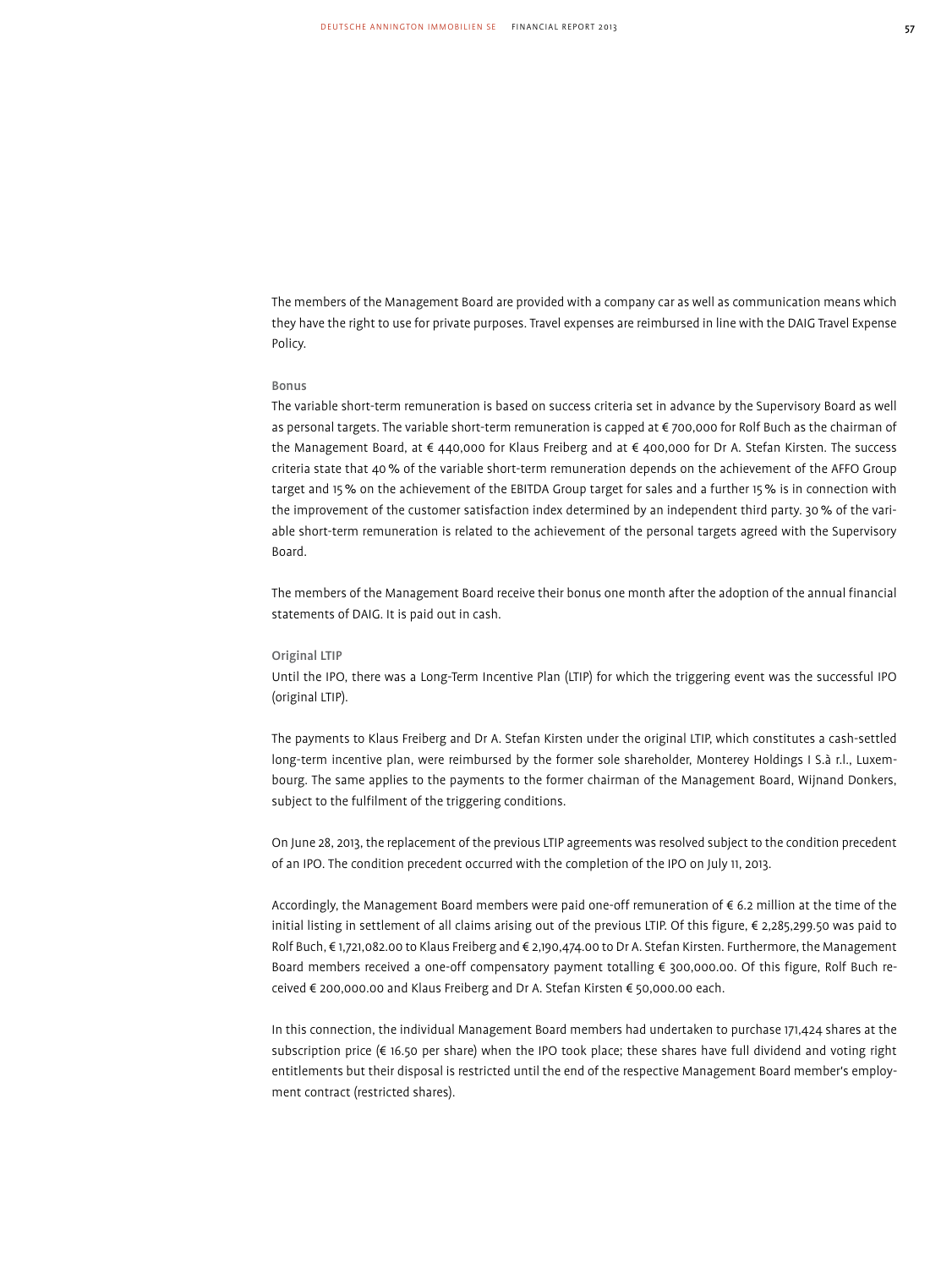The members of the Management Board are provided with a company car as well as communication means which they have the right to use for private purposes. Travel expenses are reimbursed in line with the DAIG Travel Expense Policy.

### Bonus

The variable short-term remuneration is based on success criteria set in advance by the Supervisory Board as well as personal targets. The variable short-term remuneration is capped at € 700,000 for Rolf Buch as the chairman of the Management Board, at € 440,000 for Klaus Freiberg and at € 400,000 for Dr A. Stefan Kirsten. The success criteria state that 40 % of the variable short-term remuneration depends on the achievement of the AFFO Group target and 15 % on the achievement of the EBITDA Group target for sales and a further 15 % is in connection with the improvement of the customer satisfaction index determined by an independent third party. 30 % of the variable short-term remuneration is related to the achievement of the personal targets agreed with the Supervisory Board.

The members of the Management Board receive their bonus one month after the adoption of the annual financial statements of DAIG. It is paid out in cash.

### Original LTIP

Until the IPO, there was a Long-Term Incentive Plan (LTIP) for which the triggering event was the successful IPO (original LTIP).

The payments to Klaus Freiberg and Dr A. Stefan Kirsten under the original LTIP, which constitutes a cash-settled long-term incentive plan, were reimbursed by the former sole shareholder, Monterey Holdings I S.à r.l., Luxembourg. The same applies to the payments to the former chairman of the Management Board, Wijnand Donkers, subject to the fulfilment of the triggering conditions.

On June 28, 2013, the replacement of the previous LTIP agreements was resolved subject to the condition precedent of an IPO. The condition precedent occurred with the completion of the IPO on July 11, 2013.

Accordingly, the Management Board members were paid one-off remuneration of € 6.2 million at the time of the initial listing in settlement of all claims arising out of the previous LTIP. Of this figure, € 2,285,299.50 was paid to Rolf Buch, € 1,721,082.00 to Klaus Freiberg and € 2,190,474.00 to Dr A. Stefan Kirsten. Furthermore, the Management Board members received a one-off compensatory payment totalling € 300,000.00. Of this figure, Rolf Buch received € 200,000.00 and Klaus Freiberg and Dr A. Stefan Kirsten € 50,000.00 each.

In this connection, the individual Management Board members had undertaken to purchase 171,424 shares at the subscription price (€ 16.50 per share) when the IPO took place; these shares have full dividend and voting right entitlements but their disposal is restricted until the end of the respective Management Board member's employment contract (restricted shares).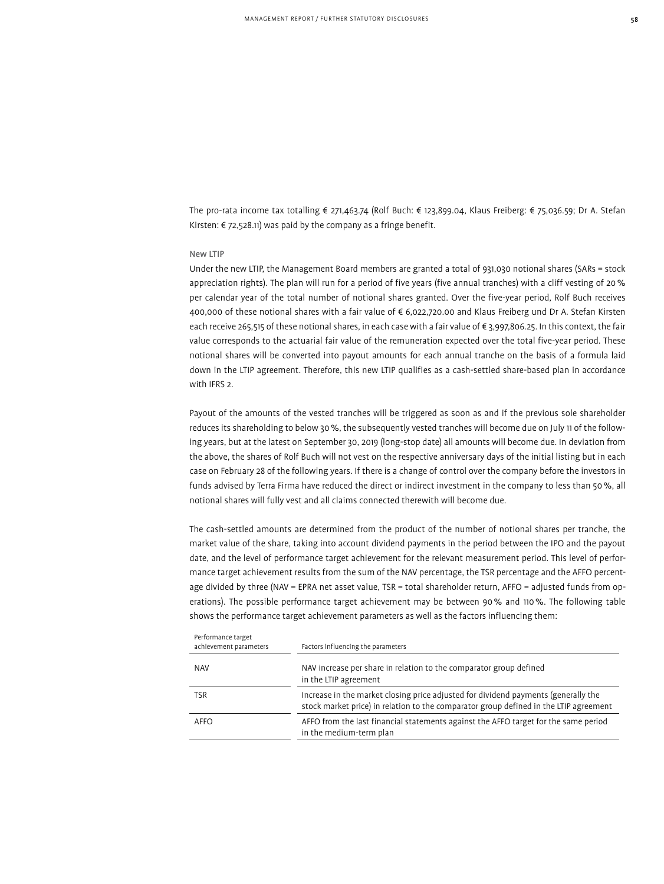The pro-rata income tax totalling € 271,463.74 (Rolf Buch: € 123,899.04, Klaus Freiberg: € 75,036.59; Dr A. Stefan Kirsten: € 72,528.11) was paid by the company as a fringe benefit.

### New LTIP

Under the new LTIP, the Management Board members are granted a total of 931,030 notional shares (SARs = stock appreciation rights). The plan will run for a period of five years (five annual tranches) with a cliff vesting of 20 % per calendar year of the total number of notional shares granted. Over the five-year period, Rolf Buch receives 400,000 of these notional shares with a fair value of € 6,022,720.00 and Klaus Freiberg und Dr A. Stefan Kirsten each receive 265,515 of these notional shares, in each case with a fair value of € 3,997,806.25. In this context, the fair value corresponds to the actuarial fair value of the remuneration expected over the total five-year period. These notional shares will be converted into payout amounts for each annual tranche on the basis of a formula laid down in the LTIP agreement. Therefore, this new LTIP qualifies as a cash-settled share-based plan in accordance with IFRS 2.

Payout of the amounts of the vested tranches will be triggered as soon as and if the previous sole shareholder reduces its shareholding to below 30 %, the subsequently vested tranches will become due on July 11 of the following years, but at the latest on September 30, 2019 (long-stop date) all amounts will become due. In deviation from the above, the shares of Rolf Buch will not vest on the respective anniversary days of the initial listing but in each case on February 28 of the following years. If there is a change of control over the company before the investors in funds advised by Terra Firma have reduced the direct or indirect investment in the company to less than 50 %, all notional shares will fully vest and all claims connected therewith will become due.

The cash-settled amounts are determined from the product of the number of notional shares per tranche, the market value of the share, taking into account dividend payments in the period between the IPO and the payout date, and the level of performance target achievement for the relevant measurement period. This level of performance target achievement results from the sum of the NAV percentage, the TSR percentage and the AFFO percentage divided by three (NAV = EPRA net asset value, TSR = total shareholder return, AFFO = adjusted funds from operations). The possible performance target achievement may be between 90 % and 110 %. The following table shows the performance target achievement parameters as well as the factors influencing them:

| Performance target achievement parameters | Factors influencing the parameters |
|---|---|
| NAV | NAV increase per share in relation to the comparator group defined in the LTIP agreement |
| TSR | Increase in the market closing price adjusted for dividend payments (generally the stock market price) in relation to the comparator group defined in the LTIP agreement |
| AFFO | AFFO from the last financial statements against the AFFO target for the same period in the medium-term plan |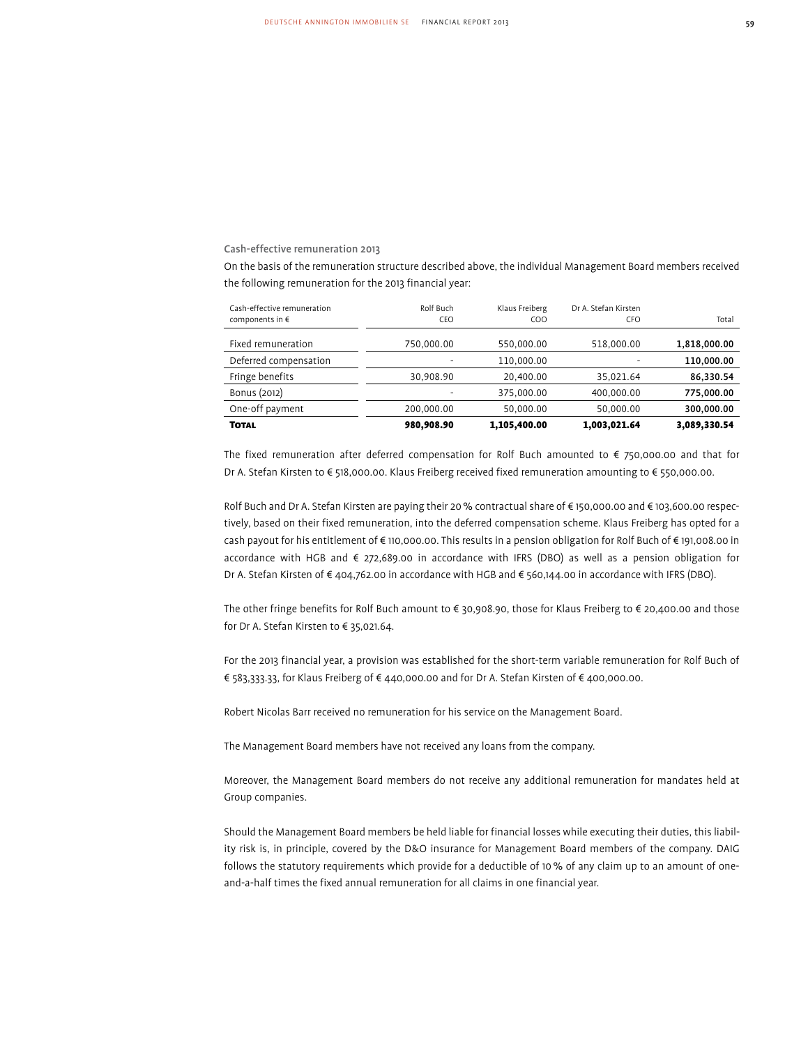### Cash-effective remuneration 2013

On the basis of the remuneration structure described above, the individual Management Board members received the following remuneration for the 2013 financial year:

| Cash-effective remuneration components in € | Rolf Buch CEO | Klaus Freiberg COO | Dr A. Stefan Kirsten CFO | Total |
|---|---|---|---|---|
| Fixed remuneration | 750,000.00 | 550,000.00 | 518,000.00 | **1,818,000.00** |
| Deferred compensation | - | 110,000.00 | - | **110,000.00** |
| Fringe benefits | 30,908.90 | 20,400.00 | 35,021.64 | **86,330.54** |
| Bonus (2012) | - | 375,000.00 | 400,000.00 | **775,000.00** |
| One-off payment | 200,000.00 | 50,000.00 | 50,000.00 | **300,000.00** |
| **Total** | **980,908.90** | **1,105,400.00** | **1,003,021.64** | **3,089,330.54** |

The fixed remuneration after deferred compensation for Rolf Buch amounted to € 750,000.00 and that for Dr A. Stefan Kirsten to € 518,000.00. Klaus Freiberg received fixed remuneration amounting to € 550,000.00.

Rolf Buch and Dr A. Stefan Kirsten are paying their 20 % contractual share of € 150,000.00 and € 103,600.00 respectively, based on their fixed remuneration, into the deferred compensation scheme. Klaus Freiberg has opted for a cash payout for his entitlement of € 110,000.00. This results in a pension obligation for Rolf Buch of € 191,008.00 in accordance with HGB and € 272,689.00 in accordance with IFRS (DBO) as well as a pension obligation for Dr A. Stefan Kirsten of € 404,762.00 in accordance with HGB and € 560,144.00 in accordance with IFRS (DBO).

The other fringe benefits for Rolf Buch amount to € 30,908.90, those for Klaus Freiberg to € 20,400.00 and those for Dr A. Stefan Kirsten to € 35,021.64.

For the 2013 financial year, a provision was established for the short-term variable remuneration for Rolf Buch of € 583,333.33, for Klaus Freiberg of € 440,000.00 and for Dr A. Stefan Kirsten of € 400,000.00.

Robert Nicolas Barr received no remuneration for his service on the Management Board.

The Management Board members have not received any loans from the company.

Moreover, the Management Board members do not receive any additional remuneration for mandates held at Group companies.

Should the Management Board members be held liable for financial losses while executing their duties, this liability risk is, in principle, covered by the D&O insurance for Management Board members of the company. DAIG follows the statutory requirements which provide for a deductible of 10 % of any claim up to an amount of one-and-a-half times the fixed annual remuneration for all claims in one financial year.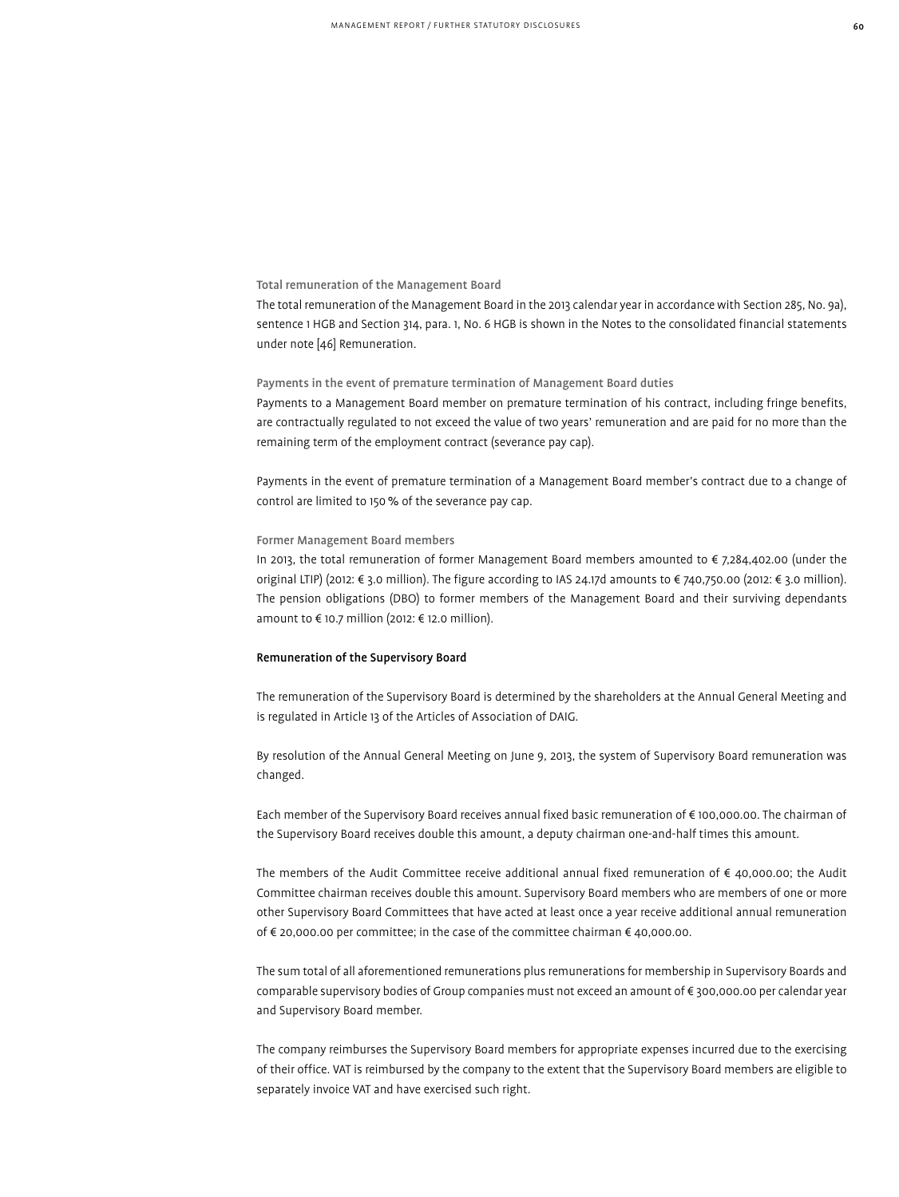### Total remuneration of the Management Board

The total remuneration of the Management Board in the 2013 calendar year in accordance with Section 285, No. 9a), sentence 1 HGB and Section 314, para. 1, No. 6 HGB is shown in the Notes to the consolidated financial statements under note [46] Remuneration.

### Payments in the event of premature termination of Management Board duties

Payments to a Management Board member on premature termination of his contract, including fringe benefits, are contractually regulated to not exceed the value of two years' remuneration and are paid for no more than the remaining term of the employment contract (severance pay cap).

Payments in the event of premature termination of a Management Board member's contract due to a change of control are limited to 150 % of the severance pay cap.

### Former Management Board members

In 2013, the total remuneration of former Management Board members amounted to € 7,284,402.00 (under the original LTIP) (2012: € 3.0 million). The figure according to IAS 24.17d amounts to € 740,750.00 (2012: € 3.0 million). The pension obligations (DBO) to former members of the Management Board and their surviving dependants amount to € 10.7 million (2012: € 12.0 million).

## Remuneration of the Supervisory Board

The remuneration of the Supervisory Board is determined by the shareholders at the Annual General Meeting and is regulated in Article 13 of the Articles of Association of DAIG.

By resolution of the Annual General Meeting on June 9, 2013, the system of Supervisory Board remuneration was changed.

Each member of the Supervisory Board receives annual fixed basic remuneration of € 100,000.00. The chairman of the Supervisory Board receives double this amount, a deputy chairman one-and-half times this amount.

The members of the Audit Committee receive additional annual fixed remuneration of € 40,000.00; the Audit Committee chairman receives double this amount. Supervisory Board members who are members of one or more other Supervisory Board Committees that have acted at least once a year receive additional annual remuneration of € 20,000.00 per committee; in the case of the committee chairman € 40,000.00.

The sum total of all aforementioned remunerations plus remunerations for membership in Supervisory Boards and comparable supervisory bodies of Group companies must not exceed an amount of € 300,000.00 per calendar year and Supervisory Board member.

The company reimburses the Supervisory Board members for appropriate expenses incurred due to the exercising of their office. VAT is reimbursed by the company to the extent that the Supervisory Board members are eligible to separately invoice VAT and have exercised such right.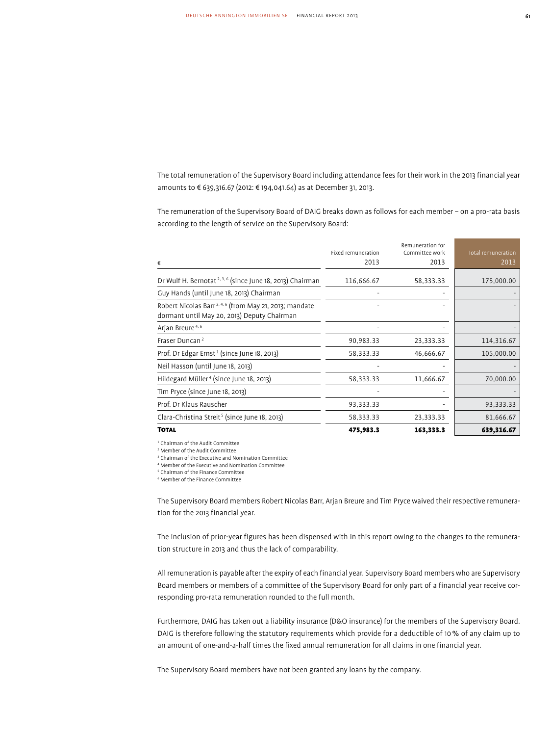The total remuneration of the Supervisory Board including attendance fees for their work in the 2013 financial year amounts to € 639,316.67 (2012: € 194,041.64) as at December 31, 2013.

The remuneration of the Supervisory Board of DAIG breaks down as follows for each member – on a pro-rata basis according to the length of service on the Supervisory Board:

| € | Fixed remuneration 2013 | Remuneration for Committee work 2013 | Total remuneration 2013 |
|---|---|---|---|
| Dr Wulf H. Bernotat [2, 3, 6] (since June 18, 2013) Chairman | 116,666.67 | 58,333.33 | 175,000.00 |
| Guy Hands (until June 18, 2013) Chairman | - | - | - |
| Robert Nicolas Barr [2, 4, 6] (from May 21, 2013; mandate dormant until May 20, 2013) Deputy Chairman | - | - | - |
| Arjan Breure [4, 6] | - | - | - |
| Fraser Duncan [2] | 90,983.33 | 23,333.33 | 114,316.67 |
| Prof. Dr Edgar Ernst [1] (since June 18, 2013) | 58,333.33 | 46,666.67 | 105,000.00 |
| Neil Hasson (until June 18, 2013) | - | - | - |
| Hildegard Müller [4] (since June 18, 2013) | 58,333.33 | 11,666.67 | 70,000.00 |
| Tim Pryce (since June 18, 2013) | - | - | - |
| Prof. Dr Klaus Rauscher | 93,333.33 | - | 93,333.33 |
| Clara-Christina Streit [5] (since June 18, 2013) | 58,333.33 | 23,333.33 | 81,666.67 |
| **Total** | **475,983.3** | **163,333.3** | **639,316.67** |

[1] Chairman of the Audit Committee
[2] Member of the Audit Committee
[3] Chairman of the Executive and Nomination Committee
[4] Member of the Executive and Nomination Committee
[5] Chairman of the Finance Committee
[6] Member of the Finance Committee

The Supervisory Board members Robert Nicolas Barr, Arjan Breure and Tim Pryce waived their respective remuneration for the 2013 financial year.

The inclusion of prior-year figures has been dispensed with in this report owing to the changes to the remuneration structure in 2013 and thus the lack of comparability.

All remuneration is payable after the expiry of each financial year. Supervisory Board members who are Supervisory Board members or members of a committee of the Supervisory Board for only part of a financial year receive corresponding pro-rata remuneration rounded to the full month.

Furthermore, DAIG has taken out a liability insurance (D&O insurance) for the members of the Supervisory Board. DAIG is therefore following the statutory requirements which provide for a deductible of 10 % of any claim up to an amount of one-and-a-half times the fixed annual remuneration for all claims in one financial year.

The Supervisory Board members have not been granted any loans by the company.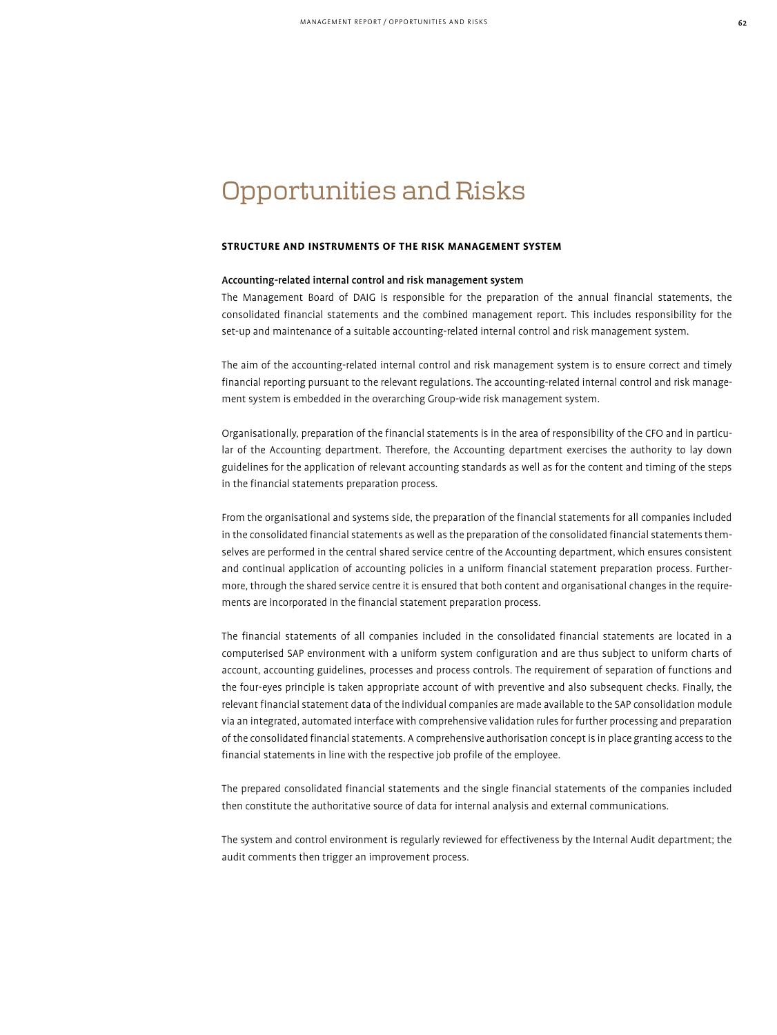# Opportunities and Risks

## STRUCTURE AND INSTRUMENTS OF THE RISK MANAGEMENT SYSTEM

### Accounting-related internal control and risk management system

The Management Board of DAIG is responsible for the preparation of the annual financial statements, the consolidated financial statements and the combined management report. This includes responsibility for the set-up and maintenance of a suitable accounting-related internal control and risk management system.

The aim of the accounting-related internal control and risk management system is to ensure correct and timely financial reporting pursuant to the relevant regulations. The accounting-related internal control and risk management system is embedded in the overarching Group-wide risk management system.

Organisationally, preparation of the financial statements is in the area of responsibility of the CFO and in particular of the Accounting department. Therefore, the Accounting department exercises the authority to lay down guidelines for the application of relevant accounting standards as well as for the content and timing of the steps in the financial statements preparation process.

From the organisational and systems side, the preparation of the financial statements for all companies included in the consolidated financial statements as well as the preparation of the consolidated financial statements themselves are performed in the central shared service centre of the Accounting department, which ensures consistent and continual application of accounting policies in a uniform financial statement preparation process. Furthermore, through the shared service centre it is ensured that both content and organisational changes in the requirements are incorporated in the financial statement preparation process.

The financial statements of all companies included in the consolidated financial statements are located in a computerised SAP environment with a uniform system configuration and are thus subject to uniform charts of account, accounting guidelines, processes and process controls. The requirement of separation of functions and the four-eyes principle is taken appropriate account of with preventive and also subsequent checks. Finally, the relevant financial statement data of the individual companies are made available to the SAP consolidation module via an integrated, automated interface with comprehensive validation rules for further processing and preparation of the consolidated financial statements. A comprehensive authorisation concept is in place granting access to the financial statements in line with the respective job profile of the employee.

The prepared consolidated financial statements and the single financial statements of the companies included then constitute the authoritative source of data for internal analysis and external communications.

The system and control environment is regularly reviewed for effectiveness by the Internal Audit department; the audit comments then trigger an improvement process.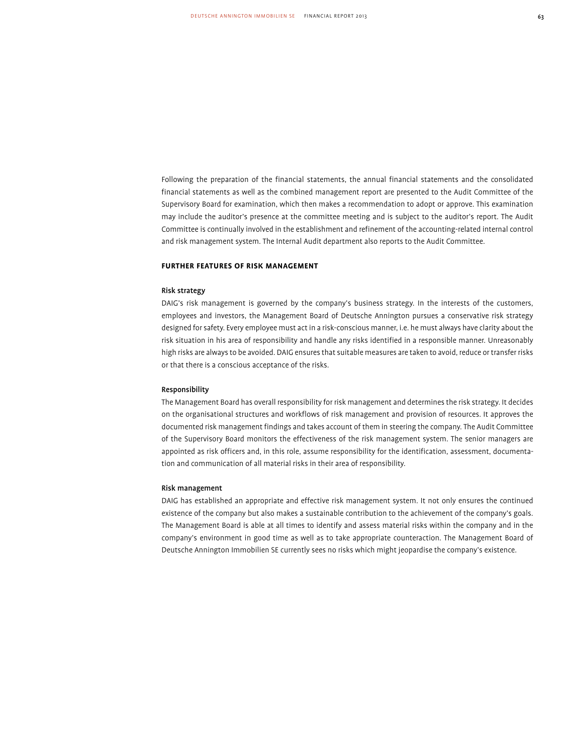Following the preparation of the financial statements, the annual financial statements and the consolidated financial statements as well as the combined management report are presented to the Audit Committee of the Supervisory Board for examination, which then makes a recommendation to adopt or approve. This examination may include the auditor's presence at the committee meeting and is subject to the auditor's report. The Audit Committee is continually involved in the establishment and refinement of the accounting-related internal control and risk management system. The Internal Audit department also reports to the Audit Committee.

## FURTHER FEATURES OF RISK MANAGEMENT

### Risk strategy

DAIG's risk management is governed by the company's business strategy. In the interests of the customers, employees and investors, the Management Board of Deutsche Annington pursues a conservative risk strategy designed for safety. Every employee must act in a risk-conscious manner, i.e. he must always have clarity about the risk situation in his area of responsibility and handle any risks identified in a responsible manner. Unreasonably high risks are always to be avoided. DAIG ensures that suitable measures are taken to avoid, reduce or transfer risks or that there is a conscious acceptance of the risks.

### Responsibility

The Management Board has overall responsibility for risk management and determines the risk strategy. It decides on the organisational structures and workflows of risk management and provision of resources. It approves the documented risk management findings and takes account of them in steering the company. The Audit Committee of the Supervisory Board monitors the effectiveness of the risk management system. The senior managers are appointed as risk officers and, in this role, assume responsibility for the identification, assessment, documentation and communication of all material risks in their area of responsibility.

### Risk management

DAIG has established an appropriate and effective risk management system. It not only ensures the continued existence of the company but also makes a sustainable contribution to the achievement of the company's goals. The Management Board is able at all times to identify and assess material risks within the company and in the company's environment in good time as well as to take appropriate counteraction. The Management Board of Deutsche Annington Immobilien SE currently sees no risks which might jeopardise the company's existence.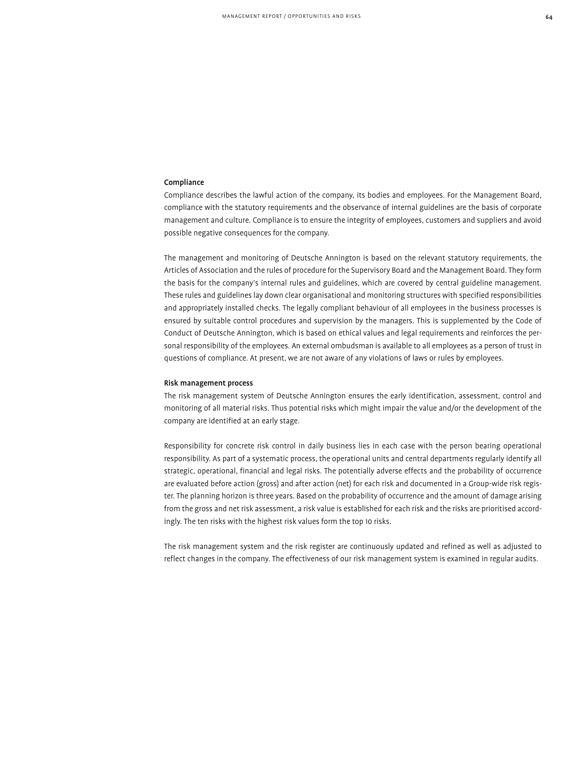### Compliance

Compliance describes the lawful action of the company, its bodies and employees. For the Management Board, compliance with the statutory requirements and the observance of internal guidelines are the basis of corporate management and culture. Compliance is to ensure the integrity of employees, customers and suppliers and avoid possible negative consequences for the company.

The management and monitoring of Deutsche Annington is based on the relevant statutory requirements, the Articles of Association and the rules of procedure for the Supervisory Board and the Management Board. They form the basis for the company's internal rules and guidelines, which are covered by central guideline management. These rules and guidelines lay down clear organisational and monitoring structures with specified responsibilities and appropriately installed checks. The legally compliant behaviour of all employees in the business processes is ensured by suitable control procedures and supervision by the managers. This is supplemented by the Code of Conduct of Deutsche Annington, which is based on ethical values and legal requirements and reinforces the personal responsibility of the employees. An external ombudsman is available to all employees as a person of trust in questions of compliance. At present, we are not aware of any violations of laws or rules by employees.

### Risk management process

The risk management system of Deutsche Annington ensures the early identification, assessment, control and monitoring of all material risks. Thus potential risks which might impair the value and/or the development of the company are identified at an early stage.

Responsibility for concrete risk control in daily business lies in each case with the person bearing operational responsibility. As part of a systematic process, the operational units and central departments regularly identify all strategic, operational, financial and legal risks. The potentially adverse effects and the probability of occurrence are evaluated before action (gross) and after action (net) for each risk and documented in a Group-wide risk register. The planning horizon is three years. Based on the probability of occurrence and the amount of damage arising from the gross and net risk assessment, a risk value is established for each risk and the risks are prioritised accordingly. The ten risks with the highest risk values form the top 10 risks.

The risk management system and the risk register are continuously updated and refined as well as adjusted to reflect changes in the company. The effectiveness of our risk management system is examined in regular audits.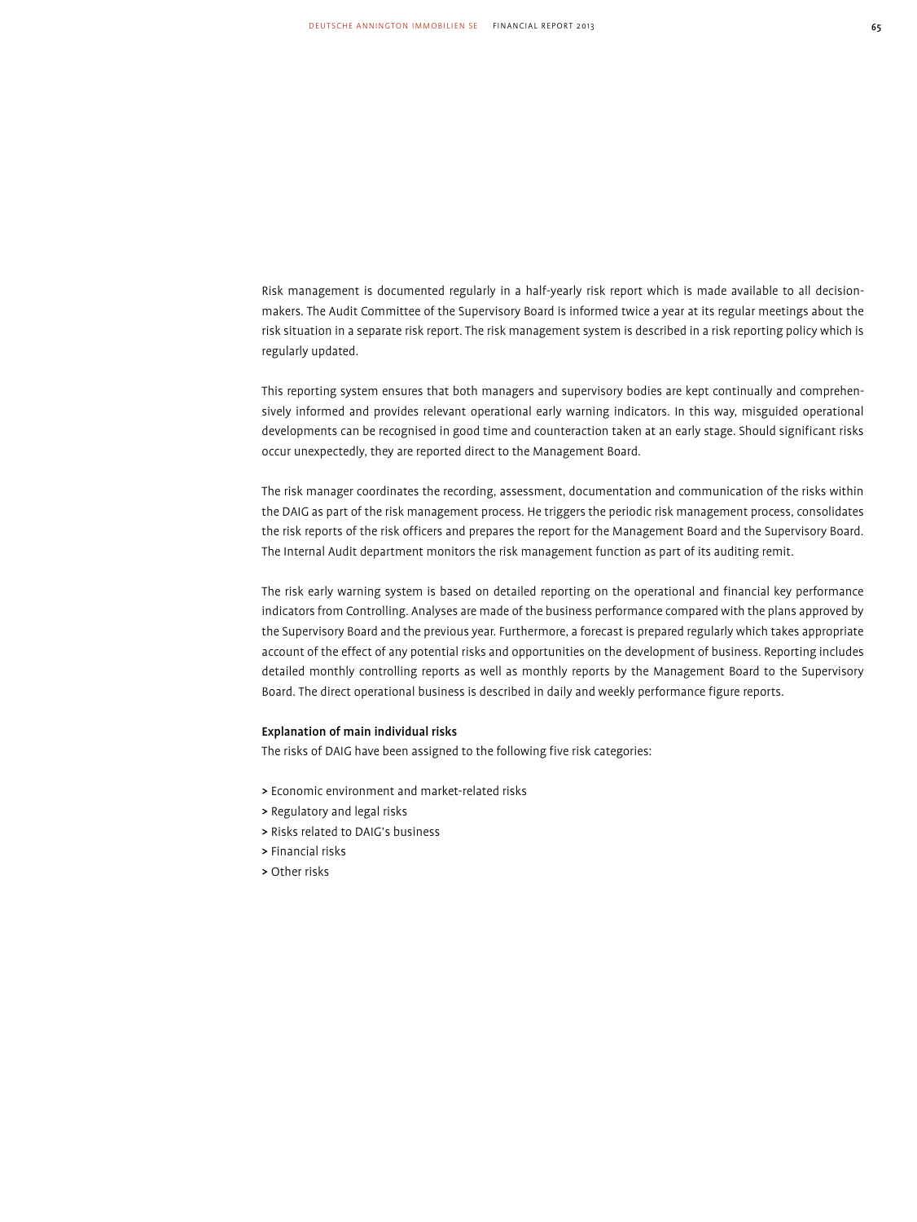Risk management is documented regularly in a half-yearly risk report which is made available to all decision-makers. The Audit Committee of the Supervisory Board is informed twice a year at its regular meetings about the risk situation in a separate risk report. The risk management system is described in a risk reporting policy which is regularly updated.

This reporting system ensures that both managers and supervisory bodies are kept continually and comprehensively informed and provides relevant operational early warning indicators. In this way, misguided operational developments can be recognised in good time and counteraction taken at an early stage. Should significant risks occur unexpectedly, they are reported direct to the Management Board.

The risk manager coordinates the recording, assessment, documentation and communication of the risks within the DAIG as part of the risk management process. He triggers the periodic risk management process, consolidates the risk reports of the risk officers and prepares the report for the Management Board and the Supervisory Board. The Internal Audit department monitors the risk management function as part of its auditing remit.

The risk early warning system is based on detailed reporting on the operational and financial key performance indicators from Controlling. Analyses are made of the business performance compared with the plans approved by the Supervisory Board and the previous year. Furthermore, a forecast is prepared regularly which takes appropriate account of the effect of any potential risks and opportunities on the development of business. Reporting includes detailed monthly controlling reports as well as monthly reports by the Management Board to the Supervisory Board. The direct operational business is described in daily and weekly performance figure reports.

**Explanation of main individual risks**

The risks of DAIG have been assigned to the following five risk categories:

> Economic environment and market-related risks
> Regulatory and legal risks
> Risks related to DAIG's business
> Financial risks
> Other risks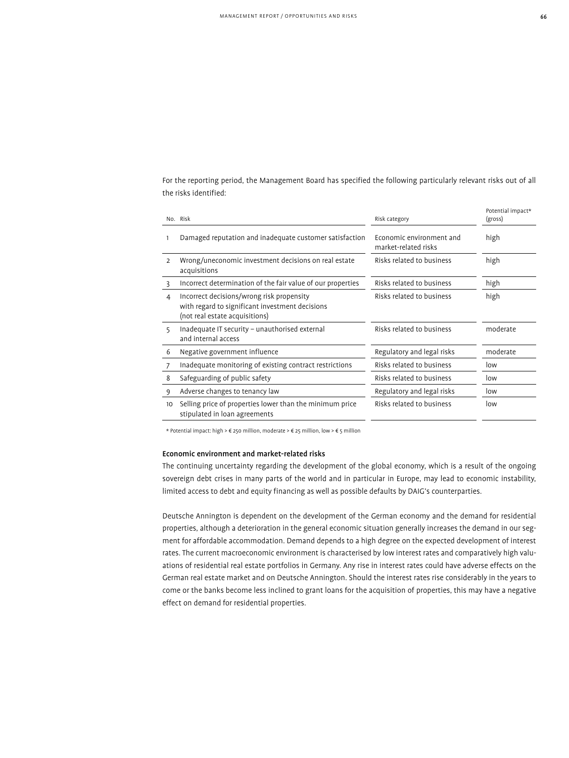For the reporting period, the Management Board has specified the following particularly relevant risks out of all the risks identified:

| No. | Risk | Risk category | Potential impact* (gross) |
|---|---|---|---|
| 1 | Damaged reputation and inadequate customer satisfaction | Economic environment and market-related risks | high |
| 2 | Wrong/uneconomic investment decisions on real estate acquisitions | Risks related to business | high |
| 3 | Incorrect determination of the fair value of our properties | Risks related to business | high |
| 4 | Incorrect decisions/wrong risk propensity with regard to significant investment decisions (not real estate acquisitions) | Risks related to business | high |
| 5 | Inadequate IT security – unauthorised external and internal access | Risks related to business | moderate |
| 6 | Negative government influence | Regulatory and legal risks | moderate |
| 7 | Inadequate monitoring of existing contract restrictions | Risks related to business | low |
| 8 | Safeguarding of public safety | Risks related to business | low |
| 9 | Adverse changes to tenancy law | Regulatory and legal risks | low |
| 10 | Selling price of properties lower than the minimum price stipulated in loan agreements | Risks related to business | low |

* Potential impact: high > € 250 million, moderate > € 25 million, low > € 5 million

**Economic environment and market-related risks**

The continuing uncertainty regarding the development of the global economy, which is a result of the ongoing sovereign debt crises in many parts of the world and in particular in Europe, may lead to economic instability, limited access to debt and equity financing as well as possible defaults by DAIG's counterparties.

Deutsche Annington is dependent on the development of the German economy and the demand for residential properties, although a deterioration in the general economic situation generally increases the demand in our segment for affordable accommodation. Demand depends to a high degree on the expected development of interest rates. The current macroeconomic environment is characterised by low interest rates and comparatively high valuations of residential real estate portfolios in Germany. Any rise in interest rates could have adverse effects on the German real estate market and on Deutsche Annington. Should the interest rates rise considerably in the years to come or the banks become less inclined to grant loans for the acquisition of properties, this may have a negative effect on demand for residential properties.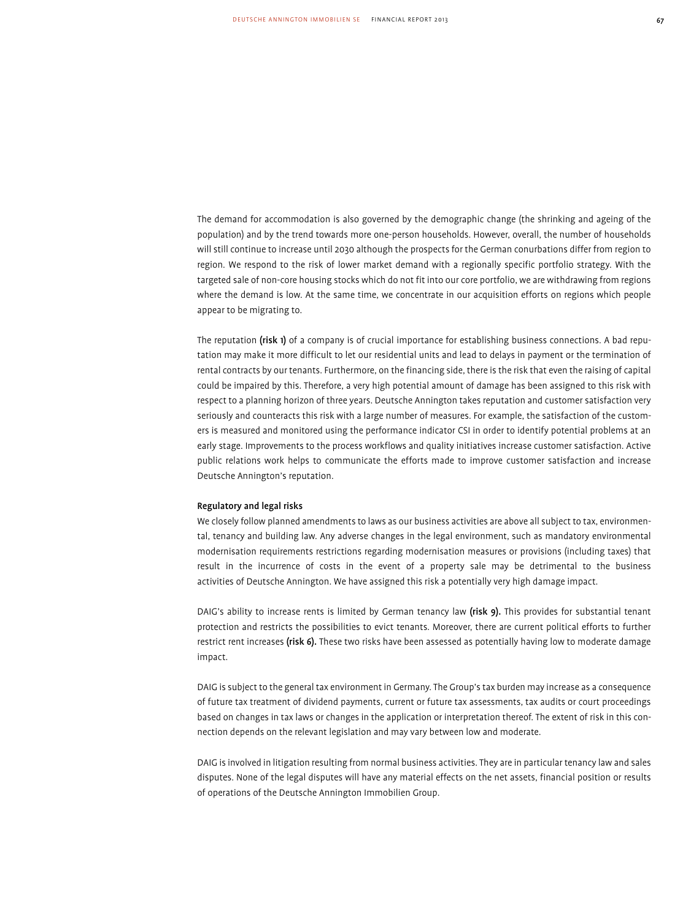The demand for accommodation is also governed by the demographic change (the shrinking and ageing of the population) and by the trend towards more one-person households. However, overall, the number of households will still continue to increase until 2030 although the prospects for the German conurbations differ from region to region. We respond to the risk of lower market demand with a regionally specific portfolio strategy. With the targeted sale of non-core housing stocks which do not fit into our core portfolio, we are withdrawing from regions where the demand is low. At the same time, we concentrate in our acquisition efforts on regions which people appear to be migrating to.

The reputation **(risk 1)** of a company is of crucial importance for establishing business connections. A bad reputation may make it more difficult to let our residential units and lead to delays in payment or the termination of rental contracts by our tenants. Furthermore, on the financing side, there is the risk that even the raising of capital could be impaired by this. Therefore, a very high potential amount of damage has been assigned to this risk with respect to a planning horizon of three years. Deutsche Annington takes reputation and customer satisfaction very seriously and counteracts this risk with a large number of measures. For example, the satisfaction of the customers is measured and monitored using the performance indicator CSI in order to identify potential problems at an early stage. Improvements to the process workflows and quality initiatives increase customer satisfaction. Active public relations work helps to communicate the efforts made to improve customer satisfaction and increase Deutsche Annington's reputation.

**Regulatory and legal risks**

We closely follow planned amendments to laws as our business activities are above all subject to tax, environmental, tenancy and building law. Any adverse changes in the legal environment, such as mandatory environmental modernisation requirements restrictions regarding modernisation measures or provisions (including taxes) that result in the incurrence of costs in the event of a property sale may be detrimental to the business activities of Deutsche Annington. We have assigned this risk a potentially very high damage impact.

DAIG's ability to increase rents is limited by German tenancy law **(risk 9).** This provides for substantial tenant protection and restricts the possibilities to evict tenants. Moreover, there are current political efforts to further restrict rent increases **(risk 6).** These two risks have been assessed as potentially having low to moderate damage impact.

DAIG is subject to the general tax environment in Germany. The Group's tax burden may increase as a consequence of future tax treatment of dividend payments, current or future tax assessments, tax audits or court proceedings based on changes in tax laws or changes in the application or interpretation thereof. The extent of risk in this connection depends on the relevant legislation and may vary between low and moderate.

DAIG is involved in litigation resulting from normal business activities. They are in particular tenancy law and sales disputes. None of the legal disputes will have any material effects on the net assets, financial position or results of operations of the Deutsche Annington Immobilien Group.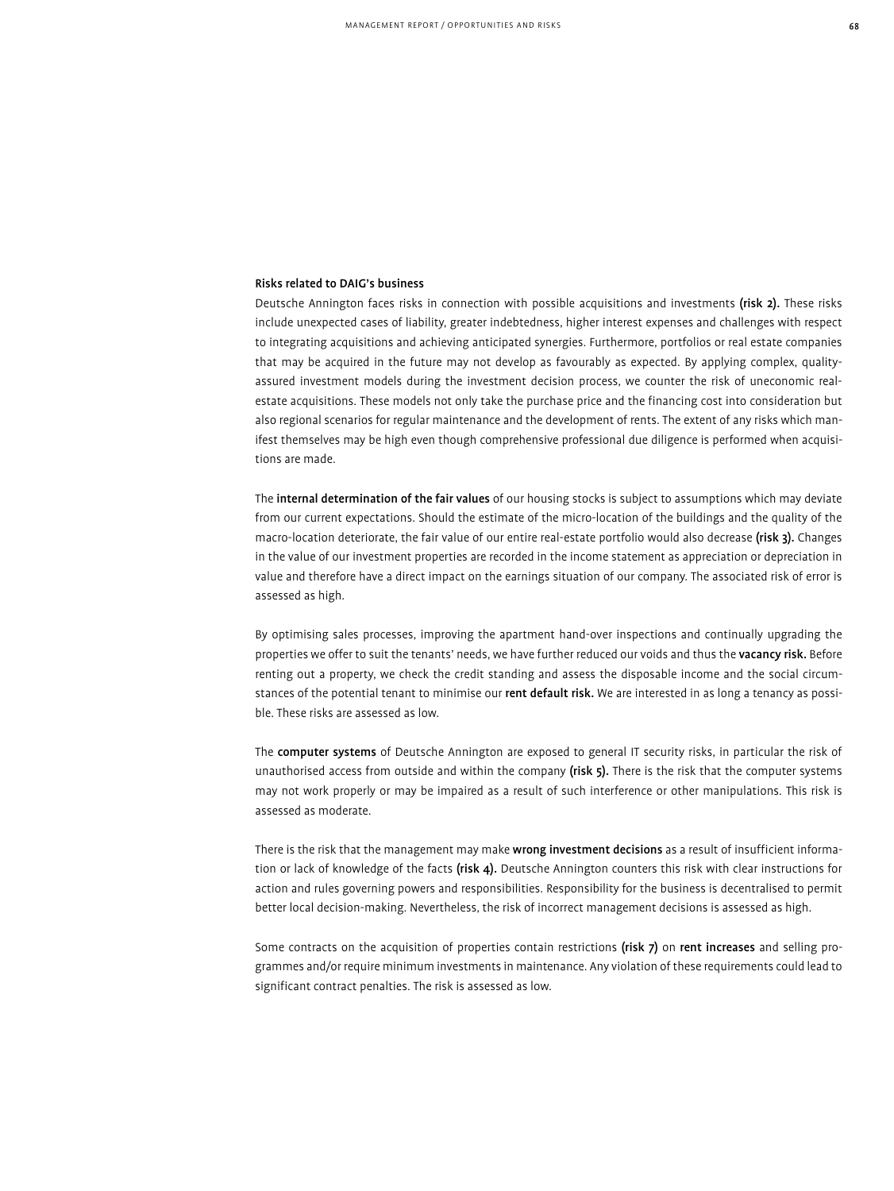### Risks related to DAIG's business

Deutsche Annington faces risks in connection with possible acquisitions and investments **(risk 2).** These risks include unexpected cases of liability, greater indebtedness, higher interest expenses and challenges with respect to integrating acquisitions and achieving anticipated synergies. Furthermore, portfolios or real estate companies that may be acquired in the future may not develop as favourably as expected. By applying complex, quality-assured investment models during the investment decision process, we counter the risk of uneconomic real-estate acquisitions. These models not only take the purchase price and the financing cost into consideration but also regional scenarios for regular maintenance and the development of rents. The extent of any risks which manifest themselves may be high even though comprehensive professional due diligence is performed when acquisitions are made.

The **internal determination of the fair values** of our housing stocks is subject to assumptions which may deviate from our current expectations. Should the estimate of the micro-location of the buildings and the quality of the macro-location deteriorate, the fair value of our entire real-estate portfolio would also decrease **(risk 3).** Changes in the value of our investment properties are recorded in the income statement as appreciation or depreciation in value and therefore have a direct impact on the earnings situation of our company. The associated risk of error is assessed as high.

By optimising sales processes, improving the apartment hand-over inspections and continually upgrading the properties we offer to suit the tenants' needs, we have further reduced our voids and thus the **vacancy risk.** Before renting out a property, we check the credit standing and assess the disposable income and the social circumstances of the potential tenant to minimise our **rent default risk.** We are interested in as long a tenancy as possible. These risks are assessed as low.

The **computer systems** of Deutsche Annington are exposed to general IT security risks, in particular the risk of unauthorised access from outside and within the company **(risk 5).** There is the risk that the computer systems may not work properly or may be impaired as a result of such interference or other manipulations. This risk is assessed as moderate.

There is the risk that the management may make **wrong investment decisions** as a result of insufficient information or lack of knowledge of the facts **(risk 4).** Deutsche Annington counters this risk with clear instructions for action and rules governing powers and responsibilities. Responsibility for the business is decentralised to permit better local decision-making. Nevertheless, the risk of incorrect management decisions is assessed as high.

Some contracts on the acquisition of properties contain restrictions **(risk 7)** on **rent increases** and selling programmes and/or require minimum investments in maintenance. Any violation of these requirements could lead to significant contract penalties. The risk is assessed as low.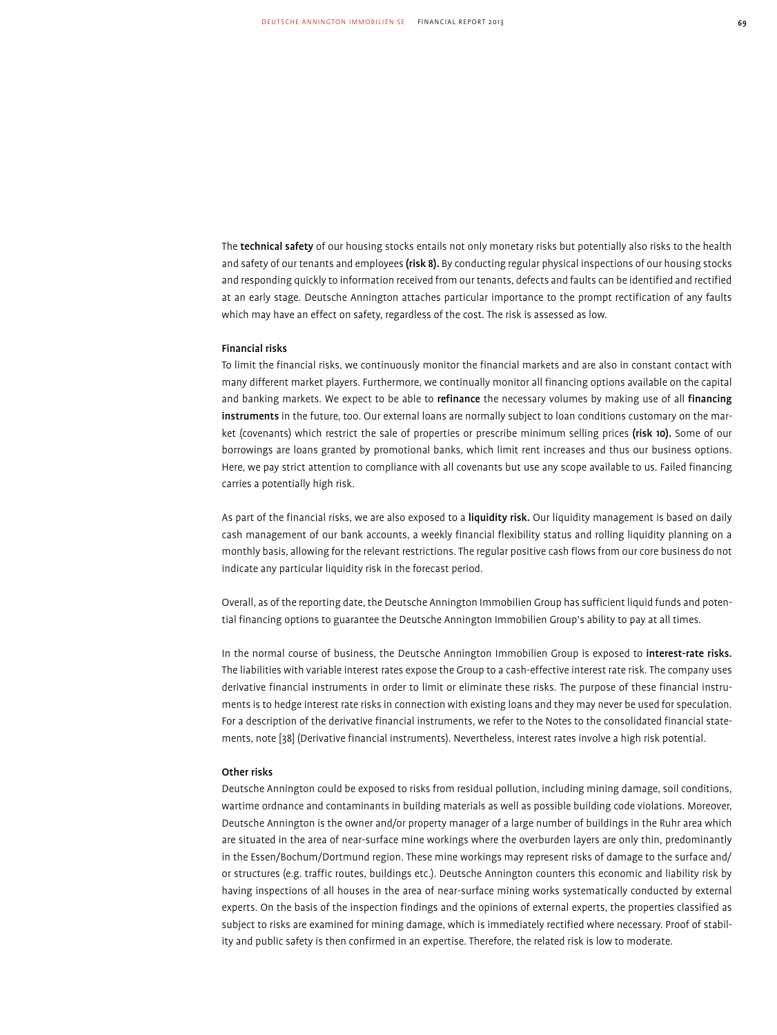The **technical safety** of our housing stocks entails not only monetary risks but potentially also risks to the health and safety of our tenants and employees **(risk 8).** By conducting regular physical inspections of our housing stocks and responding quickly to information received from our tenants, defects and faults can be identified and rectified at an early stage. Deutsche Annington attaches particular importance to the prompt rectification of any faults which may have an effect on safety, regardless of the cost. The risk is assessed as low.

#### Financial risks

To limit the financial risks, we continuously monitor the financial markets and are also in constant contact with many different market players. Furthermore, we continually monitor all financing options available on the capital and banking markets. We expect to be able to **refinance** the necessary volumes by making use of all **financing instruments** in the future, too. Our external loans are normally subject to loan conditions customary on the market (covenants) which restrict the sale of properties or prescribe minimum selling prices **(risk 10).** Some of our borrowings are loans granted by promotional banks, which limit rent increases and thus our business options. Here, we pay strict attention to compliance with all covenants but use any scope available to us. Failed financing carries a potentially high risk.

As part of the financial risks, we are also exposed to a **liquidity risk.** Our liquidity management is based on daily cash management of our bank accounts, a weekly financial flexibility status and rolling liquidity planning on a monthly basis, allowing for the relevant restrictions. The regular positive cash flows from our core business do not indicate any particular liquidity risk in the forecast period.

Overall, as of the reporting date, the Deutsche Annington Immobilien Group has sufficient liquid funds and potential financing options to guarantee the Deutsche Annington Immobilien Group's ability to pay at all times.

In the normal course of business, the Deutsche Annington Immobilien Group is exposed to **interest-rate risks.** The liabilities with variable interest rates expose the Group to a cash-effective interest rate risk. The company uses derivative financial instruments in order to limit or eliminate these risks. The purpose of these financial instruments is to hedge interest rate risks in connection with existing loans and they may never be used for speculation. For a description of the derivative financial instruments, we refer to the Notes to the consolidated financial statements, note [38] (Derivative financial instruments). Nevertheless, interest rates involve a high risk potential.

#### Other risks

Deutsche Annington could be exposed to risks from residual pollution, including mining damage, soil conditions, wartime ordnance and contaminants in building materials as well as possible building code violations. Moreover, Deutsche Annington is the owner and/or property manager of a large number of buildings in the Ruhr area which are situated in the area of near-surface mine workings where the overburden layers are only thin, predominantly in the Essen/Bochum/Dortmund region. These mine workings may represent risks of damage to the surface and/or structures (e.g. traffic routes, buildings etc.). Deutsche Annington counters this economic and liability risk by having inspections of all houses in the area of near-surface mining works systematically conducted by external experts. On the basis of the inspection findings and the opinions of external experts, the properties classified as subject to risks are examined for mining damage, which is immediately rectified where necessary. Proof of stability and public safety is then confirmed in an expertise. Therefore, the related risk is low to moderate.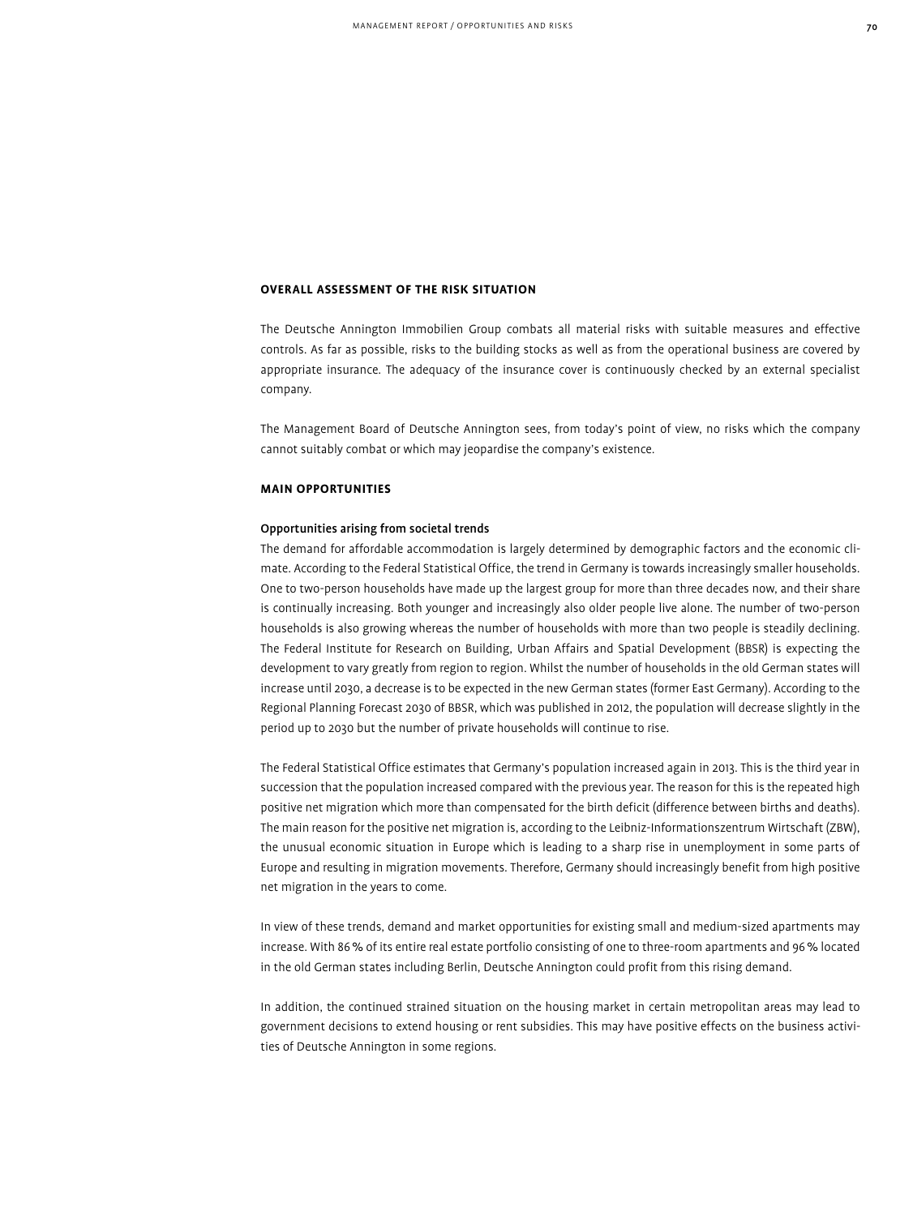## OVERALL ASSESSMENT OF THE RISK SITUATION

The Deutsche Annington Immobilien Group combats all material risks with suitable measures and effective controls. As far as possible, risks to the building stocks as well as from the operational business are covered by appropriate insurance. The adequacy of the insurance cover is continuously checked by an external specialist company.

The Management Board of Deutsche Annington sees, from today's point of view, no risks which the company cannot suitably combat or which may jeopardise the company's existence.

## MAIN OPPORTUNITIES

### Opportunities arising from societal trends

The demand for affordable accommodation is largely determined by demographic factors and the economic climate. According to the Federal Statistical Office, the trend in Germany is towards increasingly smaller households. One to two-person households have made up the largest group for more than three decades now, and their share is continually increasing. Both younger and increasingly also older people live alone. The number of two-person households is also growing whereas the number of households with more than two people is steadily declining. The Federal Institute for Research on Building, Urban Affairs and Spatial Development (BBSR) is expecting the development to vary greatly from region to region. Whilst the number of households in the old German states will increase until 2030, a decrease is to be expected in the new German states (former East Germany). According to the Regional Planning Forecast 2030 of BBSR, which was published in 2012, the population will decrease slightly in the period up to 2030 but the number of private households will continue to rise.

The Federal Statistical Office estimates that Germany's population increased again in 2013. This is the third year in succession that the population increased compared with the previous year. The reason for this is the repeated high positive net migration which more than compensated for the birth deficit (difference between births and deaths). The main reason for the positive net migration is, according to the Leibniz-Informationszentrum Wirtschaft (ZBW), the unusual economic situation in Europe which is leading to a sharp rise in unemployment in some parts of Europe and resulting in migration movements. Therefore, Germany should increasingly benefit from high positive net migration in the years to come.

In view of these trends, demand and market opportunities for existing small and medium-sized apartments may increase. With 86 % of its entire real estate portfolio consisting of one to three-room apartments and 96 % located in the old German states including Berlin, Deutsche Annington could profit from this rising demand.

In addition, the continued strained situation on the housing market in certain metropolitan areas may lead to government decisions to extend housing or rent subsidies. This may have positive effects on the business activities of Deutsche Annington in some regions.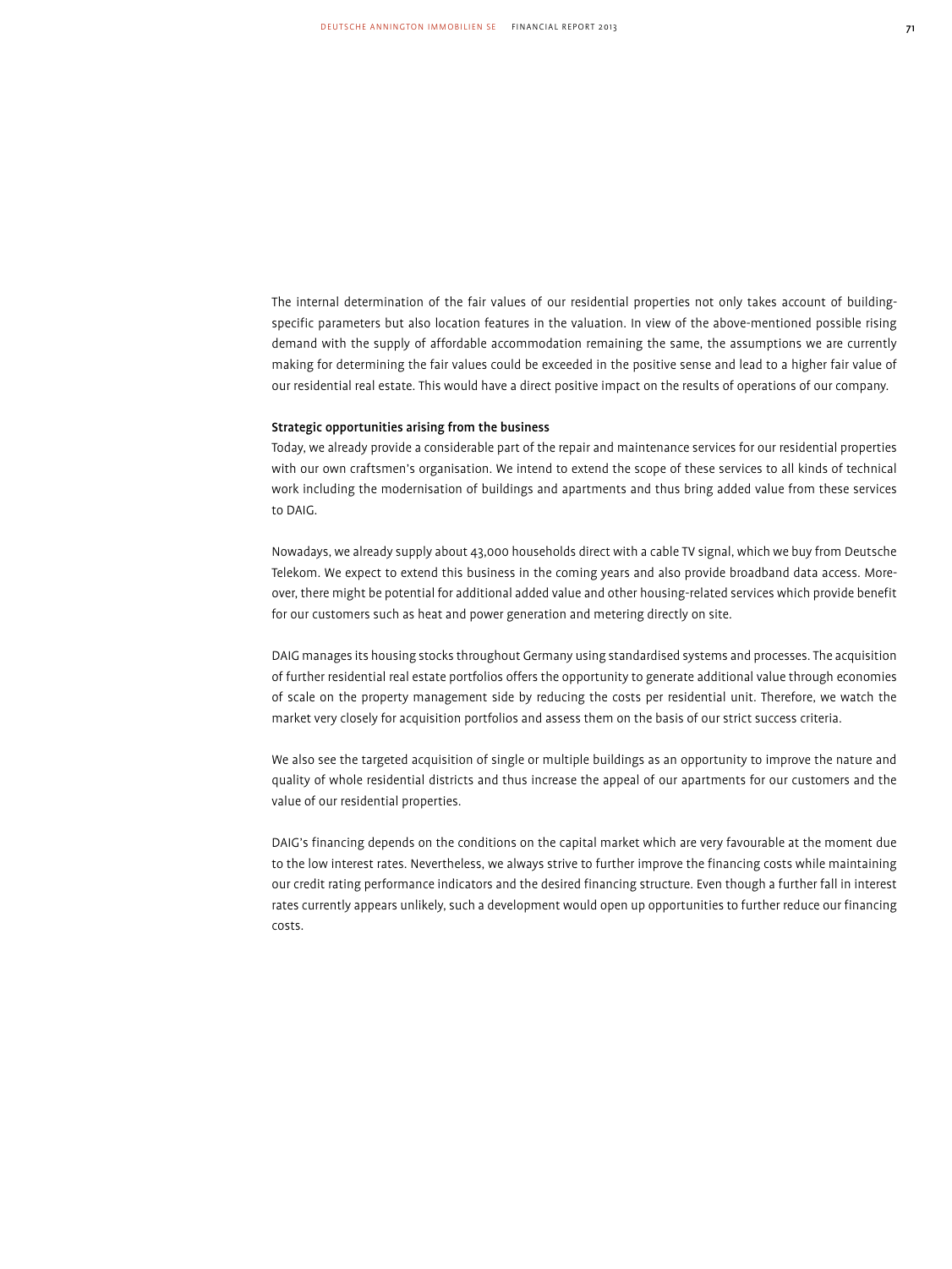The internal determination of the fair values of our residential properties not only takes account of building-specific parameters but also location features in the valuation. In view of the above-mentioned possible rising demand with the supply of affordable accommodation remaining the same, the assumptions we are currently making for determining the fair values could be exceeded in the positive sense and lead to a higher fair value of our residential real estate. This would have a direct positive impact on the results of operations of our company.

**Strategic opportunities arising from the business**

Today, we already provide a considerable part of the repair and maintenance services for our residential properties with our own craftsmen's organisation. We intend to extend the scope of these services to all kinds of technical work including the modernisation of buildings and apartments and thus bring added value from these services to DAIG.

Nowadays, we already supply about 43,000 households direct with a cable TV signal, which we buy from Deutsche Telekom. We expect to extend this business in the coming years and also provide broadband data access. Moreover, there might be potential for additional added value and other housing-related services which provide benefit for our customers such as heat and power generation and metering directly on site.

DAIG manages its housing stocks throughout Germany using standardised systems and processes. The acquisition of further residential real estate portfolios offers the opportunity to generate additional value through economies of scale on the property management side by reducing the costs per residential unit. Therefore, we watch the market very closely for acquisition portfolios and assess them on the basis of our strict success criteria.

We also see the targeted acquisition of single or multiple buildings as an opportunity to improve the nature and quality of whole residential districts and thus increase the appeal of our apartments for our customers and the value of our residential properties.

DAIG's financing depends on the conditions on the capital market which are very favourable at the moment due to the low interest rates. Nevertheless, we always strive to further improve the financing costs while maintaining our credit rating performance indicators and the desired financing structure. Even though a further fall in interest rates currently appears unlikely, such a development would open up opportunities to further reduce our financing costs.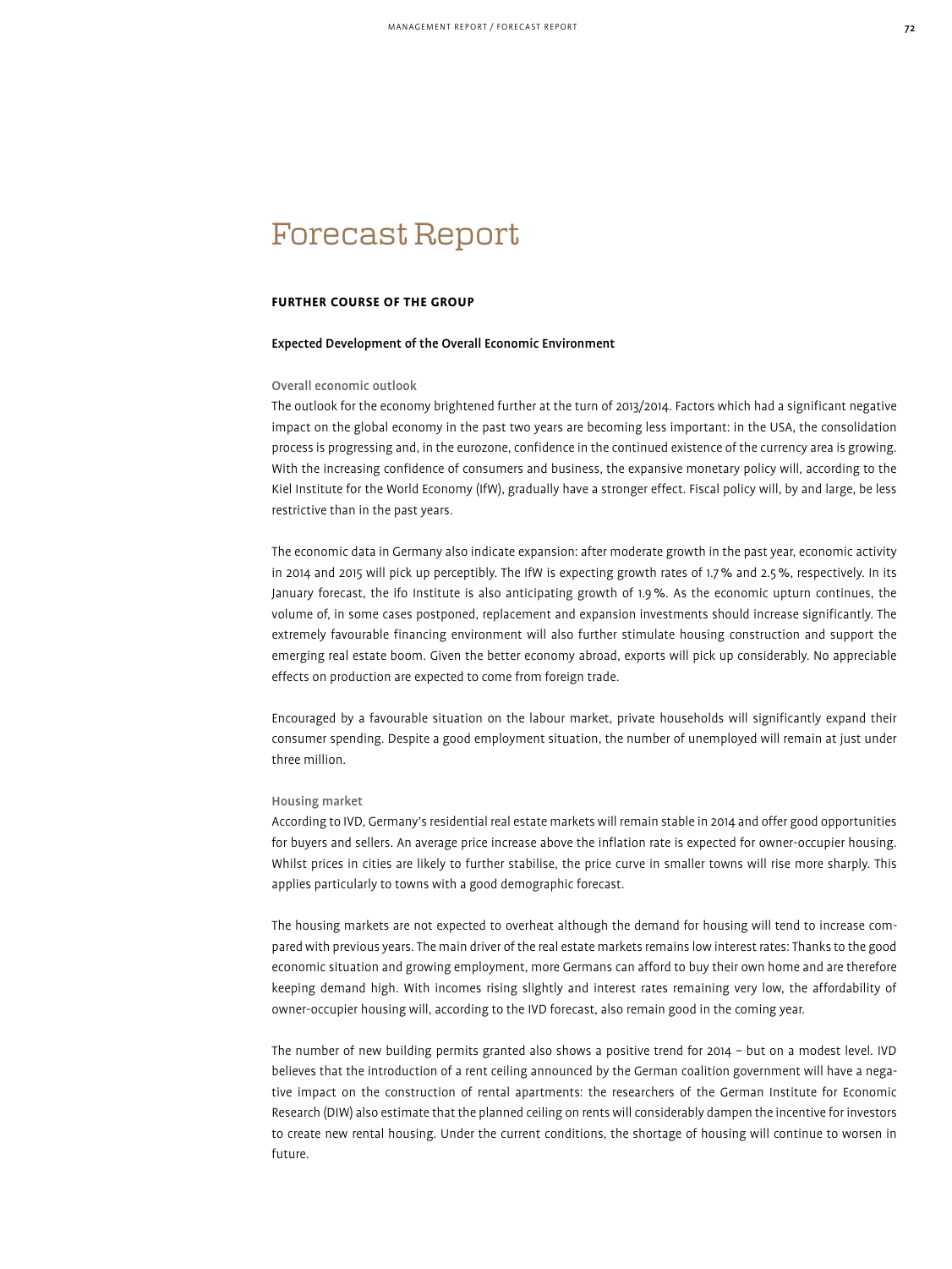# Forecast Report

## FURTHER COURSE OF THE GROUP

### Expected Development of the Overall Economic Environment

#### Overall economic outlook

The outlook for the economy brightened further at the turn of 2013/2014. Factors which had a significant negative impact on the global economy in the past two years are becoming less important: in the USA, the consolidation process is progressing and, in the eurozone, confidence in the continued existence of the currency area is growing. With the increasing confidence of consumers and business, the expansive monetary policy will, according to the Kiel Institute for the World Economy (IfW), gradually have a stronger effect. Fiscal policy will, by and large, be less restrictive than in the past years.

The economic data in Germany also indicate expansion: after moderate growth in the past year, economic activity in 2014 and 2015 will pick up perceptibly. The IfW is expecting growth rates of 1.7 % and 2.5 %, respectively. In its January forecast, the ifo Institute is also anticipating growth of 1.9 %. As the economic upturn continues, the volume of, in some cases postponed, replacement and expansion investments should increase significantly. The extremely favourable financing environment will also further stimulate housing construction and support the emerging real estate boom. Given the better economy abroad, exports will pick up considerably. No appreciable effects on production are expected to come from foreign trade.

Encouraged by a favourable situation on the labour market, private households will significantly expand their consumer spending. Despite a good employment situation, the number of unemployed will remain at just under three million.

#### Housing market

According to IVD, Germany's residential real estate markets will remain stable in 2014 and offer good opportunities for buyers and sellers. An average price increase above the inflation rate is expected for owner-occupier housing. Whilst prices in cities are likely to further stabilise, the price curve in smaller towns will rise more sharply. This applies particularly to towns with a good demographic forecast.

The housing markets are not expected to overheat although the demand for housing will tend to increase compared with previous years. The main driver of the real estate markets remains low interest rates: Thanks to the good economic situation and growing employment, more Germans can afford to buy their own home and are therefore keeping demand high. With incomes rising slightly and interest rates remaining very low, the affordability of owner-occupier housing will, according to the IVD forecast, also remain good in the coming year.

The number of new building permits granted also shows a positive trend for 2014 – but on a modest level. IVD believes that the introduction of a rent ceiling announced by the German coalition government will have a negative impact on the construction of rental apartments: the researchers of the German Institute for Economic Research (DIW) also estimate that the planned ceiling on rents will considerably dampen the incentive for investors to create new rental housing. Under the current conditions, the shortage of housing will continue to worsen in future.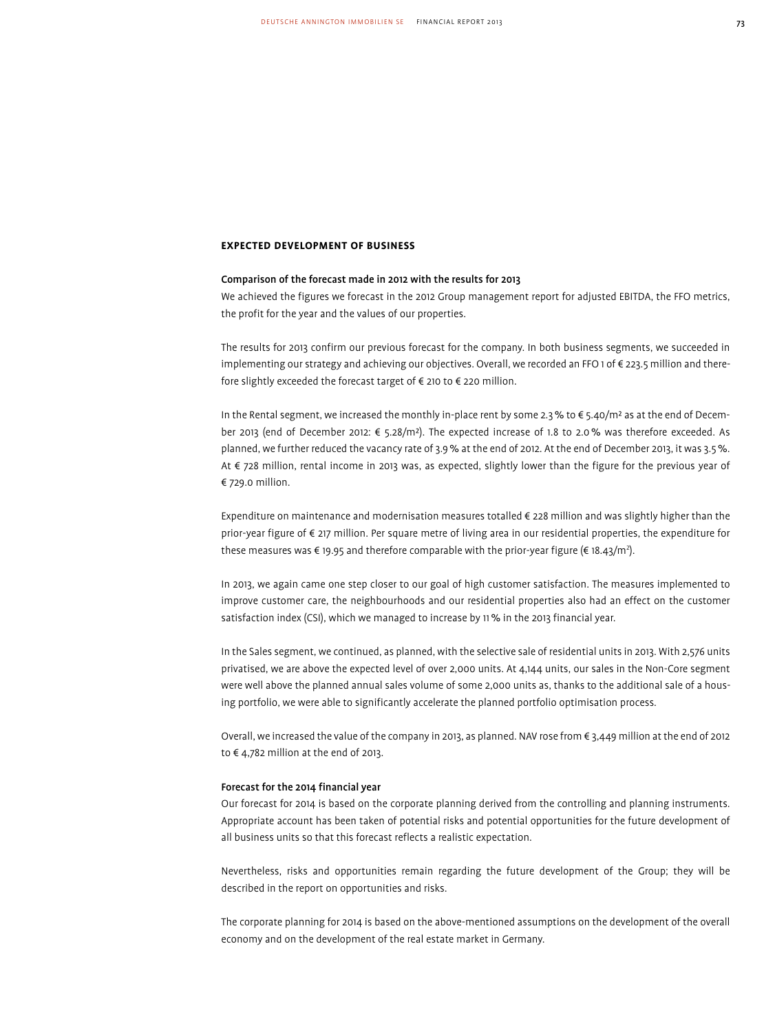## EXPECTED DEVELOPMENT OF BUSINESS

### Comparison of the forecast made in 2012 with the results for 2013

We achieved the figures we forecast in the 2012 Group management report for adjusted EBITDA, the FFO metrics, the profit for the year and the values of our properties.

The results for 2013 confirm our previous forecast for the company. In both business segments, we succeeded in implementing our strategy and achieving our objectives. Overall, we recorded an FFO 1 of € 223.5 million and therefore slightly exceeded the forecast target of € 210 to € 220 million.

In the Rental segment, we increased the monthly in-place rent by some 2.3 % to € 5.40/m² as at the end of December 2013 (end of December 2012: € 5.28/m²). The expected increase of 1.8 to 2.0 % was therefore exceeded. As planned, we further reduced the vacancy rate of 3.9 % at the end of 2012. At the end of December 2013, it was 3.5 %. At € 728 million, rental income in 2013 was, as expected, slightly lower than the figure for the previous year of € 729.0 million.

Expenditure on maintenance and modernisation measures totalled € 228 million and was slightly higher than the prior-year figure of € 217 million. Per square metre of living area in our residential properties, the expenditure for these measures was € 19.95 and therefore comparable with the prior-year figure (€ 18.43/m²).

In 2013, we again came one step closer to our goal of high customer satisfaction. The measures implemented to improve customer care, the neighbourhoods and our residential properties also had an effect on the customer satisfaction index (CSI), which we managed to increase by 11 % in the 2013 financial year.

In the Sales segment, we continued, as planned, with the selective sale of residential units in 2013. With 2,576 units privatised, we are above the expected level of over 2,000 units. At 4,144 units, our sales in the Non-Core segment were well above the planned annual sales volume of some 2,000 units as, thanks to the additional sale of a housing portfolio, we were able to significantly accelerate the planned portfolio optimisation process.

Overall, we increased the value of the company in 2013, as planned. NAV rose from € 3,449 million at the end of 2012 to € 4,782 million at the end of 2013.

### Forecast for the 2014 financial year

Our forecast for 2014 is based on the corporate planning derived from the controlling and planning instruments. Appropriate account has been taken of potential risks and potential opportunities for the future development of all business units so that this forecast reflects a realistic expectation.

Nevertheless, risks and opportunities remain regarding the future development of the Group; they will be described in the report on opportunities and risks.

The corporate planning for 2014 is based on the above-mentioned assumptions on the development of the overall economy and on the development of the real estate market in Germany.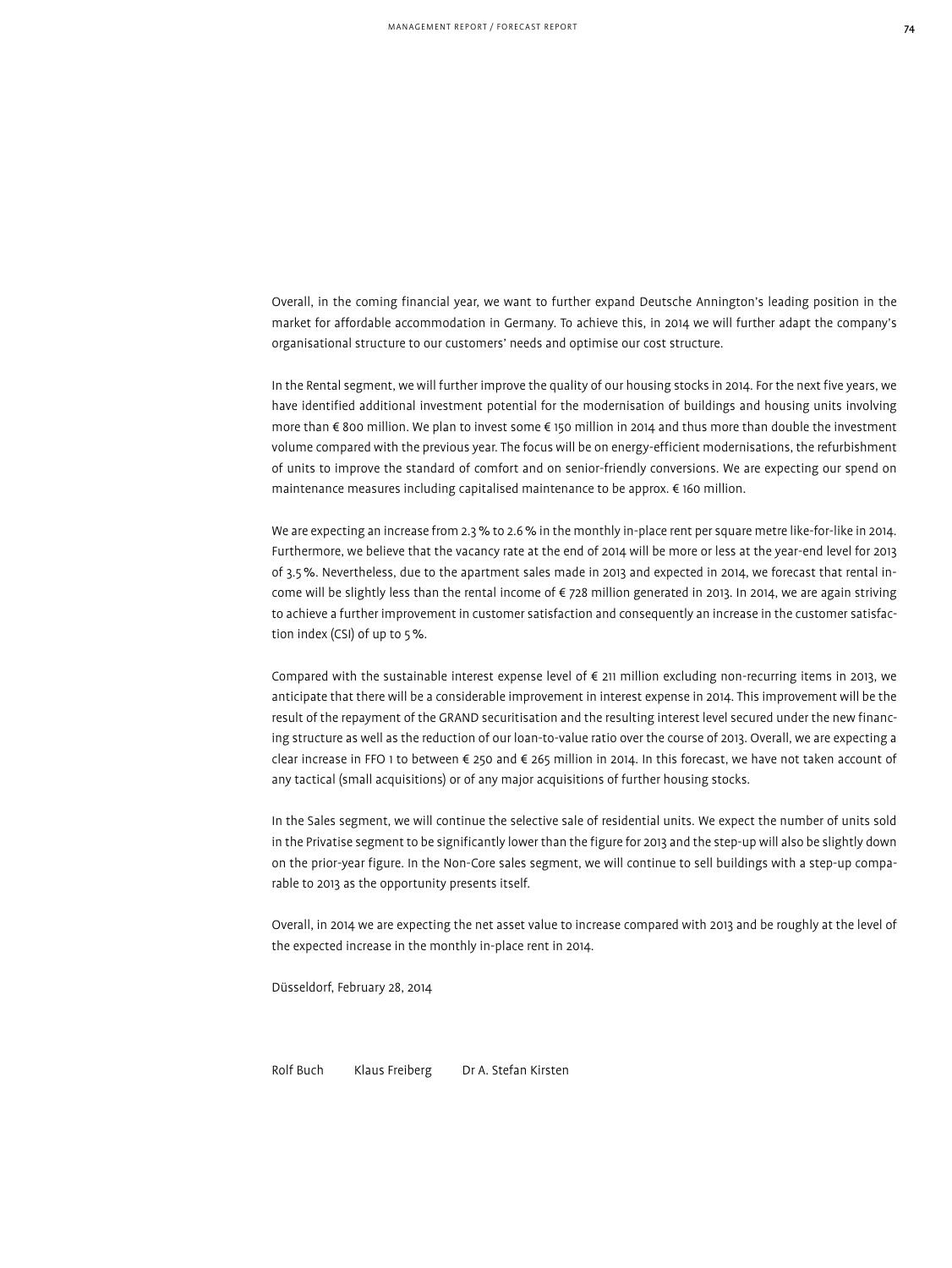Overall, in the coming financial year, we want to further expand Deutsche Annington's leading position in the market for affordable accommodation in Germany. To achieve this, in 2014 we will further adapt the company's organisational structure to our customers' needs and optimise our cost structure.

In the Rental segment, we will further improve the quality of our housing stocks in 2014. For the next five years, we have identified additional investment potential for the modernisation of buildings and housing units involving more than € 800 million. We plan to invest some € 150 million in 2014 and thus more than double the investment volume compared with the previous year. The focus will be on energy-efficient modernisations, the refurbishment of units to improve the standard of comfort and on senior-friendly conversions. We are expecting our spend on maintenance measures including capitalised maintenance to be approx. € 160 million.

We are expecting an increase from 2.3 % to 2.6 % in the monthly in-place rent per square metre like-for-like in 2014. Furthermore, we believe that the vacancy rate at the end of 2014 will be more or less at the year-end level for 2013 of 3.5 %. Nevertheless, due to the apartment sales made in 2013 and expected in 2014, we forecast that rental income will be slightly less than the rental income of € 728 million generated in 2013. In 2014, we are again striving to achieve a further improvement in customer satisfaction and consequently an increase in the customer satisfaction index (CSI) of up to 5 %.

Compared with the sustainable interest expense level of € 211 million excluding non-recurring items in 2013, we anticipate that there will be a considerable improvement in interest expense in 2014. This improvement will be the result of the repayment of the GRAND securitisation and the resulting interest level secured under the new financing structure as well as the reduction of our loan-to-value ratio over the course of 2013. Overall, we are expecting a clear increase in FFO 1 to between € 250 and € 265 million in 2014. In this forecast, we have not taken account of any tactical (small acquisitions) or of any major acquisitions of further housing stocks.

In the Sales segment, we will continue the selective sale of residential units. We expect the number of units sold in the Privatise segment to be significantly lower than the figure for 2013 and the step-up will also be slightly down on the prior-year figure. In the Non-Core sales segment, we will continue to sell buildings with a step-up comparable to 2013 as the opportunity presents itself.

Overall, in 2014 we are expecting the net asset value to increase compared with 2013 and be roughly at the level of the expected increase in the monthly in-place rent in 2014.

Düsseldorf, February 28, 2014

Rolf Buch    Klaus Freiberg    Dr A. Stefan Kirsten